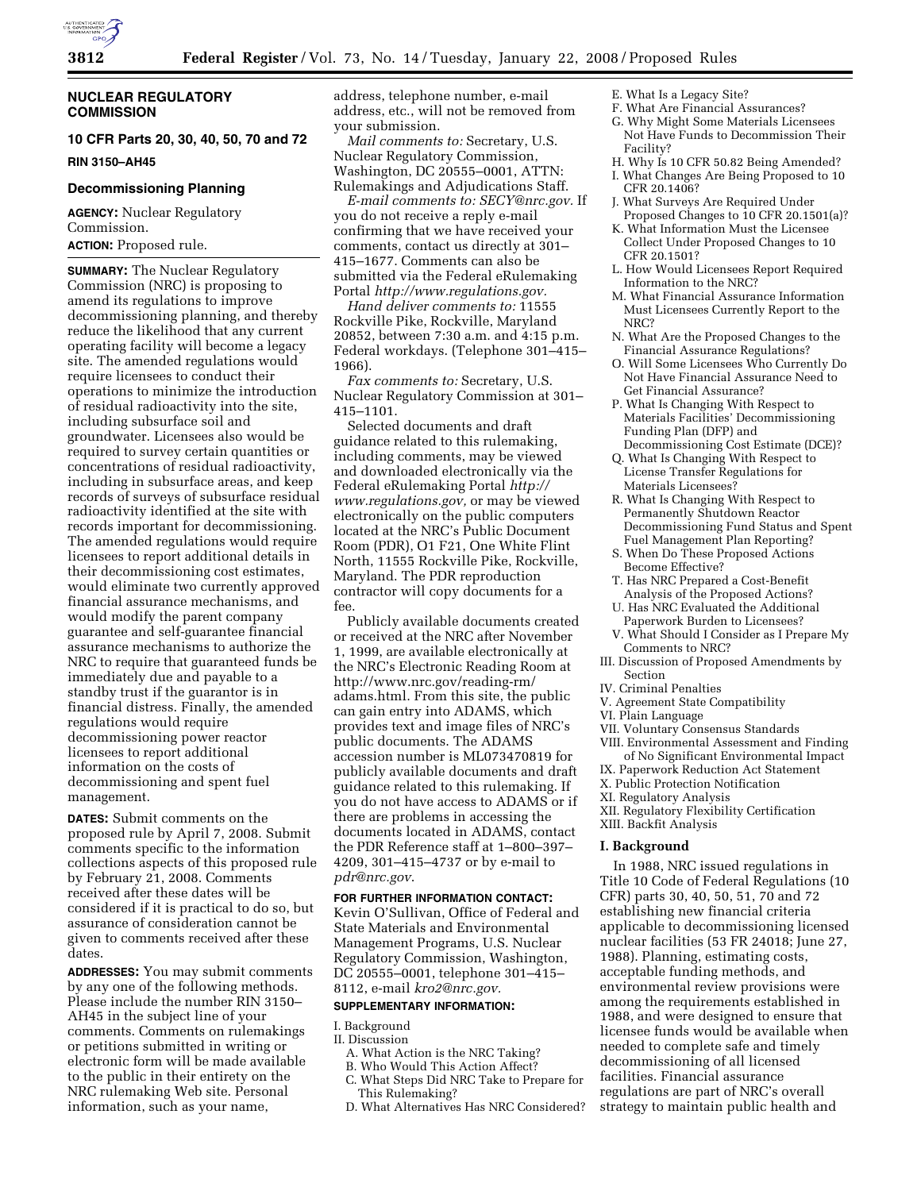## NUCLEAR REGULATORY COMMISSION

### 10 CFR Parts 20, 30, 40, 50, 70 and 72

**RIN 3150–AH45**

### Decommissioning Planning

**AGENCY:** Nuclear Regulatory Commission.

**ACTION:** Proposed rule.

**SUMMARY:** The Nuclear Regulatory Commission (NRC) is proposing to amend its regulations to improve decommissioning planning, and thereby reduce the likelihood that any current operating facility will become a legacy site. The amended regulations would require licensees to conduct their operations to minimize the introduction of residual radioactivity into the site, including subsurface soil and groundwater. Licensees also would be required to survey certain quantities or concentrations of residual radioactivity, including in subsurface areas, and keep records of surveys of subsurface residual radioactivity identified at the site with records important for decommissioning. The amended regulations would require licensees to report additional details in their decommissioning cost estimates, would eliminate two currently approved financial assurance mechanisms, and would modify the parent company guarantee and self-guarantee financial assurance mechanisms to authorize the NRC to require that guaranteed funds be immediately due and payable to a standby trust if the guarantor is in financial distress. Finally, the amended regulations would require decommissioning power reactor licensees to report additional information on the costs of decommissioning and spent fuel management.

**DATES:** Submit comments on the proposed rule by April 7, 2008. Submit comments specific to the information collections aspects of this proposed rule by February 21, 2008. Comments received after these dates will be considered if it is practical to do so, but assurance of consideration cannot be given to comments received after these dates.

**ADDRESSES:** You may submit comments by any one of the following methods. Please include the number RIN 3150–AH45 in the subject line of your comments. Comments on rulemakings or petitions submitted in writing or electronic form will be made available to the public in their entirety on the NRC rulemaking Web site. Personal information, such as your name, address, telephone number, e-mail address, etc., will not be removed from your submission.

*Mail comments to:* Secretary, U.S. Nuclear Regulatory Commission, Washington, DC 20555–0001, ATTN: Rulemakings and Adjudications Staff.

*E-mail comments to: SECY@nrc.gov.* If you do not receive a reply e-mail confirming that we have received your comments, contact us directly at 301–415–1677. Comments can also be submitted via the Federal eRulemaking Portal *http://www.regulations.gov.*

*Hand deliver comments to:* 11555 Rockville Pike, Rockville, Maryland 20852, between 7:30 a.m. and 4:15 p.m. Federal workdays. (Telephone 301–415–1966).

*Fax comments to:* Secretary, U.S. Nuclear Regulatory Commission at 301–415–1101.

Selected documents and draft guidance related to this rulemaking, including comments, may be viewed and downloaded electronically via the Federal eRulemaking Portal *http://www.regulations.gov,* or may be viewed electronically on the public computers located at the NRC's Public Document Room (PDR), O1 F21, One White Flint North, 11555 Rockville Pike, Rockville, Maryland. The PDR reproduction contractor will copy documents for a fee.

Publicly available documents created or received at the NRC after November 1, 1999, are available electronically at the NRC's Electronic Reading Room at http://www.nrc.gov/reading-rm/adams.html. From this site, the public can gain entry into ADAMS, which provides text and image files of NRC's public documents. The ADAMS accession number is ML073470819 for publicly available documents and draft guidance related to this rulemaking. If you do not have access to ADAMS or if there are problems in accessing the documents located in ADAMS, contact the PDR Reference staff at 1–800–397–4209, 301–415–4737 or by e-mail to *pdr@nrc.gov*.

**FOR FURTHER INFORMATION CONTACT:** Kevin O'Sullivan, Office of Federal and State Materials and Environmental Management Programs, U.S. Nuclear Regulatory Commission, Washington, DC 20555–0001, telephone 301–415–8112, e-mail *kro2@nrc.gov.*

**SUPPLEMENTARY INFORMATION:**

I. Background
II. Discussion
  A. What Action is the NRC Taking?
  B. Who Would This Action Affect?
  C. What Steps Did NRC Take to Prepare for This Rulemaking?
  D. What Alternatives Has NRC Considered?
  E. What Is a Legacy Site?
  F. What Are Financial Assurances?
  G. Why Might Some Materials Licensees Not Have Funds to Decommission Their Facility?
  H. Why Is 10 CFR 50.82 Being Amended?
  I. What Changes Are Being Proposed to 10 CFR 20.1406?
  J. What Surveys Are Required Under Proposed Changes to 10 CFR 20.1501(a)?
  K. What Information Must the Licensee Collect Under Proposed Changes to 10 CFR 20.1501?
  L. How Would Licensees Report Required Information to the NRC?
  M. What Financial Assurance Information Must Licensees Currently Report to the NRC?
  N. What Are the Proposed Changes to the Financial Assurance Regulations?
  O. Will Some Licensees Who Currently Do Not Have Financial Assurance Need to Get Financial Assurance?
  P. What Is Changing With Respect to Materials Facilities' Decommissioning Funding Plan (DFP) and Decommissioning Cost Estimate (DCE)?
  Q. What Is Changing With Respect to License Transfer Regulations for Materials Licensees?
  R. What Is Changing With Respect to Permanently Shutdown Reactor Decommissioning Fund Status and Spent Fuel Management Plan Reporting?
  S. When Do These Proposed Actions Become Effective?
  T. Has NRC Prepared a Cost-Benefit Analysis of the Proposed Actions?
  U. Has NRC Evaluated the Additional Paperwork Burden to Licensees?
  V. What Should I Consider as I Prepare My Comments to NRC?
III. Discussion of Proposed Amendments by Section
IV. Criminal Penalties
V. Agreement State Compatibility
VI. Plain Language
VII. Voluntary Consensus Standards
VIII. Environmental Assessment and Finding of No Significant Environmental Impact
IX. Paperwork Reduction Act Statement
X. Public Protection Notification
XI. Regulatory Analysis
XII. Regulatory Flexibility Certification
XIII. Backfit Analysis

### I. Background

In 1988, NRC issued regulations in Title 10 Code of Federal Regulations (10 CFR) parts 30, 40, 50, 51, 70 and 72 establishing new financial criteria applicable to decommissioning licensed nuclear facilities (53 FR 24018; June 27, 1988). Planning, estimating costs, acceptable funding methods, and environmental review provisions were among the requirements established in 1988, and were designed to ensure that licensee funds would be available when needed to complete safe and timely decommissioning of all licensed facilities. Financial assurance regulations are part of NRC's overall strategy to maintain public health and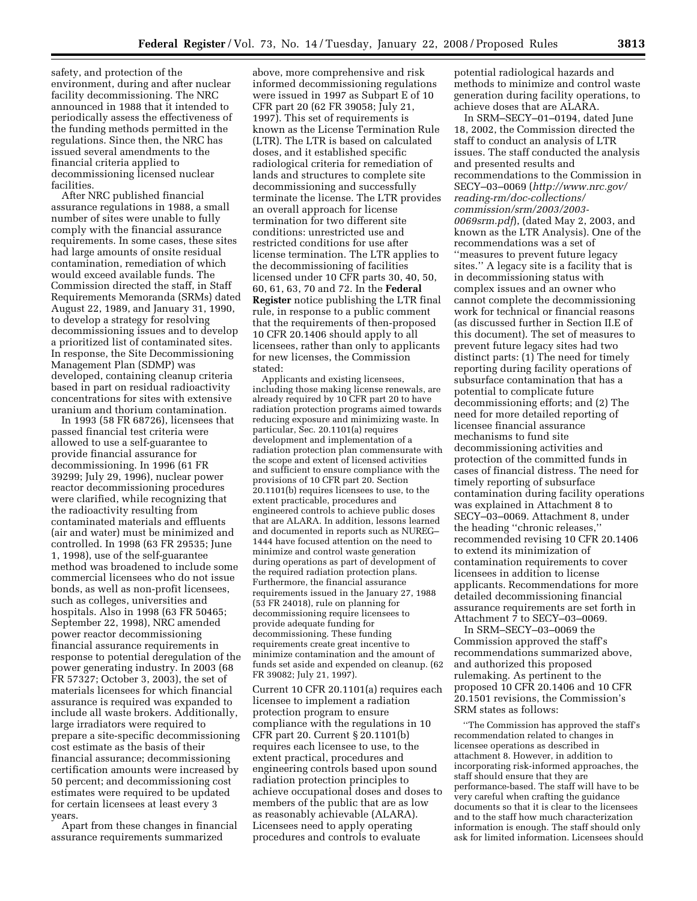safety, and protection of the environment, during and after nuclear facility decommissioning. The NRC announced in 1988 that it intended to periodically assess the effectiveness of the funding methods permitted in the regulations. Since then, the NRC has issued several amendments to the financial criteria applied to decommissioning licensed nuclear facilities.

After NRC published financial assurance regulations in 1988, a small number of sites were unable to fully comply with the financial assurance requirements. In some cases, these sites had large amounts of onsite residual contamination, remediation of which would exceed available funds. The Commission directed the staff, in Staff Requirements Memoranda (SRMs) dated August 22, 1989, and January 31, 1990, to develop a strategy for resolving decommissioning issues and to develop a prioritized list of contaminated sites. In response, the Site Decommissioning Management Plan (SDMP) was developed, containing cleanup criteria based in part on residual radioactivity concentrations for sites with extensive uranium and thorium contamination.

In 1993 (58 FR 68726), licensees that passed financial test criteria were allowed to use a self-guarantee to provide financial assurance for decommissioning. In 1996 (61 FR 39299; July 29, 1996), nuclear power reactor decommissioning procedures were clarified, while recognizing that the radioactivity resulting from contaminated materials and effluents (air and water) must be minimized and controlled. In 1998 (63 FR 29535; June 1, 1998), use of the self-guarantee method was broadened to include some commercial licensees who do not issue bonds, as well as non-profit licensees, such as colleges, universities and hospitals. Also in 1998 (63 FR 50465; September 22, 1998), NRC amended power reactor decommissioning financial assurance requirements in response to potential deregulation of the power generating industry. In 2003 (68 FR 57327; October 3, 2003), the set of materials licensees for which financial assurance is required was expanded to include all waste brokers. Additionally, large irradiators were required to prepare a site-specific decommissioning cost estimate as the basis of their financial assurance; decommissioning certification amounts were increased by 50 percent; and decommissioning cost estimates were required to be updated for certain licensees at least every 3 years.

Apart from these changes in financial assurance requirements summarized above, more comprehensive and risk informed decommissioning regulations were issued in 1997 as Subpart E of 10 CFR part 20 (62 FR 39058; July 21, 1997). This set of requirements is known as the License Termination Rule (LTR). The LTR is based on calculated doses, and it established specific radiological criteria for remediation of lands and structures to complete site decommissioning and successfully terminate the license. The LTR provides an overall approach for license termination for two different site conditions: unrestricted use and restricted conditions for use after license termination. The LTR applies to the decommissioning of facilities licensed under 10 CFR parts 30, 40, 50, 60, 61, 63, 70 and 72. In the **Federal Register** notice publishing the LTR final rule, in response to a public comment that the requirements of then-proposed 10 CFR 20.1406 should apply to all licensees, rather than only to applicants for new licenses, the Commission stated:

> Applicants and existing licensees, including those making license renewals, are already required by 10 CFR part 20 to have radiation protection programs aimed towards reducing exposure and minimizing waste. In particular, Sec. 20.1101(a) requires development and implementation of a radiation protection plan commensurate with the scope and extent of licensed activities and sufficient to ensure compliance with the provisions of 10 CFR part 20. Section 20.1101(b) requires licensees to use, to the extent practicable, procedures and engineered controls to achieve public doses that are ALARA. In addition, lessons learned and documented in reports such as NUREG–1444 have focused attention on the need to minimize and control waste generation during operations as part of development of the required radiation protection plans. Furthermore, the financial assurance requirements issued in the January 27, 1988 (53 FR 24018), rule on planning for decommissioning require licensees to provide adequate funding for decommissioning. These funding requirements create great incentive to minimize contamination and the amount of funds set aside and expended on cleanup. (62 FR 39082; July 21, 1997).

Current 10 CFR 20.1101(a) requires each licensee to implement a radiation protection program to ensure compliance with the regulations in 10 CFR part 20. Current § 20.1101(b) requires each licensee to use, to the extent practical, procedures and engineering controls based upon sound radiation protection principles to achieve occupational doses and doses to members of the public that are as low as reasonably achievable (ALARA). Licensees need to apply operating procedures and controls to evaluate potential radiological hazards and methods to minimize and control waste generation during facility operations, to achieve doses that are ALARA.

In SRM–SECY–01–0194, dated June 18, 2002, the Commission directed the staff to conduct an analysis of LTR issues. The staff conducted the analysis and presented results and recommendations to the Commission in SECY–03–0069 (*http://www.nrc.gov/reading-rm/doc-collections/commission/srm/2003/2003-0069srm.pdf*), (dated May 2, 2003, and known as the LTR Analysis). One of the recommendations was a set of ''measures to prevent future legacy sites.'' A legacy site is a facility that is in decommissioning status with complex issues and an owner who cannot complete the decommissioning work for technical or financial reasons (as discussed further in Section II.E of this document). The set of measures to prevent future legacy sites had two distinct parts: (1) The need for timely reporting during facility operations of subsurface contamination that has a potential to complicate future decommissioning efforts; and (2) The need for more detailed reporting of licensee financial assurance mechanisms to fund site decommissioning activities and protection of the committed funds in cases of financial distress. The need for timely reporting of subsurface contamination during facility operations was explained in Attachment 8 to SECY–03–0069. Attachment 8, under the heading ''chronic releases,'' recommended revising 10 CFR 20.1406 to extend its minimization of contamination requirements to cover licensees in addition to license applicants. Recommendations for more detailed decommissioning financial assurance requirements are set forth in Attachment 7 to SECY–03–0069.

In SRM–SECY–03–0069 the Commission approved the staff's recommendations summarized above, and authorized this proposed rulemaking. As pertinent to the proposed 10 CFR 20.1406 and 10 CFR 20.1501 revisions, the Commission's SRM states as follows:

> ''The Commission has approved the staff's recommendation related to changes in licensee operations as described in attachment 8. However, in addition to incorporating risk-informed approaches, the staff should ensure that they are performance-based. The staff will have to be very careful when crafting the guidance documents so that it is clear to the licensees and to the staff how much characterization information is enough. The staff should only ask for limited information. Licensees should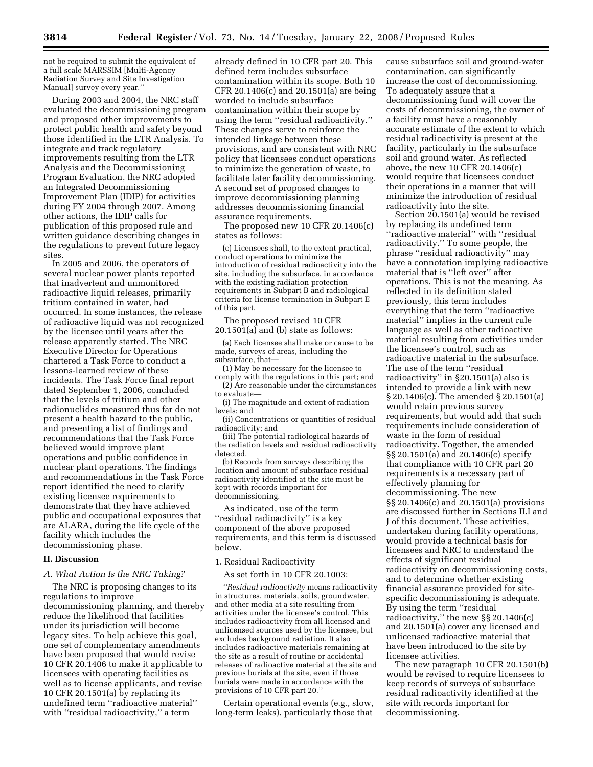not be required to submit the equivalent of a full scale MARSSIM [Multi-Agency Radiation Survey and Site Investigation Manual] survey every year.''

During 2003 and 2004, the NRC staff evaluated the decommissioning program and proposed other improvements to protect public health and safety beyond those identified in the LTR Analysis. To integrate and track regulatory improvements resulting from the LTR Analysis and the Decommissioning Program Evaluation, the NRC adopted an Integrated Decommissioning Improvement Plan (IDIP) for activities during FY 2004 through 2007. Among other actions, the IDIP calls for publication of this proposed rule and written guidance describing changes in the regulations to prevent future legacy sites.

In 2005 and 2006, the operators of several nuclear power plants reported that inadvertent and unmonitored radioactive liquid releases, primarily tritium contained in water, had occurred. In some instances, the release of radioactive liquid was not recognized by the licensee until years after the release apparently started. The NRC Executive Director for Operations chartered a Task Force to conduct a lessons-learned review of these incidents. The Task Force final report dated September 1, 2006, concluded that the levels of tritium and other radionuclides measured thus far do not present a health hazard to the public, and presenting a list of findings and recommendations that the Task Force believed would improve plant operations and public confidence in nuclear plant operations. The findings and recommendations in the Task Force report identified the need to clarify existing licensee requirements to demonstrate that they have achieved public and occupational exposures that are ALARA, during the life cycle of the facility which includes the decommissioning phase.

## II. Discussion

### A. What Action Is the NRC Taking?

The NRC is proposing changes to its regulations to improve decommissioning planning, and thereby reduce the likelihood that facilities under its jurisdiction will become legacy sites. To help achieve this goal, one set of complementary amendments have been proposed that would revise 10 CFR 20.1406 to make it applicable to licensees with operating facilities as well as to license applicants, and revise 10 CFR 20.1501(a) by replacing its undefined term ''radioactive material'' with ''residual radioactivity,'' a term already defined in 10 CFR part 20. This defined term includes subsurface contamination within its scope. Both 10 CFR 20.1406(c) and 20.1501(a) are being worded to include subsurface contamination within their scope by using the term ''residual radioactivity.'' These changes serve to reinforce the intended linkage between these provisions, and are consistent with NRC policy that licensees conduct operations to minimize the generation of waste, to facilitate later facility decommissioning. A second set of proposed changes to improve decommissioning planning addresses decommissioning financial assurance requirements.

The proposed new 10 CFR 20.1406(c) states as follows:

(c) Licensees shall, to the extent practical, conduct operations to minimize the introduction of residual radioactivity into the site, including the subsurface, in accordance with the existing radiation protection requirements in Subpart B and radiological criteria for license termination in Subpart E of this part.

The proposed revised 10 CFR 20.1501(a) and (b) state as follows:

(a) Each licensee shall make or cause to be made, surveys of areas, including the subsurface, that—

(1) May be necessary for the licensee to comply with the regulations in this part; and

(2) Are reasonable under the circumstances to evaluate—

(i) The magnitude and extent of radiation levels; and

(ii) Concentrations or quantities of residual radioactivity; and

(iii) The potential radiological hazards of the radiation levels and residual radioactivity detected.

(b) Records from surveys describing the location and amount of subsurface residual radioactivity identified at the site must be kept with records important for decommissioning.

As indicated, use of the term ''residual radioactivity'' is a key component of the above proposed requirements, and this term is discussed below.

1. Residual Radioactivity

As set forth in 10 CFR 20.1003:

*''Residual radioactivity* means radioactivity in structures, materials, soils, groundwater, and other media at a site resulting from activities under the licensee's control. This includes radioactivity from all licensed and unlicensed sources used by the licensee, but excludes background radiation. It also includes radioactive materials remaining at the site as a result of routine or accidental releases of radioactive material at the site and previous burials at the site, even if those burials were made in accordance with the provisions of 10 CFR part 20.''

Certain operational events (e.g., slow, long-term leaks), particularly those that cause subsurface soil and ground-water contamination, can significantly increase the cost of decommissioning. To adequately assure that a decommissioning fund will cover the costs of decommissioning, the owner of a facility must have a reasonably accurate estimate of the extent to which residual radioactivity is present at the facility, particularly in the subsurface soil and ground water. As reflected above, the new 10 CFR 20.1406(c) would require that licensees conduct their operations in a manner that will minimize the introduction of residual radioactivity into the site.

Section 20.1501(a) would be revised by replacing its undefined term ''radioactive material'' with ''residual radioactivity.'' To some people, the phrase ''residual radioactivity'' may have a connotation implying radioactive material that is ''left over'' after operations. This is not the meaning. As reflected in its definition stated previously, this term includes everything that the term ''radioactive material'' implies in the current rule language as well as other radioactive material resulting from activities under the licensee's control, such as radioactive material in the subsurface. The use of the term ''residual radioactivity'' in §20.1501(a) also is intended to provide a link with new § 20.1406(c). The amended § 20.1501(a) would retain previous survey requirements, but would add that such requirements include consideration of waste in the form of residual radioactivity. Together, the amended §§ 20.1501(a) and 20.1406(c) specify that compliance with 10 CFR part 20 requirements is a necessary part of effectively planning for decommissioning. The new §§ 20.1406(c) and 20.1501(a) provisions are discussed further in Sections II.I and J of this document. These activities, undertaken during facility operations, would provide a technical basis for licensees and NRC to understand the effects of significant residual radioactivity on decommissioning costs, and to determine whether existing financial assurance provided for site-specific decommissioning is adequate. By using the term ''residual radioactivity,'' the new §§ 20.1406(c) and 20.1501(a) cover any licensed and unlicensed radioactive material that have been introduced to the site by licensee activities.

The new paragraph 10 CFR 20.1501(b) would be revised to require licensees to keep records of surveys of subsurface residual radioactivity identified at the site with records important for decommissioning.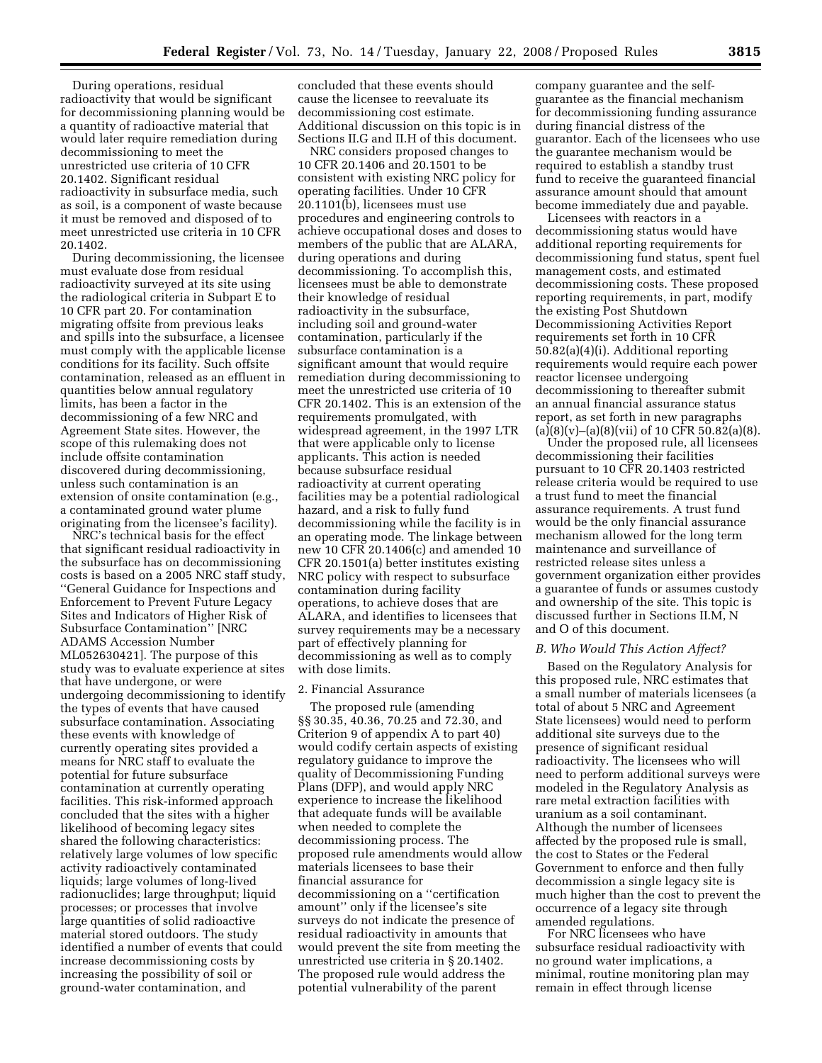During operations, residual radioactivity that would be significant for decommissioning planning would be a quantity of radioactive material that would later require remediation during decommissioning to meet the unrestricted use criteria of 10 CFR 20.1402. Significant residual radioactivity in subsurface media, such as soil, is a component of waste because it must be removed and disposed of to meet unrestricted use criteria in 10 CFR 20.1402.

During decommissioning, the licensee must evaluate dose from residual radioactivity surveyed at its site using the radiological criteria in Subpart E to 10 CFR part 20. For contamination migrating offsite from previous leaks and spills into the subsurface, a licensee must comply with the applicable license conditions for its facility. Such offsite contamination, released as an effluent in quantities below annual regulatory limits, has been a factor in the decommissioning of a few NRC and Agreement State sites. However, the scope of this rulemaking does not include offsite contamination discovered during decommissioning, unless such contamination is an extension of onsite contamination (e.g., a contaminated ground water plume originating from the licensee's facility).

NRC's technical basis for the effect that significant residual radioactivity in the subsurface has on decommissioning costs is based on a 2005 NRC staff study, "General Guidance for Inspections and Enforcement to Prevent Future Legacy Sites and Indicators of Higher Risk of Subsurface Contamination" [NRC ADAMS Accession Number ML052630421]. The purpose of this study was to evaluate experience at sites that have undergone, or were undergoing decommissioning to identify the types of events that have caused subsurface contamination. Associating these events with knowledge of currently operating sites provided a means for NRC staff to evaluate the potential for future subsurface contamination at currently operating facilities. This risk-informed approach concluded that the sites with a higher likelihood of becoming legacy sites shared the following characteristics: relatively large volumes of low specific activity radioactively contaminated liquids; large volumes of long-lived radionuclides; large throughput; liquid processes; or processes that involve large quantities of solid radioactive material stored outdoors. The study identified a number of events that could increase decommissioning costs by increasing the possibility of soil or ground-water contamination, and concluded that these events should cause the licensee to reevaluate its decommissioning cost estimate. Additional discussion on this topic is in Sections II.G and II.H of this document.

NRC considers proposed changes to 10 CFR 20.1406 and 20.1501 to be consistent with existing NRC policy for operating facilities. Under 10 CFR 20.1101(b), licensees must use procedures and engineering controls to achieve occupational doses and doses to members of the public that are ALARA, during operations and during decommissioning. To accomplish this, licensees must be able to demonstrate their knowledge of residual radioactivity in the subsurface, including soil and ground-water contamination, particularly if the subsurface contamination is a significant amount that would require remediation during decommissioning to meet the unrestricted use criteria of 10 CFR 20.1402. This is an extension of the requirements promulgated, with widespread agreement, in the 1997 LTR that were applicable only to license applicants. This action is needed because subsurface residual radioactivity at current operating facilities may be a potential radiological hazard, and a risk to fully fund decommissioning while the facility is in an operating mode. The linkage between new 10 CFR 20.1406(c) and amended 10 CFR 20.1501(a) better institutes existing NRC policy with respect to subsurface contamination during facility operations, to achieve doses that are ALARA, and identifies to licensees that survey requirements may be a necessary part of effectively planning for decommissioning as well as to comply with dose limits.

2. Financial Assurance

The proposed rule (amending §§ 30.35, 40.36, 70.25 and 72.30, and Criterion 9 of appendix A to part 40) would codify certain aspects of existing regulatory guidance to improve the quality of Decommissioning Funding Plans (DFP), and would apply NRC experience to increase the likelihood that adequate funds will be available when needed to complete the decommissioning process. The proposed rule amendments would allow materials licensees to base their financial assurance for decommissioning on a "certification amount" only if the licensee's site surveys do not indicate the presence of residual radioactivity in amounts that would prevent the site from meeting the unrestricted use criteria in § 20.1402. The proposed rule would address the potential vulnerability of the parent company guarantee and the self-guarantee as the financial mechanism for decommissioning funding assurance during financial distress of the guarantor. Each of the licensees who use the guarantee mechanism would be required to establish a standby trust fund to receive the guaranteed financial assurance amount should that amount become immediately due and payable.

Licensees with reactors in a decommissioning status would have additional reporting requirements for decommissioning fund status, spent fuel management costs, and estimated decommissioning costs. These proposed reporting requirements, in part, modify the existing Post Shutdown Decommissioning Activities Report requirements set forth in 10 CFR 50.82(a)(4)(i). Additional reporting requirements would require each power reactor licensee undergoing decommissioning to thereafter submit an annual financial assurance status report, as set forth in new paragraphs (a)(8)(v)–(a)(8)(vii) of 10 CFR 50.82(a)(8).

Under the proposed rule, all licensees decommissioning their facilities pursuant to 10 CFR 20.1403 restricted release criteria would be required to use a trust fund to meet the financial assurance requirements. A trust fund would be the only financial assurance mechanism allowed for the long term maintenance and surveillance of restricted release sites unless a government organization either provides a guarantee of funds or assumes custody and ownership of the site. This topic is discussed further in Sections II.M, N and O of this document.

*B. Who Would This Action Affect?*

Based on the Regulatory Analysis for this proposed rule, NRC estimates that a small number of materials licensees (a total of about 5 NRC and Agreement State licensees) would need to perform additional site surveys due to the presence of significant residual radioactivity. The licensees who will need to perform additional surveys were modeled in the Regulatory Analysis as rare metal extraction facilities with uranium as a soil contaminant. Although the number of licensees affected by the proposed rule is small, the cost to States or the Federal Government to enforce and then fully decommission a single legacy site is much higher than the cost to prevent the occurrence of a legacy site through amended regulations.

For NRC licensees who have subsurface residual radioactivity with no ground water implications, a minimal, routine monitoring plan may remain in effect through license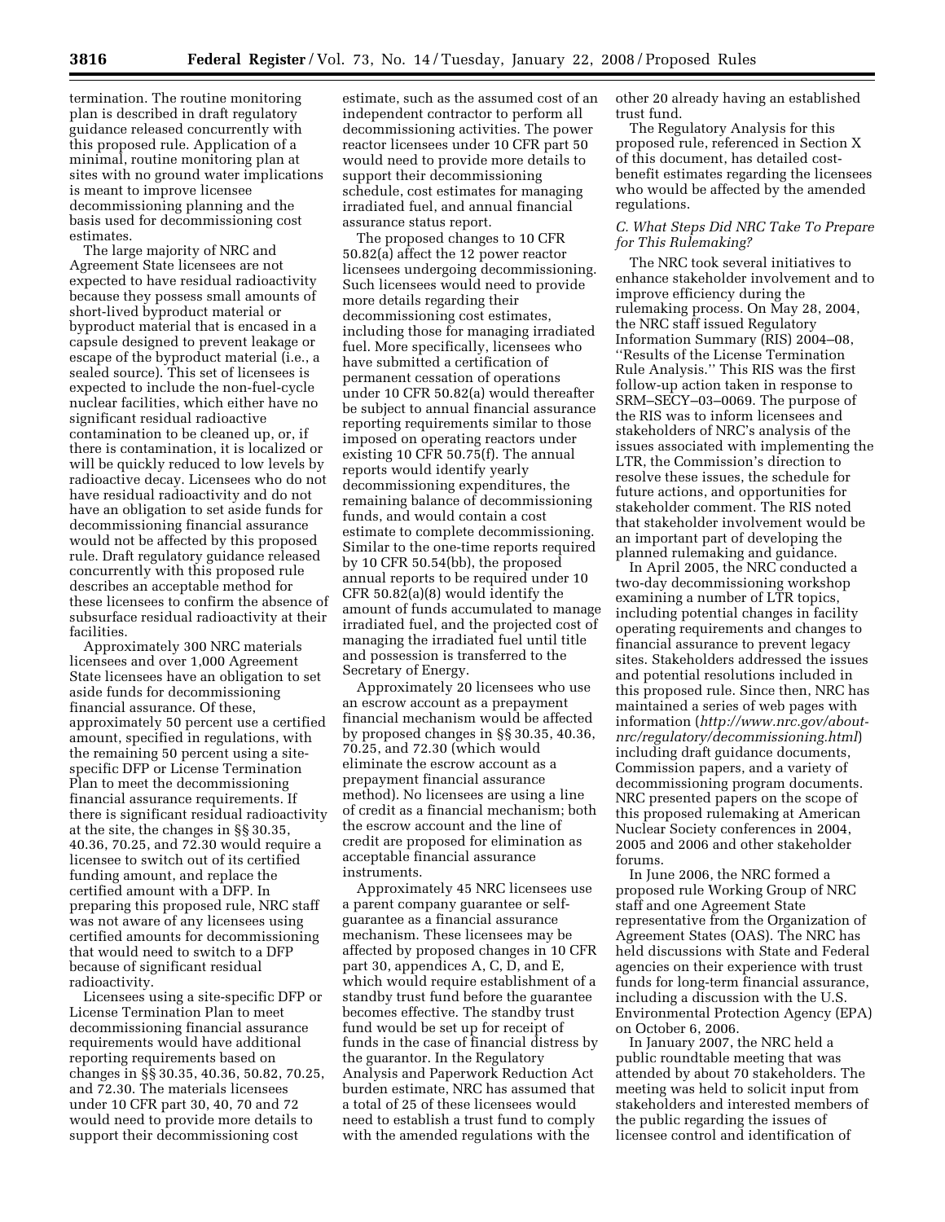termination. The routine monitoring plan is described in draft regulatory guidance released concurrently with this proposed rule. Application of a minimal, routine monitoring plan at sites with no ground water implications is meant to improve licensee decommissioning planning and the basis used for decommissioning cost estimates.

The large majority of NRC and Agreement State licensees are not expected to have residual radioactivity because they possess small amounts of short-lived byproduct material or byproduct material that is encased in a capsule designed to prevent leakage or escape of the byproduct material (i.e., a sealed source). This set of licensees is expected to include the non-fuel-cycle nuclear facilities, which either have no significant residual radioactive contamination to be cleaned up, or, if there is contamination, it is localized or will be quickly reduced to low levels by radioactive decay. Licensees who do not have residual radioactivity and do not have an obligation to set aside funds for decommissioning financial assurance would not be affected by this proposed rule. Draft regulatory guidance released concurrently with this proposed rule describes an acceptable method for these licensees to confirm the absence of subsurface residual radioactivity at their facilities.

Approximately 300 NRC materials licensees and over 1,000 Agreement State licensees have an obligation to set aside funds for decommissioning financial assurance. Of these, approximately 50 percent use a certified amount, specified in regulations, with the remaining 50 percent using a site-specific DFP or License Termination Plan to meet the decommissioning financial assurance requirements. If there is significant residual radioactivity at the site, the changes in §§ 30.35, 40.36, 70.25, and 72.30 would require a licensee to switch out of its certified funding amount, and replace the certified amount with a DFP. In preparing this proposed rule, NRC staff was not aware of any licensees using certified amounts for decommissioning that would need to switch to a DFP because of significant residual radioactivity.

Licensees using a site-specific DFP or License Termination Plan to meet decommissioning financial assurance requirements would have additional reporting requirements based on changes in §§ 30.35, 40.36, 50.82, 70.25, and 72.30. The materials licensees under 10 CFR part 30, 40, 70 and 72 would need to provide more details to support their decommissioning cost estimate, such as the assumed cost of an independent contractor to perform all decommissioning activities. The power reactor licensees under 10 CFR part 50 would need to provide more details to support their decommissioning schedule, cost estimates for managing irradiated fuel, and annual financial assurance status report.

The proposed changes to 10 CFR 50.82(a) affect the 12 power reactor licensees undergoing decommissioning. Such licensees would need to provide more details regarding their decommissioning cost estimates, including those for managing irradiated fuel. More specifically, licensees who have submitted a certification of permanent cessation of operations under 10 CFR 50.82(a) would thereafter be subject to annual financial assurance reporting requirements similar to those imposed on operating reactors under existing 10 CFR 50.75(f). The annual reports would identify yearly decommissioning expenditures, the remaining balance of decommissioning funds, and would contain a cost estimate to complete decommissioning. Similar to the one-time reports required by 10 CFR 50.54(bb), the proposed annual reports to be required under 10 CFR 50.82(a)(8) would identify the amount of funds accumulated to manage irradiated fuel, and the projected cost of managing the irradiated fuel until title and possession is transferred to the Secretary of Energy.

Approximately 20 licensees who use an escrow account as a prepayment financial mechanism would be affected by proposed changes in §§ 30.35, 40.36, 70.25, and 72.30 (which would eliminate the escrow account as a prepayment financial assurance method). No licensees are using a line of credit as a financial mechanism; both the escrow account and the line of credit are proposed for elimination as acceptable financial assurance instruments.

Approximately 45 NRC licensees use a parent company guarantee or self-guarantee as a financial assurance mechanism. These licensees may be affected by proposed changes in 10 CFR part 30, appendices A, C, D, and E, which would require establishment of a standby trust fund before the guarantee becomes effective. The standby trust fund would be set up for receipt of funds in the case of financial distress by the guarantor. In the Regulatory Analysis and Paperwork Reduction Act burden estimate, NRC has assumed that a total of 25 of these licensees would need to establish a trust fund to comply with the amended regulations with the other 20 already having an established trust fund.

The Regulatory Analysis for this proposed rule, referenced in Section X of this document, has detailed cost-benefit estimates regarding the licensees who would be affected by the amended regulations.

### C. What Steps Did NRC Take To Prepare for This Rulemaking?

The NRC took several initiatives to enhance stakeholder involvement and to improve efficiency during the rulemaking process. On May 28, 2004, the NRC staff issued Regulatory Information Summary (RIS) 2004–08, ''Results of the License Termination Rule Analysis.'' This RIS was the first follow-up action taken in response to SRM–SECY–03–0069. The purpose of the RIS was to inform licensees and stakeholders of NRC's analysis of the issues associated with implementing the LTR, the Commission's direction to resolve these issues, the schedule for future actions, and opportunities for stakeholder comment. The RIS noted that stakeholder involvement would be an important part of developing the planned rulemaking and guidance.

In April 2005, the NRC conducted a two-day decommissioning workshop examining a number of LTR topics, including potential changes in facility operating requirements and changes to financial assurance to prevent legacy sites. Stakeholders addressed the issues and potential resolutions included in this proposed rule. Since then, NRC has maintained a series of web pages with information (*http://www.nrc.gov/about-nrc/regulatory/decommissioning.html*) including draft guidance documents, Commission papers, and a variety of decommissioning program documents. NRC presented papers on the scope of this proposed rulemaking at American Nuclear Society conferences in 2004, 2005 and 2006 and other stakeholder forums.

In June 2006, the NRC formed a proposed rule Working Group of NRC staff and one Agreement State representative from the Organization of Agreement States (OAS). The NRC has held discussions with State and Federal agencies on their experience with trust funds for long-term financial assurance, including a discussion with the U.S. Environmental Protection Agency (EPA) on October 6, 2006.

In January 2007, the NRC held a public roundtable meeting that was attended by about 70 stakeholders. The meeting was held to solicit input from stakeholders and interested members of the public regarding the issues of licensee control and identification of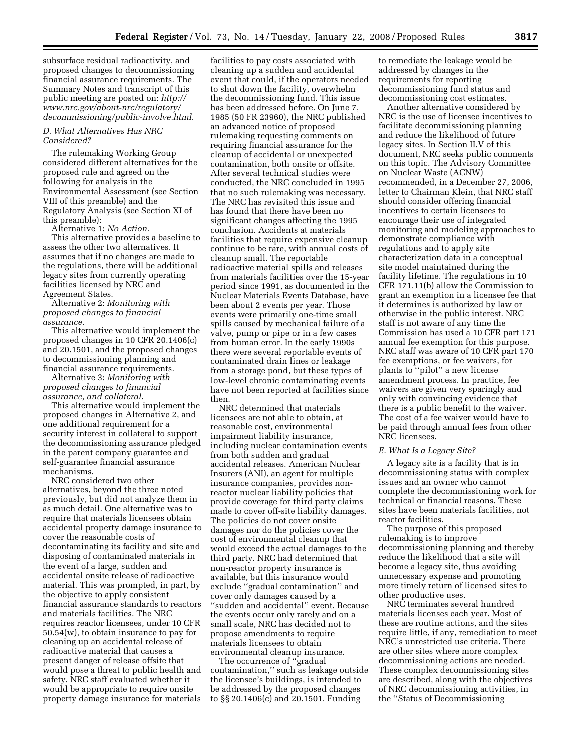subsurface residual radioactivity, and proposed changes to decommissioning financial assurance requirements. The Summary Notes and transcript of this public meeting are posted on: *http://www.nrc.gov/about-nrc/regulatory/decommissioning/public-involve.html.*

### *D. What Alternatives Has NRC Considered?*

The rulemaking Working Group considered different alternatives for the proposed rule and agreed on the following for analysis in the Environmental Assessment (see Section VIII of this preamble) and the Regulatory Analysis (see Section XI of this preamble):

Alternative 1: *No Action.*

This alternative provides a baseline to assess the other two alternatives. It assumes that if no changes are made to the regulations, there will be additional legacy sites from currently operating facilities licensed by NRC and Agreement States.

Alternative 2: *Monitoring with proposed changes to financial assurance.*

This alternative would implement the proposed changes in 10 CFR 20.1406(c) and 20.1501, and the proposed changes to decommissioning planning and financial assurance requirements.

Alternative 3: *Monitoring with proposed changes to financial assurance, and collateral.*

This alternative would implement the proposed changes in Alternative 2, and one additional requirement for a security interest in collateral to support the decommissioning assurance pledged in the parent company guarantee and self-guarantee financial assurance mechanisms.

NRC considered two other alternatives, beyond the three noted previously, but did not analyze them in as much detail. One alternative was to require that materials licensees obtain accidental property damage insurance to cover the reasonable costs of decontaminating its facility and site and disposing of contaminated materials in the event of a large, sudden and accidental onsite release of radioactive material. This was prompted, in part, by the objective to apply consistent financial assurance standards to reactors and materials facilities. The NRC requires reactor licensees, under 10 CFR 50.54(w), to obtain insurance to pay for cleaning up an accidental release of radioactive material that causes a present danger of release offsite that would pose a threat to public health and safety. NRC staff evaluated whether it would be appropriate to require onsite property damage insurance for materials facilities to pay costs associated with cleaning up a sudden and accidental event that could, if the operators needed to shut down the facility, overwhelm the decommissioning fund. This issue has been addressed before. On June 7, 1985 (50 FR 23960), the NRC published an advanced notice of proposed rulemaking requesting comments on requiring financial assurance for the cleanup of accidental or unexpected contamination, both onsite or offsite. After several technical studies were conducted, the NRC concluded in 1995 that no such rulemaking was necessary. The NRC has revisited this issue and has found that there have been no significant changes affecting the 1995 conclusion. Accidents at materials facilities that require expensive cleanup continue to be rare, with annual costs of cleanup small. The reportable radioactive material spills and releases from materials facilities over the 15-year period since 1991, as documented in the Nuclear Materials Events Database, have been about 2 events per year. Those events were primarily one-time small spills caused by mechanical failure of a valve, pump or pipe or in a few cases from human error. In the early 1990s there were several reportable events of contaminated drain lines or leakage from a storage pond, but these types of low-level chronic contaminating events have not been reported at facilities since then.

NRC determined that materials licensees are not able to obtain, at reasonable cost, environmental impairment liability insurance, including nuclear contamination events from both sudden and gradual accidental releases. American Nuclear Insurers (ANI), an agent for multiple insurance companies, provides non-reactor nuclear liability policies that provide coverage for third party claims made to cover off-site liability damages. The policies do not cover onsite damages nor do the policies cover the cost of environmental cleanup that would exceed the actual damages to the third party. NRC had determined that non-reactor property insurance is available, but this insurance would exclude "gradual contamination" and cover only damages caused by a "sudden and accidental" event. Because the events occur only rarely and on a small scale, NRC has decided not to propose amendments to require materials licensees to obtain environmental cleanup insurance.

The occurrence of "gradual contamination," such as leakage outside the licensee's buildings, is intended to be addressed by the proposed changes to §§ 20.1406(c) and 20.1501. Funding to remediate the leakage would be addressed by changes in the requirements for reporting decommissioning fund status and decommissioning cost estimates.

Another alternative considered by NRC is the use of licensee incentives to facilitate decommissioning planning and reduce the likelihood of future legacy sites. In Section II.V of this document, NRC seeks public comments on this topic. The Advisory Committee on Nuclear Waste (ACNW) recommended, in a December 27, 2006, letter to Chairman Klein, that NRC staff should consider offering financial incentives to certain licensees to encourage their use of integrated monitoring and modeling approaches to demonstrate compliance with regulations and to apply site characterization data in a conceptual site model maintained during the facility lifetime. The regulations in 10 CFR 171.11(b) allow the Commission to grant an exemption in a licensee fee that it determines is authorized by law or otherwise in the public interest. NRC staff is not aware of any time the Commission has used a 10 CFR part 171 annual fee exemption for this purpose. NRC staff was aware of 10 CFR part 170 fee exemptions, or fee waivers, for plants to "pilot" a new license amendment process. In practice, fee waivers are given very sparingly and only with convincing evidence that there is a public benefit to the waiver. The cost of a fee waiver would have to be paid through annual fees from other NRC licensees.

### *E. What Is a Legacy Site?*

A legacy site is a facility that is in decommissioning status with complex issues and an owner who cannot complete the decommissioning work for technical or financial reasons. These sites have been materials facilities, not reactor facilities.

The purpose of this proposed rulemaking is to improve decommissioning planning and thereby reduce the likelihood that a site will become a legacy site, thus avoiding unnecessary expense and promoting more timely return of licensed sites to other productive uses.

NRC terminates several hundred materials licenses each year. Most of these are routine actions, and the sites require little, if any, remediation to meet NRC's unrestricted use criteria. There are other sites where more complex decommissioning actions are needed. These complex decommissioning sites are described, along with the objectives of NRC decommissioning activities, in the "Status of Decommissioning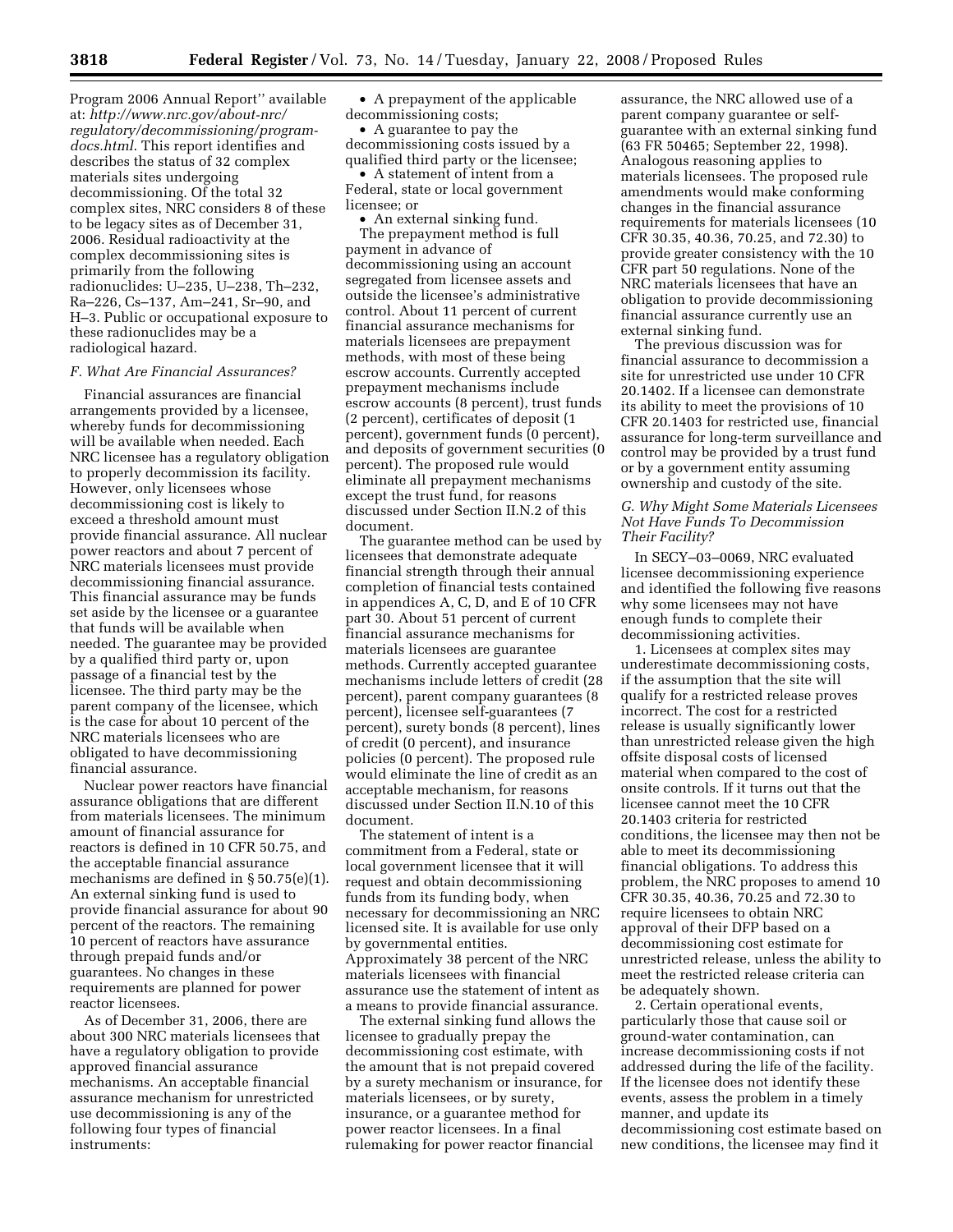Program 2006 Annual Report'' available at: *http://www.nrc.gov/about-nrc/regulatory/decommissioning/program-docs.html*. This report identifies and describes the status of 32 complex materials sites undergoing decommissioning. Of the total 32 complex sites, NRC considers 8 of these to be legacy sites as of December 31, 2006. Residual radioactivity at the complex decommissioning sites is primarily from the following radionuclides: U–235, U–238, Th–232, Ra–226, Cs–137, Am–241, Sr–90, and H–3. Public or occupational exposure to these radionuclides may be a radiological hazard.

### *F. What Are Financial Assurances?*

Financial assurances are financial arrangements provided by a licensee, whereby funds for decommissioning will be available when needed. Each NRC licensee has a regulatory obligation to properly decommission its facility. However, only licensees whose decommissioning cost is likely to exceed a threshold amount must provide financial assurance. All nuclear power reactors and about 7 percent of NRC materials licensees must provide decommissioning financial assurance. This financial assurance may be funds set aside by the licensee or a guarantee that funds will be available when needed. The guarantee may be provided by a qualified third party or, upon passage of a financial test by the licensee. The third party may be the parent company of the licensee, which is the case for about 10 percent of the NRC materials licensees who are obligated to have decommissioning financial assurance.

Nuclear power reactors have financial assurance obligations that are different from materials licensees. The minimum amount of financial assurance for reactors is defined in 10 CFR 50.75, and the acceptable financial assurance mechanisms are defined in § 50.75(e)(1). An external sinking fund is used to provide financial assurance for about 90 percent of the reactors. The remaining 10 percent of reactors have assurance through prepaid funds and/or guarantees. No changes in these requirements are planned for power reactor licensees.

As of December 31, 2006, there are about 300 NRC materials licensees that have a regulatory obligation to provide approved financial assurance mechanisms. An acceptable financial assurance mechanism for unrestricted use decommissioning is any of the following four types of financial instruments:

- A prepayment of the applicable decommissioning costs;
- A guarantee to pay the decommissioning costs issued by a qualified third party or the licensee;
- A statement of intent from a Federal, state or local government licensee; or
- An external sinking fund.

The prepayment method is full payment in advance of decommissioning using an account segregated from licensee assets and outside the licensee's administrative control. About 11 percent of current financial assurance mechanisms for materials licensees are prepayment methods, with most of these being escrow accounts. Currently accepted prepayment mechanisms include escrow accounts (8 percent), trust funds (2 percent), certificates of deposit (1 percent), government funds (0 percent), and deposits of government securities (0 percent). The proposed rule would eliminate all prepayment mechanisms except the trust fund, for reasons discussed under Section II.N.2 of this document.

The guarantee method can be used by licensees that demonstrate adequate financial strength through their annual completion of financial tests contained in appendices A, C, D, and E of 10 CFR part 30. About 51 percent of current financial assurance mechanisms for materials licensees are guarantee methods. Currently accepted guarantee mechanisms include letters of credit (28 percent), parent company guarantees (8 percent), licensee self-guarantees (7 percent), surety bonds (8 percent), lines of credit (0 percent), and insurance policies (0 percent). The proposed rule would eliminate the line of credit as an acceptable mechanism, for reasons discussed under Section II.N.10 of this document.

The statement of intent is a commitment from a Federal, state or local government licensee that it will request and obtain decommissioning funds from its funding body, when necessary for decommissioning an NRC licensed site. It is available for use only by governmental entities. Approximately 38 percent of the NRC materials licensees with financial assurance use the statement of intent as a means to provide financial assurance.

The external sinking fund allows the licensee to gradually prepay the decommissioning cost estimate, with the amount that is not prepaid covered by a surety mechanism or insurance, for materials licensees, or by surety, insurance, or a guarantee method for power reactor licensees. In a final rulemaking for power reactor financial assurance, the NRC allowed use of a parent company guarantee or self-guarantee with an external sinking fund (63 FR 50465; September 22, 1998). Analogous reasoning applies to materials licensees. The proposed rule amendments would make conforming changes in the financial assurance requirements for materials licensees (10 CFR 30.35, 40.36, 70.25, and 72.30) to provide greater consistency with the 10 CFR part 50 regulations. None of the NRC materials licensees that have an obligation to provide decommissioning financial assurance currently use an external sinking fund.

The previous discussion was for financial assurance to decommission a site for unrestricted use under 10 CFR 20.1402. If a licensee can demonstrate its ability to meet the provisions of 10 CFR 20.1403 for restricted use, financial assurance for long-term surveillance and control may be provided by a trust fund or by a government entity assuming ownership and custody of the site.

### *G. Why Might Some Materials Licensees Not Have Funds To Decommission Their Facility?*

In SECY–03–0069, NRC evaluated licensee decommissioning experience and identified the following five reasons why some licensees may not have enough funds to complete their decommissioning activities.

1. Licensees at complex sites may underestimate decommissioning costs, if the assumption that the site will qualify for a restricted release proves incorrect. The cost for a restricted release is usually significantly lower than unrestricted release given the high offsite disposal costs of licensed material when compared to the cost of onsite controls. If it turns out that the licensee cannot meet the 10 CFR 20.1403 criteria for restricted conditions, the licensee may then not be able to meet its decommissioning financial obligations. To address this problem, the NRC proposes to amend 10 CFR 30.35, 40.36, 70.25 and 72.30 to require licensees to obtain NRC approval of their DFP based on a decommissioning cost estimate for unrestricted release, unless the ability to meet the restricted release criteria can be adequately shown.

2. Certain operational events, particularly those that cause soil or ground-water contamination, can increase decommissioning costs if not addressed during the life of the facility. If the licensee does not identify these events, assess the problem in a timely manner, and update its decommissioning cost estimate based on new conditions, the licensee may find it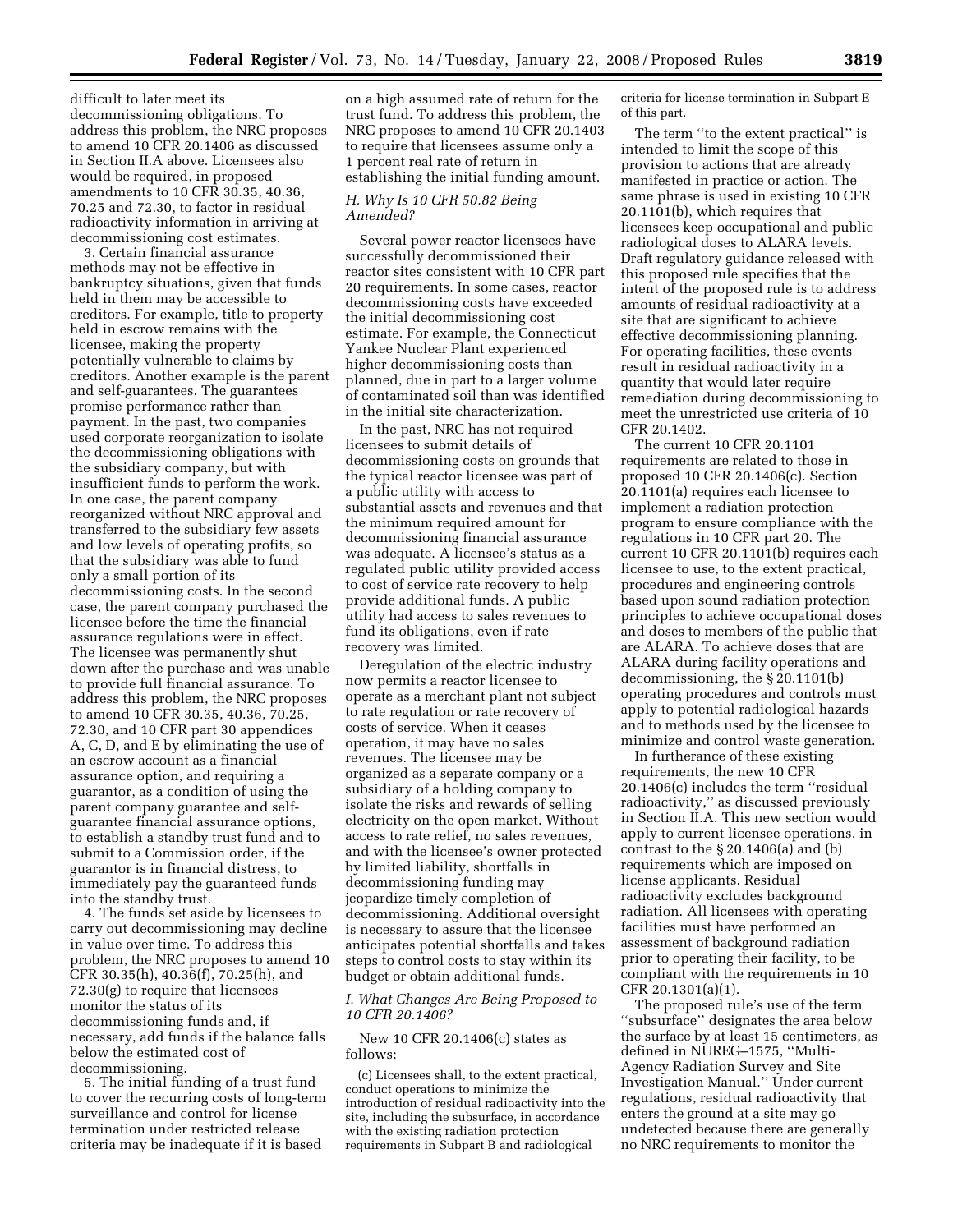difficult to later meet its decommissioning obligations. To address this problem, the NRC proposes to amend 10 CFR 20.1406 as discussed in Section II.A above. Licensees also would be required, in proposed amendments to 10 CFR 30.35, 40.36, 70.25 and 72.30, to factor in residual radioactivity information in arriving at decommissioning cost estimates.

3. Certain financial assurance methods may not be effective in bankruptcy situations, given that funds held in them may be accessible to creditors. For example, title to property held in escrow remains with the licensee, making the property potentially vulnerable to claims by creditors. Another example is the parent and self-guarantees. The guarantees promise performance rather than payment. In the past, two companies used corporate reorganization to isolate the decommissioning obligations with the subsidiary company, but with insufficient funds to perform the work. In one case, the parent company reorganized without NRC approval and transferred to the subsidiary few assets and low levels of operating profits, so that the subsidiary was able to fund only a small portion of its decommissioning costs. In the second case, the parent company purchased the licensee before the time the financial assurance regulations were in effect. The licensee was permanently shut down after the purchase and was unable to provide full financial assurance. To address this problem, the NRC proposes to amend 10 CFR 30.35, 40.36, 70.25, 72.30, and 10 CFR part 30 appendices A, C, D, and E by eliminating the use of an escrow account as a financial assurance option, and requiring a guarantor, as a condition of using the parent company guarantee and self-guarantee financial assurance options, to establish a standby trust fund and to submit to a Commission order, if the guarantor is in financial distress, to immediately pay the guaranteed funds into the standby trust.

4. The funds set aside by licensees to carry out decommissioning may decline in value over time. To address this problem, the NRC proposes to amend 10 CFR 30.35(h), 40.36(f), 70.25(h), and 72.30(g) to require that licensees monitor the status of its decommissioning funds and, if necessary, add funds if the balance falls below the estimated cost of decommissioning.

5. The initial funding of a trust fund to cover the recurring costs of long-term surveillance and control for license termination under restricted release criteria may be inadequate if it is based on a high assumed rate of return for the trust fund. To address this problem, the NRC proposes to amend 10 CFR 20.1403 to require that licensees assume only a 1 percent real rate of return in establishing the initial funding amount.

### *H. Why Is 10 CFR 50.82 Being Amended?*

Several power reactor licensees have successfully decommissioned their reactor sites consistent with 10 CFR part 20 requirements. In some cases, reactor decommissioning costs have exceeded the initial decommissioning cost estimate. For example, the Connecticut Yankee Nuclear Plant experienced higher decommissioning costs than planned, due in part to a larger volume of contaminated soil than was identified in the initial site characterization.

In the past, NRC has not required licensees to submit details of decommissioning costs on grounds that the typical reactor licensee was part of a public utility with access to substantial assets and revenues and that the minimum required amount for decommissioning financial assurance was adequate. A licensee's status as a regulated public utility provided access to cost of service rate recovery to help provide additional funds. A public utility had access to sales revenues to fund its obligations, even if rate recovery was limited.

Deregulation of the electric industry now permits a reactor licensee to operate as a merchant plant not subject to rate regulation or rate recovery of costs of service. When it ceases operation, it may have no sales revenues. The licensee may be organized as a separate company or a subsidiary of a holding company to isolate the risks and rewards of selling electricity on the open market. Without access to rate relief, no sales revenues, and with the licensee's owner protected by limited liability, shortfalls in decommissioning funding may jeopardize timely completion of decommissioning. Additional oversight is necessary to assure that the licensee anticipates potential shortfalls and takes steps to control costs to stay within its budget or obtain additional funds.

### *I. What Changes Are Being Proposed to 10 CFR 20.1406?*

New 10 CFR 20.1406(c) states as follows:

> (c) Licensees shall, to the extent practical, conduct operations to minimize the introduction of residual radioactivity into the site, including the subsurface, in accordance with the existing radiation protection requirements in Subpart B and radiological criteria for license termination in Subpart E of this part.

The term "to the extent practical" is intended to limit the scope of this provision to actions that are already manifested in practice or action. The same phrase is used in existing 10 CFR 20.1101(b), which requires that licensees keep occupational and public radiological doses to ALARA levels. Draft regulatory guidance released with this proposed rule specifies that the intent of the proposed rule is to address amounts of residual radioactivity at a site that are significant to achieve effective decommissioning planning. For operating facilities, these events result in residual radioactivity in a quantity that would later require remediation during decommissioning to meet the unrestricted use criteria of 10 CFR 20.1402.

The current 10 CFR 20.1101 requirements are related to those in proposed 10 CFR 20.1406(c). Section 20.1101(a) requires each licensee to implement a radiation protection program to ensure compliance with the regulations in 10 CFR part 20. The current 10 CFR 20.1101(b) requires each licensee to use, to the extent practical, procedures and engineering controls based upon sound radiation protection principles to achieve occupational doses and doses to members of the public that are ALARA. To achieve doses that are ALARA during facility operations and decommissioning, the § 20.1101(b) operating procedures and controls must apply to potential radiological hazards and to methods used by the licensee to minimize and control waste generation.

In furtherance of these existing requirements, the new 10 CFR 20.1406(c) includes the term "residual radioactivity," as discussed previously in Section II.A. This new section would apply to current licensee operations, in contrast to the § 20.1406(a) and (b) requirements which are imposed on license applicants. Residual radioactivity excludes background radiation. All licensees with operating facilities must have performed an assessment of background radiation prior to operating their facility, to be compliant with the requirements in 10 CFR 20.1301(a)(1).

The proposed rule's use of the term "subsurface" designates the area below the surface by at least 15 centimeters, as defined in NUREG–1575, "Multi-Agency Radiation Survey and Site Investigation Manual." Under current regulations, residual radioactivity that enters the ground at a site may go undetected because there are generally no NRC requirements to monitor the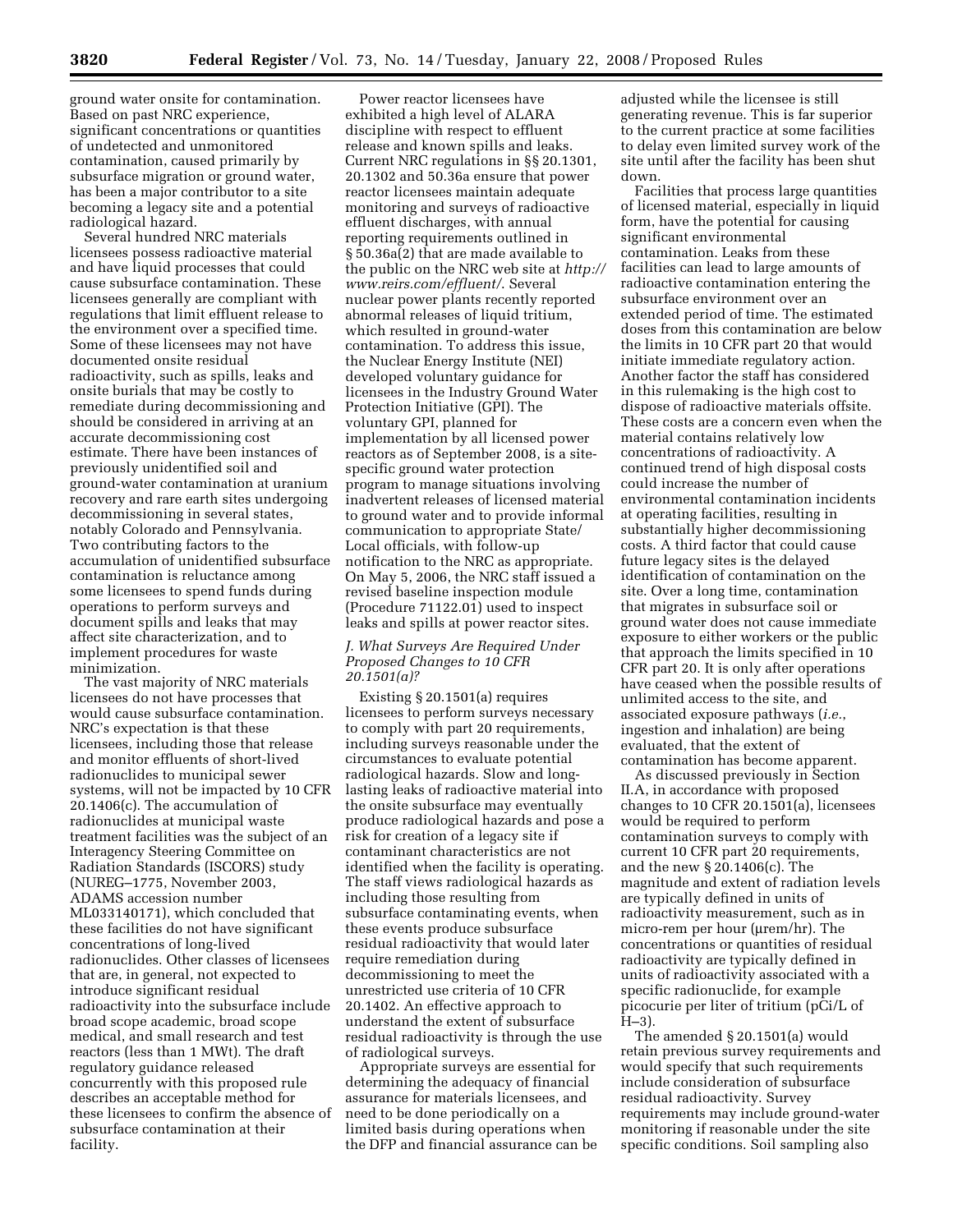ground water onsite for contamination. Based on past NRC experience, significant concentrations or quantities of undetected and unmonitored contamination, caused primarily by subsurface migration or ground water, has been a major contributor to a site becoming a legacy site and a potential radiological hazard.

Several hundred NRC materials licensees possess radioactive material and have liquid processes that could cause subsurface contamination. These licensees generally are compliant with regulations that limit effluent release to the environment over a specified time. Some of these licensees may not have documented onsite residual radioactivity, such as spills, leaks and onsite burials that may be costly to remediate during decommissioning and should be considered in arriving at an accurate decommissioning cost estimate. There have been instances of previously unidentified soil and ground-water contamination at uranium recovery and rare earth sites undergoing decommissioning in several states, notably Colorado and Pennsylvania. Two contributing factors to the accumulation of unidentified subsurface contamination is reluctance among some licensees to spend funds during operations to perform surveys and document spills and leaks that may affect site characterization, and to implement procedures for waste minimization.

The vast majority of NRC materials licensees do not have processes that would cause subsurface contamination. NRC's expectation is that these licensees, including those that release and monitor effluents of short-lived radionuclides to municipal sewer systems, will not be impacted by 10 CFR 20.1406(c). The accumulation of radionuclides at municipal waste treatment facilities was the subject of an Interagency Steering Committee on Radiation Standards (ISCORS) study (NUREG–1775, November 2003, ADAMS accession number ML033140171), which concluded that these facilities do not have significant concentrations of long-lived radionuclides. Other classes of licensees that are, in general, not expected to introduce significant residual radioactivity into the subsurface include broad scope academic, broad scope medical, and small research and test reactors (less than 1 MWt). The draft regulatory guidance released concurrently with this proposed rule describes an acceptable method for these licensees to confirm the absence of subsurface contamination at their facility.

Power reactor licensees have exhibited a high level of ALARA discipline with respect to effluent release and known spills and leaks. Current NRC regulations in §§ 20.1301, 20.1302 and 50.36a ensure that power reactor licensees maintain adequate monitoring and surveys of radioactive effluent discharges, with annual reporting requirements outlined in § 50.36a(2) that are made available to the public on the NRC web site at *http://www.reirs.com/effluent/*. Several nuclear power plants recently reported abnormal releases of liquid tritium, which resulted in ground-water contamination. To address this issue, the Nuclear Energy Institute (NEI) developed voluntary guidance for licensees in the Industry Ground Water Protection Initiative (GPI). The voluntary GPI, planned for implementation by all licensed power reactors as of September 2008, is a site-specific ground water protection program to manage situations involving inadvertent releases of licensed material to ground water and to provide informal communication to appropriate State/Local officials, with follow-up notification to the NRC as appropriate. On May 5, 2006, the NRC staff issued a revised baseline inspection module (Procedure 71122.01) used to inspect leaks and spills at power reactor sites.

### *J. What Surveys Are Required Under Proposed Changes to 10 CFR 20.1501(a)?*

Existing § 20.1501(a) requires licensees to perform surveys necessary to comply with part 20 requirements, including surveys reasonable under the circumstances to evaluate potential radiological hazards. Slow and long-lasting leaks of radioactive material into the onsite subsurface may eventually produce radiological hazards and pose a risk for creation of a legacy site if contaminant characteristics are not identified when the facility is operating. The staff views radiological hazards as including those resulting from subsurface contaminating events, when these events produce subsurface residual radioactivity that would later require remediation during decommissioning to meet the unrestricted use criteria of 10 CFR 20.1402. An effective approach to understand the extent of subsurface residual radioactivity is through the use of radiological surveys.

Appropriate surveys are essential for determining the adequacy of financial assurance for materials licensees, and need to be done periodically on a limited basis during operations when the DFP and financial assurance can be adjusted while the licensee is still generating revenue. This is far superior to the current practice at some facilities to delay even limited survey work of the site until after the facility has been shut down.

Facilities that process large quantities of licensed material, especially in liquid form, have the potential for causing significant environmental contamination. Leaks from these facilities can lead to large amounts of radioactive contamination entering the subsurface environment over an extended period of time. The estimated doses from this contamination are below the limits in 10 CFR part 20 that would initiate immediate regulatory action. Another factor the staff has considered in this rulemaking is the high cost to dispose of radioactive materials offsite. These costs are a concern even when the material contains relatively low concentrations of radioactivity. A continued trend of high disposal costs could increase the number of environmental contamination incidents at operating facilities, resulting in substantially higher decommissioning costs. A third factor that could cause future legacy sites is the delayed identification of contamination on the site. Over a long time, contamination that migrates in subsurface soil or ground water does not cause immediate exposure to either workers or the public that approach the limits specified in 10 CFR part 20. It is only after operations have ceased when the possible results of unlimited access to the site, and associated exposure pathways (*i.e.*, ingestion and inhalation) are being evaluated, that the extent of contamination has become apparent.

As discussed previously in Section II.A, in accordance with proposed changes to 10 CFR 20.1501(a), licensees would be required to perform contamination surveys to comply with current 10 CFR part 20 requirements, and the new § 20.1406(c). The magnitude and extent of radiation levels are typically defined in units of radioactivity measurement, such as in micro-rem per hour (μrem/hr). The concentrations or quantities of residual radioactivity are typically defined in units of radioactivity associated with a specific radionuclide, for example picocurie per liter of tritium (pCi/L of H–3).

The amended § 20.1501(a) would retain previous survey requirements and would specify that such requirements include consideration of subsurface residual radioactivity. Survey requirements may include ground-water monitoring if reasonable under the site specific conditions. Soil sampling also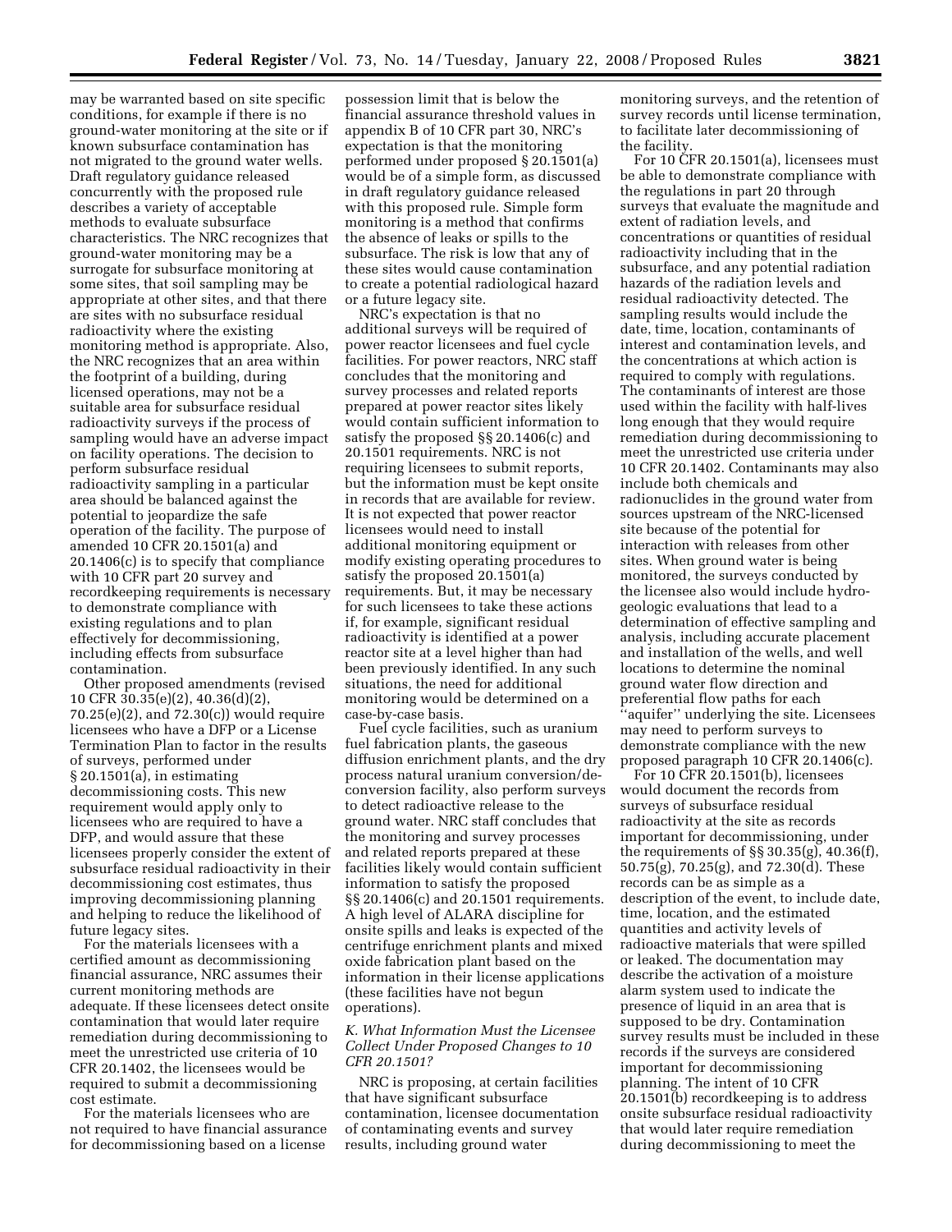may be warranted based on site specific conditions, for example if there is no ground-water monitoring at the site or if known subsurface contamination has not migrated to the ground water wells. Draft regulatory guidance released concurrently with the proposed rule describes a variety of acceptable methods to evaluate subsurface characteristics. The NRC recognizes that ground-water monitoring may be a surrogate for subsurface monitoring at some sites, that soil sampling may be appropriate at other sites, and that there are sites with no subsurface residual radioactivity where the existing monitoring method is appropriate. Also, the NRC recognizes that an area within the footprint of a building, during licensed operations, may not be a suitable area for subsurface residual radioactivity surveys if the process of sampling would have an adverse impact on facility operations. The decision to perform subsurface residual radioactivity sampling in a particular area should be balanced against the potential to jeopardize the safe operation of the facility. The purpose of amended 10 CFR 20.1501(a) and 20.1406(c) is to specify that compliance with 10 CFR part 20 survey and recordkeeping requirements is necessary to demonstrate compliance with existing regulations and to plan effectively for decommissioning, including effects from subsurface contamination.

Other proposed amendments (revised 10 CFR 30.35(e)(2), 40.36(d)(2), 70.25(e)(2), and 72.30(c)) would require licensees who have a DFP or a License Termination Plan to factor in the results of surveys, performed under § 20.1501(a), in estimating decommissioning costs. This new requirement would apply only to licensees who are required to have a DFP, and would assure that these licensees properly consider the extent of subsurface residual radioactivity in their decommissioning cost estimates, thus improving decommissioning planning and helping to reduce the likelihood of future legacy sites.

For the materials licensees with a certified amount as decommissioning financial assurance, NRC assumes their current monitoring methods are adequate. If these licensees detect onsite contamination that would later require remediation during decommissioning to meet the unrestricted use criteria of 10 CFR 20.1402, the licensees would be required to submit a decommissioning cost estimate.

For the materials licensees who are not required to have financial assurance for decommissioning based on a license possession limit that is below the financial assurance threshold values in appendix B of 10 CFR part 30, NRC's expectation is that the monitoring performed under proposed § 20.1501(a) would be of a simple form, as discussed in draft regulatory guidance released with this proposed rule. Simple form monitoring is a method that confirms the absence of leaks or spills to the subsurface. The risk is low that any of these sites would cause contamination to create a potential radiological hazard or a future legacy site.

NRC's expectation is that no additional surveys will be required of power reactor licensees and fuel cycle facilities. For power reactors, NRC staff concludes that the monitoring and survey processes and related reports prepared at power reactor sites likely would contain sufficient information to satisfy the proposed §§ 20.1406(c) and 20.1501 requirements. NRC is not requiring licensees to submit reports, but the information must be kept onsite in records that are available for review. It is not expected that power reactor licensees would need to install additional monitoring equipment or modify existing operating procedures to satisfy the proposed 20.1501(a) requirements. But, it may be necessary for such licensees to take these actions if, for example, significant residual radioactivity is identified at a power reactor site at a level higher than had been previously identified. In any such situations, the need for additional monitoring would be determined on a case-by-case basis.

Fuel cycle facilities, such as uranium fuel fabrication plants, the gaseous diffusion enrichment plants, and the dry process natural uranium conversion/de-conversion facility, also perform surveys to detect radioactive release to the ground water. NRC staff concludes that the monitoring and survey processes and related reports prepared at these facilities likely would contain sufficient information to satisfy the proposed §§ 20.1406(c) and 20.1501 requirements. A high level of ALARA discipline for onsite spills and leaks is expected of the centrifuge enrichment plants and mixed oxide fabrication plant based on the information in their license applications (these facilities have not begun operations).

### *K. What Information Must the Licensee Collect Under Proposed Changes to 10 CFR 20.1501?*

NRC is proposing, at certain facilities that have significant subsurface contamination, licensee documentation of contaminating events and survey results, including ground water monitoring surveys, and the retention of survey records until license termination, to facilitate later decommissioning of the facility.

For 10 CFR 20.1501(a), licensees must be able to demonstrate compliance with the regulations in part 20 through surveys that evaluate the magnitude and extent of radiation levels, and concentrations or quantities of residual radioactivity including that in the subsurface, and any potential radiation hazards of the radiation levels and residual radioactivity detected. The sampling results would include the date, time, location, contaminants of interest and contamination levels, and the concentrations at which action is required to comply with regulations. The contaminants of interest are those used within the facility with half-lives long enough that they would require remediation during decommissioning to meet the unrestricted use criteria under 10 CFR 20.1402. Contaminants may also include both chemicals and radionuclides in the ground water from sources upstream of the NRC-licensed site because of the potential for interaction with releases from other sites. When ground water is being monitored, the surveys conducted by the licensee also would include hydro-geologic evaluations that lead to a determination of effective sampling and analysis, including accurate placement and installation of the wells, and well locations to determine the nominal ground water flow direction and preferential flow paths for each "aquifer" underlying the site. Licensees may need to perform surveys to demonstrate compliance with the new proposed paragraph 10 CFR 20.1406(c).

For 10 CFR 20.1501(b), licensees would document the records from surveys of subsurface residual radioactivity at the site as records important for decommissioning, under the requirements of §§ 30.35(g), 40.36(f), 50.75(g), 70.25(g), and 72.30(d). These records can be as simple as a description of the event, to include date, time, location, and the estimated quantities and activity levels of radioactive materials that were spilled or leaked. The documentation may describe the activation of a moisture alarm system used to indicate the presence of liquid in an area that is supposed to be dry. Contamination survey results must be included in these records if the surveys are considered important for decommissioning planning. The intent of 10 CFR 20.1501(b) recordkeeping is to address onsite subsurface residual radioactivity that would later require remediation during decommissioning to meet the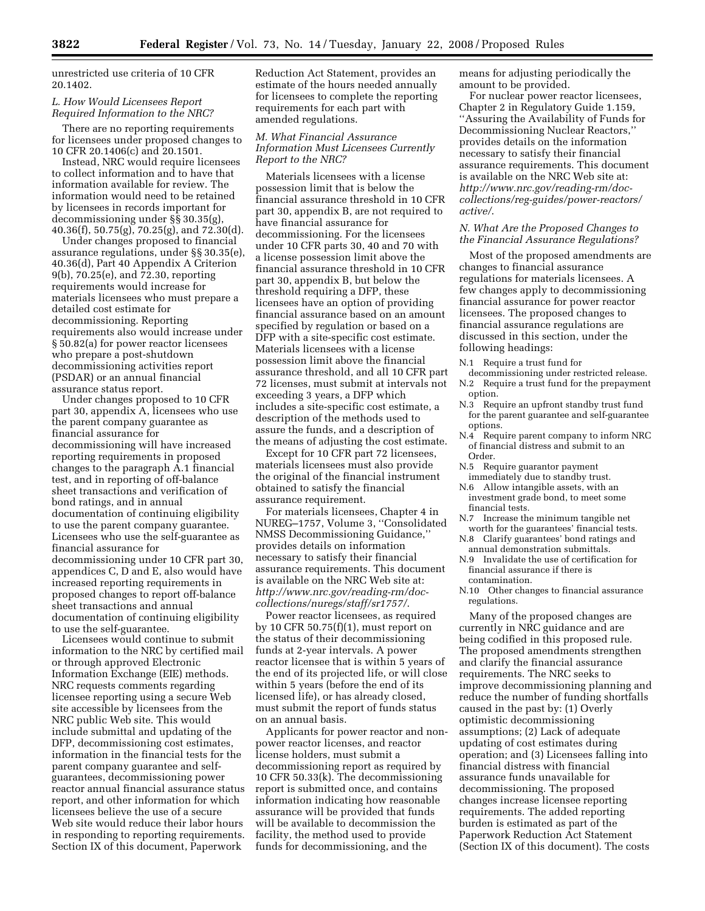unrestricted use criteria of 10 CFR 20.1402.

### *L. How Would Licensees Report Required Information to the NRC?*

There are no reporting requirements for licensees under proposed changes to 10 CFR 20.1406(c) and 20.1501.

Instead, NRC would require licensees to collect information and to have that information available for review. The information would need to be retained by licensees in records important for decommissioning under §§ 30.35(g), 40.36(f), 50.75(g), 70.25(g), and 72.30(d).

Under changes proposed to financial assurance regulations, under §§ 30.35(e), 40.36(d), Part 40 Appendix A Criterion 9(b), 70.25(e), and 72.30, reporting requirements would increase for materials licensees who must prepare a detailed cost estimate for decommissioning. Reporting requirements also would increase under § 50.82(a) for power reactor licensees who prepare a post-shutdown decommissioning activities report (PSDAR) or an annual financial assurance status report.

Under changes proposed to 10 CFR part 30, appendix A, licensees who use the parent company guarantee as financial assurance for decommissioning will have increased reporting requirements in proposed changes to the paragraph A.1 financial test, and in reporting of off-balance sheet transactions and verification of bond ratings, and in annual documentation of continuing eligibility to use the parent company guarantee. Licensees who use the self-guarantee as financial assurance for decommissioning under 10 CFR part 30, appendices C, D and E, also would have increased reporting requirements in proposed changes to report off-balance sheet transactions and annual documentation of continuing eligibility to use the self-guarantee.

Licensees would continue to submit information to the NRC by certified mail or through approved Electronic Information Exchange (EIE) methods. NRC requests comments regarding licensee reporting using a secure Web site accessible by licensees from the NRC public Web site. This would include submittal and updating of the DFP, decommissioning cost estimates, information in the financial tests for the parent company guarantee and self-guarantees, decommissioning power reactor annual financial assurance status report, and other information for which licensees believe the use of a secure Web site would reduce their labor hours in responding to reporting requirements. Section IX of this document, Paperwork Reduction Act Statement, provides an estimate of the hours needed annually for licensees to complete the reporting requirements for each part with amended regulations.

### *M. What Financial Assurance Information Must Licensees Currently Report to the NRC?*

Materials licensees with a license possession limit that is below the financial assurance threshold in 10 CFR part 30, appendix B, are not required to have financial assurance for decommissioning. For the licensees under 10 CFR parts 30, 40 and 70 with a license possession limit above the financial assurance threshold in 10 CFR part 30, appendix B, but below the threshold requiring a DFP, these licensees have an option of providing financial assurance based on an amount specified by regulation or based on a DFP with a site-specific cost estimate. Materials licensees with a license possession limit above the financial assurance threshold, and all 10 CFR part 72 licenses, must submit at intervals not exceeding 3 years, a DFP which includes a site-specific cost estimate, a description of the methods used to assure the funds, and a description of the means of adjusting the cost estimate.

Except for 10 CFR part 72 licensees, materials licensees must also provide the original of the financial instrument obtained to satisfy the financial assurance requirement.

For materials licensees, Chapter 4 in NUREG–1757, Volume 3, ''Consolidated NMSS Decommissioning Guidance,'' provides details on information necessary to satisfy their financial assurance requirements. This document is available on the NRC Web site at: *http://www.nrc.gov/reading-rm/doc-collections/nuregs/staff/sr1757/*.

Power reactor licensees, as required by 10 CFR 50.75(f)(1), must report on the status of their decommissioning funds at 2-year intervals. A power reactor licensee that is within 5 years of the end of its projected life, or will close within 5 years (before the end of its licensed life), or has already closed, must submit the report of funds status on an annual basis.

Applicants for power reactor and non-power reactor licenses, and reactor license holders, must submit a decommissioning report as required by 10 CFR 50.33(k). The decommissioning report is submitted once, and contains information indicating how reasonable assurance will be provided that funds will be available to decommission the facility, the method used to provide funds for decommissioning, and the means for adjusting periodically the amount to be provided.

For nuclear power reactor licensees, Chapter 2 in Regulatory Guide 1.159, ''Assuring the Availability of Funds for Decommissioning Nuclear Reactors,'' provides details on the information necessary to satisfy their financial assurance requirements. This document is available on the NRC Web site at: *http://www.nrc.gov/reading-rm/doc-collections/reg-guides/power-reactors/active/*.

### *N. What Are the Proposed Changes to the Financial Assurance Regulations?*

Most of the proposed amendments are changes to financial assurance regulations for materials licensees. A few changes apply to decommissioning financial assurance for power reactor licensees. The proposed changes to financial assurance regulations are discussed in this section, under the following headings:

- N.1 Require a trust fund for decommissioning under restricted release.
- N.2 Require a trust fund for the prepayment option.
- N.3 Require an upfront standby trust fund for the parent guarantee and self-guarantee options.
- N.4 Require parent company to inform NRC of financial distress and submit to an Order.
- N.5 Require guarantor payment immediately due to standby trust.
- N.6 Allow intangible assets, with an investment grade bond, to meet some financial tests.
- N.7 Increase the minimum tangible net worth for the guarantees' financial tests.
- N.8 Clarify guarantees' bond ratings and annual demonstration submittals.
- N.9 Invalidate the use of certification for financial assurance if there is contamination.
- N.10 Other changes to financial assurance regulations.

Many of the proposed changes are currently in NRC guidance and are being codified in this proposed rule. The proposed amendments strengthen and clarify the financial assurance requirements. The NRC seeks to improve decommissioning planning and reduce the number of funding shortfalls caused in the past by: (1) Overly optimistic decommissioning assumptions; (2) Lack of adequate updating of cost estimates during operation; and (3) Licensees falling into financial distress with financial assurance funds unavailable for decommissioning. The proposed changes increase licensee reporting requirements. The added reporting burden is estimated as part of the Paperwork Reduction Act Statement (Section IX of this document). The costs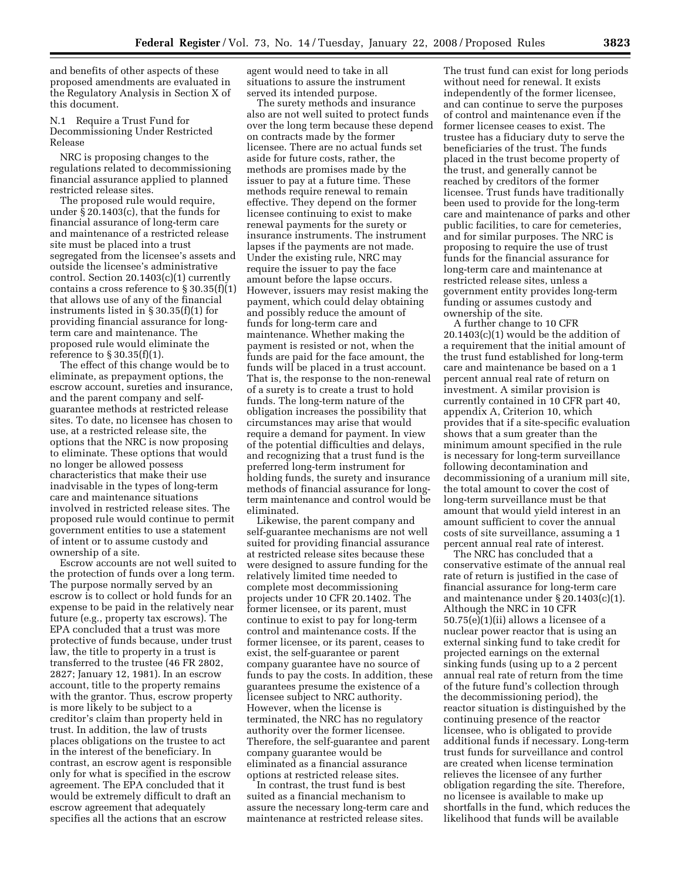and benefits of other aspects of these proposed amendments are evaluated in the Regulatory Analysis in Section X of this document.

N.1 Require a Trust Fund for Decommissioning Under Restricted Release

NRC is proposing changes to the regulations related to decommissioning financial assurance applied to planned restricted release sites.

The proposed rule would require, under § 20.1403(c), that the funds for financial assurance of long-term care and maintenance of a restricted release site must be placed into a trust segregated from the licensee's assets and outside the licensee's administrative control. Section 20.1403(c)(1) currently contains a cross reference to § 30.35(f)(1) that allows use of any of the financial instruments listed in § 30.35(f)(1) for providing financial assurance for long-term care and maintenance. The proposed rule would eliminate the reference to § 30.35(f)(1).

The effect of this change would be to eliminate, as prepayment options, the escrow account, sureties and insurance, and the parent company and self-guarantee methods at restricted release sites. To date, no licensee has chosen to use, at a restricted release site, the options that the NRC is now proposing to eliminate. These options that would no longer be allowed possess characteristics that make their use inadvisable in the types of long-term care and maintenance situations involved in restricted release sites. The proposed rule would continue to permit government entities to use a statement of intent or to assume custody and ownership of a site.

Escrow accounts are not well suited to the protection of funds over a long term. The purpose normally served by an escrow is to collect or hold funds for an expense to be paid in the relatively near future (e.g., property tax escrows). The EPA concluded that a trust was more protective of funds because, under trust law, the title to property in a trust is transferred to the trustee (46 FR 2802, 2827; January 12, 1981). In an escrow account, title to the property remains with the grantor. Thus, escrow property is more likely to be subject to a creditor's claim than property held in trust. In addition, the law of trusts places obligations on the trustee to act in the interest of the beneficiary. In contrast, an escrow agent is responsible only for what is specified in the escrow agreement. The EPA concluded that it would be extremely difficult to draft an escrow agreement that adequately specifies all the actions that an escrow agent would need to take in all situations to assure the instrument served its intended purpose.

The surety methods and insurance also are not well suited to protect funds over the long term because these depend on contracts made by the former licensee. There are no actual funds set aside for future costs, rather, the methods are promises made by the issuer to pay at a future time. These methods require renewal to remain effective. They depend on the former licensee continuing to exist to make renewal payments for the surety or insurance instruments. The instrument lapses if the payments are not made. Under the existing rule, NRC may require the issuer to pay the face amount before the lapse occurs. However, issuers may resist making the payment, which could delay obtaining and possibly reduce the amount of funds for long-term care and maintenance. Whether making the payment is resisted or not, when the funds are paid for the face amount, the funds will be placed in a trust account. That is, the response to the non-renewal of a surety is to create a trust to hold funds. The long-term nature of the obligation increases the possibility that circumstances may arise that would require a demand for payment. In view of the potential difficulties and delays, and recognizing that a trust fund is the preferred long-term instrument for holding funds, the surety and insurance methods of financial assurance for long-term maintenance and control would be eliminated.

Likewise, the parent company and self-guarantee mechanisms are not well suited for providing financial assurance at restricted release sites because these were designed to assure funding for the relatively limited time needed to complete most decommissioning projects under 10 CFR 20.1402. The former licensee, or its parent, must continue to exist to pay for long-term control and maintenance costs. If the former licensee, or its parent, ceases to exist, the self-guarantee or parent company guarantee have no source of funds to pay the costs. In addition, these guarantees presume the existence of a licensee subject to NRC authority. However, when the license is terminated, the NRC has no regulatory authority over the former licensee. Therefore, the self-guarantee and parent company guarantee would be eliminated as a financial assurance options at restricted release sites.

In contrast, the trust fund is best suited as a financial mechanism to assure the necessary long-term care and maintenance at restricted release sites. The trust fund can exist for long periods without need for renewal. It exists independently of the former licensee, and can continue to serve the purposes of control and maintenance even if the former licensee ceases to exist. The trustee has a fiduciary duty to serve the beneficiaries of the trust. The funds placed in the trust become property of the trust, and generally cannot be reached by creditors of the former licensee. Trust funds have traditionally been used to provide for the long-term care and maintenance of parks and other public facilities, to care for cemeteries, and for similar purposes. The NRC is proposing to require the use of trust funds for the financial assurance for long-term care and maintenance at restricted release sites, unless a government entity provides long-term funding or assumes custody and ownership of the site.

A further change to 10 CFR 20.1403(c)(1) would be the addition of a requirement that the initial amount of the trust fund established for long-term care and maintenance be based on a 1 percent annual real rate of return on investment. A similar provision is currently contained in 10 CFR part 40, appendix A, Criterion 10, which provides that if a site-specific evaluation shows that a sum greater than the minimum amount specified in the rule is necessary for long-term surveillance following decontamination and decommissioning of a uranium mill site, the total amount to cover the cost of long-term surveillance must be that amount that would yield interest in an amount sufficient to cover the annual costs of site surveillance, assuming a 1 percent annual real rate of interest.

The NRC has concluded that a conservative estimate of the annual real rate of return is justified in the case of financial assurance for long-term care and maintenance under § 20.1403(c)(1). Although the NRC in 10 CFR 50.75(e)(1)(ii) allows a licensee of a nuclear power reactor that is using an external sinking fund to take credit for projected earnings on the external sinking funds (using up to a 2 percent annual real rate of return from the time of the future fund's collection through the decommissioning period), the reactor situation is distinguished by the continuing presence of the reactor licensee, who is obligated to provide additional funds if necessary. Long-term trust funds for surveillance and control are created when license termination relieves the licensee of any further obligation regarding the site. Therefore, no licensee is available to make up shortfalls in the fund, which reduces the likelihood that funds will be available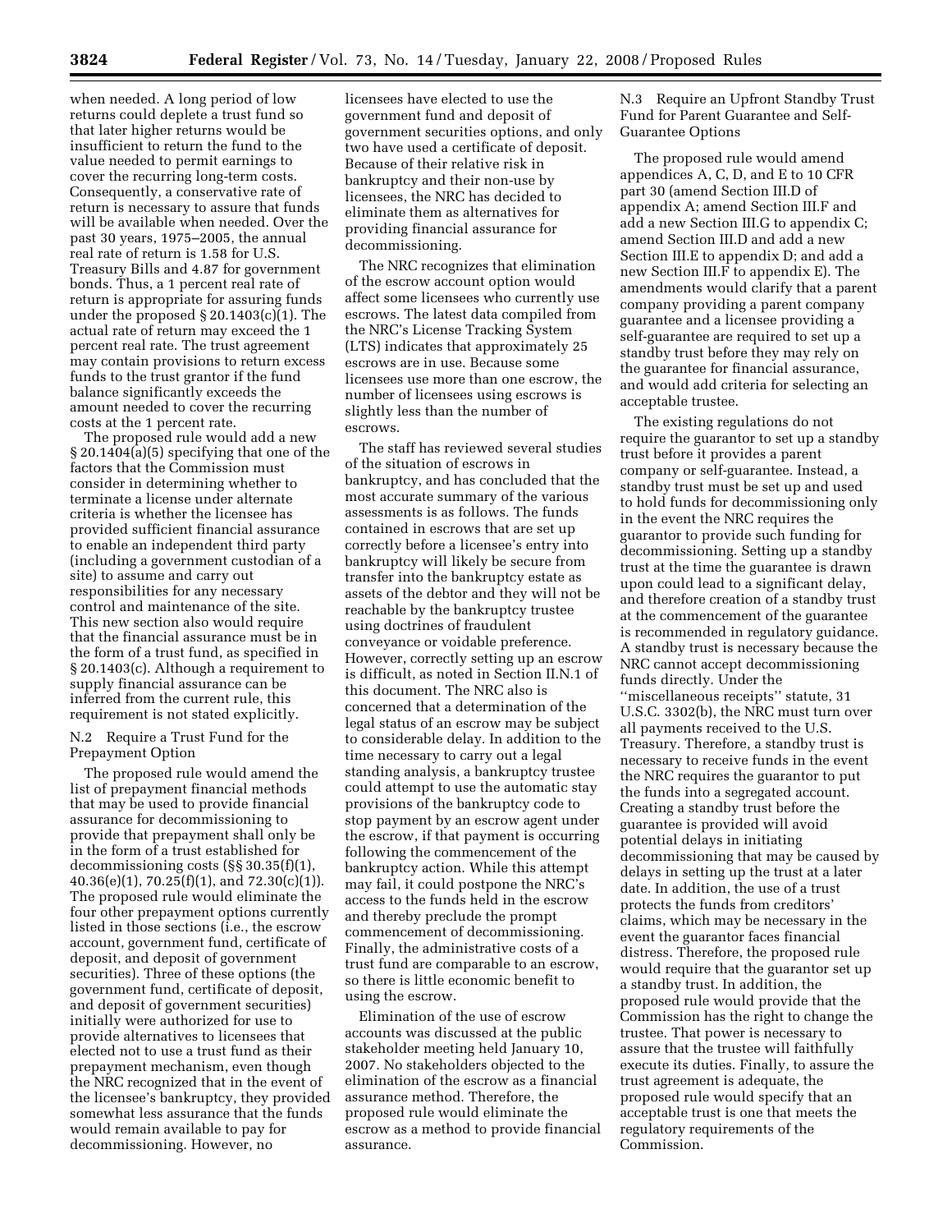when needed. A long period of low returns could deplete a trust fund so that later higher returns would be insufficient to return the fund to the value needed to permit earnings to cover the recurring long-term costs. Consequently, a conservative rate of return is necessary to assure that funds will be available when needed. Over the past 30 years, 1975–2005, the annual real rate of return is 1.58 for U.S. Treasury Bills and 4.87 for government bonds. Thus, a 1 percent real rate of return is appropriate for assuring funds under the proposed § 20.1403(c)(1). The actual rate of return may exceed the 1 percent real rate. The trust agreement may contain provisions to return excess funds to the trust grantor if the fund balance significantly exceeds the amount needed to cover the recurring costs at the 1 percent rate.

The proposed rule would add a new § 20.1404(a)(5) specifying that one of the factors that the Commission must consider in determining whether to terminate a license under alternate criteria is whether the licensee has provided sufficient financial assurance to enable an independent third party (including a government custodian of a site) to assume and carry out responsibilities for any necessary control and maintenance of the site. This new section also would require that the financial assurance must be in the form of a trust fund, as specified in § 20.1403(c). Although a requirement to supply financial assurance can be inferred from the current rule, this requirement is not stated explicitly.

### N.2 Require a Trust Fund for the Prepayment Option

The proposed rule would amend the list of prepayment financial methods that may be used to provide financial assurance for decommissioning to provide that prepayment shall only be in the form of a trust established for decommissioning costs (§§ 30.35(f)(1), 40.36(e)(1), 70.25(f)(1), and 72.30(c)(1)). The proposed rule would eliminate the four other prepayment options currently listed in those sections (i.e., the escrow account, government fund, certificate of deposit, and deposit of government securities). Three of these options (the government fund, certificate of deposit, and deposit of government securities) initially were authorized for use to provide alternatives to licensees that elected not to use a trust fund as their prepayment mechanism, even though the NRC recognized that in the event of the licensee's bankruptcy, they provided somewhat less assurance that the funds would remain available to pay for decommissioning. However, no licensees have elected to use the government fund and deposit of government securities options, and only two have used a certificate of deposit. Because of their relative risk in bankruptcy and their non-use by licensees, the NRC has decided to eliminate them as alternatives for providing financial assurance for decommissioning.

The NRC recognizes that elimination of the escrow account option would affect some licensees who currently use escrows. The latest data compiled from the NRC's License Tracking System (LTS) indicates that approximately 25 escrows are in use. Because some licensees use more than one escrow, the number of licensees using escrows is slightly less than the number of escrows.

The staff has reviewed several studies of the situation of escrows in bankruptcy, and has concluded that the most accurate summary of the various assessments is as follows. The funds contained in escrows that are set up correctly before a licensee's entry into bankruptcy will likely be secure from transfer into the bankruptcy estate as assets of the debtor and they will not be reachable by the bankruptcy trustee using doctrines of fraudulent conveyance or voidable preference. However, correctly setting up an escrow is difficult, as noted in Section II.N.1 of this document. The NRC also is concerned that a determination of the legal status of an escrow may be subject to considerable delay. In addition to the time necessary to carry out a legal standing analysis, a bankruptcy trustee could attempt to use the automatic stay provisions of the bankruptcy code to stop payment by an escrow agent under the escrow, if that payment is occurring following the commencement of the bankruptcy action. While this attempt may fail, it could postpone the NRC's access to the funds held in the escrow and thereby preclude the prompt commencement of decommissioning. Finally, the administrative costs of a trust fund are comparable to an escrow, so there is little economic benefit to using the escrow.

Elimination of the use of escrow accounts was discussed at the public stakeholder meeting held January 10, 2007. No stakeholders objected to the elimination of the escrow as a financial assurance method. Therefore, the proposed rule would eliminate the escrow as a method to provide financial assurance.

### N.3 Require an Upfront Standby Trust Fund for Parent Guarantee and Self-Guarantee Options

The proposed rule would amend appendices A, C, D, and E to 10 CFR part 30 (amend Section III.D of appendix A; amend Section III.F and add a new Section III.G to appendix C; amend Section III.D and add a new Section III.E to appendix D; and add a new Section III.F to appendix E). The amendments would clarify that a parent company providing a parent company guarantee and a licensee providing a self-guarantee are required to set up a standby trust before they may rely on the guarantee for financial assurance, and would add criteria for selecting an acceptable trustee.

The existing regulations do not require the guarantor to set up a standby trust before it provides a parent company or self-guarantee. Instead, a standby trust must be set up and used to hold funds for decommissioning only in the event the NRC requires the guarantor to provide such funding for decommissioning. Setting up a standby trust at the time the guarantee is drawn upon could lead to a significant delay, and therefore creation of a standby trust at the commencement of the guarantee is recommended in regulatory guidance. A standby trust is necessary because the NRC cannot accept decommissioning funds directly. Under the ''miscellaneous receipts'' statute, 31 U.S.C. 3302(b), the NRC must turn over all payments received to the U.S. Treasury. Therefore, a standby trust is necessary to receive funds in the event the NRC requires the guarantor to put the funds into a segregated account. Creating a standby trust before the guarantee is provided will avoid potential delays in initiating decommissioning that may be caused by delays in setting up the trust at a later date. In addition, the use of a trust protects the funds from creditors' claims, which may be necessary in the event the guarantor faces financial distress. Therefore, the proposed rule would require that the guarantor set up a standby trust. In addition, the proposed rule would provide that the Commission has the right to change the trustee. That power is necessary to assure that the trustee will faithfully execute its duties. Finally, to assure the trust agreement is adequate, the proposed rule would specify that an acceptable trust is one that meets the regulatory requirements of the Commission.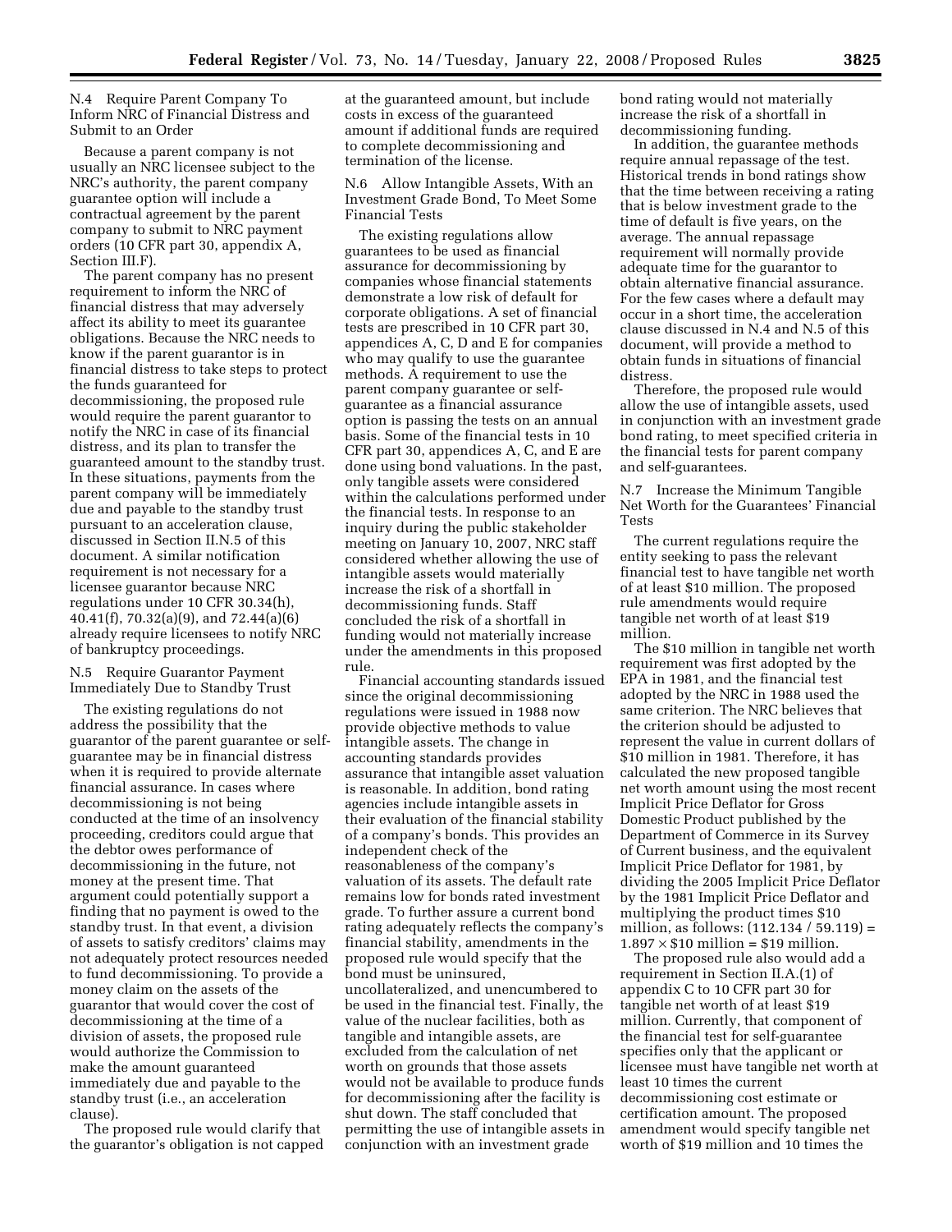### N.4 Require Parent Company To Inform NRC of Financial Distress and Submit to an Order

Because a parent company is not usually an NRC licensee subject to the NRC's authority, the parent company guarantee option will include a contractual agreement by the parent company to submit to NRC payment orders (10 CFR part 30, appendix A, Section III.F).

The parent company has no present requirement to inform the NRC of financial distress that may adversely affect its ability to meet its guarantee obligations. Because the NRC needs to know if the parent guarantor is in financial distress to take steps to protect the funds guaranteed for decommissioning, the proposed rule would require the parent guarantor to notify the NRC in case of its financial distress, and its plan to transfer the guaranteed amount to the standby trust. In these situations, payments from the parent company will be immediately due and payable to the standby trust pursuant to an acceleration clause, discussed in Section II.N.5 of this document. A similar notification requirement is not necessary for a licensee guarantor because NRC regulations under 10 CFR 30.34(h), 40.41(f), 70.32(a)(9), and 72.44(a)(6) already require licensees to notify NRC of bankruptcy proceedings.

### N.5 Require Guarantor Payment Immediately Due to Standby Trust

The existing regulations do not address the possibility that the guarantor of the parent guarantee or self-guarantee may be in financial distress when it is required to provide alternate financial assurance. In cases where decommissioning is not being conducted at the time of an insolvency proceeding, creditors could argue that the debtor owes performance of decommissioning in the future, not money at the present time. That argument could potentially support a finding that no payment is owed to the standby trust. In that event, a division of assets to satisfy creditors' claims may not adequately protect resources needed to fund decommissioning. To provide a money claim on the assets of the guarantor that would cover the cost of decommissioning at the time of a division of assets, the proposed rule would authorize the Commission to make the amount guaranteed immediately due and payable to the standby trust (i.e., an acceleration clause).

The proposed rule would clarify that the guarantor's obligation is not capped at the guaranteed amount, but include costs in excess of the guaranteed amount if additional funds are required to complete decommissioning and termination of the license.

### N.6 Allow Intangible Assets, With an Investment Grade Bond, To Meet Some Financial Tests

The existing regulations allow guarantees to be used as financial assurance for decommissioning by companies whose financial statements demonstrate a low risk of default for corporate obligations. A set of financial tests are prescribed in 10 CFR part 30, appendices A, C, D and E for companies who may qualify to use the guarantee methods. A requirement to use the parent company guarantee or self-guarantee as a financial assurance option is passing the tests on an annual basis. Some of the financial tests in 10 CFR part 30, appendices A, C, and E are done using bond valuations. In the past, only tangible assets were considered within the calculations performed under the financial tests. In response to an inquiry during the public stakeholder meeting on January 10, 2007, NRC staff considered whether allowing the use of intangible assets would materially increase the risk of a shortfall in decommissioning funds. Staff concluded the risk of a shortfall in funding would not materially increase under the amendments in this proposed rule.

Financial accounting standards issued since the original decommissioning regulations were issued in 1988 now provide objective methods to value intangible assets. The change in accounting standards provides assurance that intangible asset valuation is reasonable. In addition, bond rating agencies include intangible assets in their evaluation of the financial stability of a company's bonds. This provides an independent check of the reasonableness of the company's valuation of its assets. The default rate remains low for bonds rated investment grade. To further assure a current bond rating adequately reflects the company's financial stability, amendments in the proposed rule would specify that the bond must be uninsured, uncollateralized, and unencumbered to be used in the financial test. Finally, the value of the nuclear facilities, both as tangible and intangible assets, are excluded from the calculation of net worth on grounds that those assets would not be available to produce funds for decommissioning after the facility is shut down. The staff concluded that permitting the use of intangible assets in conjunction with an investment grade bond rating would not materially increase the risk of a shortfall in decommissioning funding.

In addition, the guarantee methods require annual repassage of the test. Historical trends in bond ratings show that the time between receiving a rating that is below investment grade to the time of default is five years, on the average. The annual repassage requirement will normally provide adequate time for the guarantor to obtain alternative financial assurance. For the few cases where a default may occur in a short time, the acceleration clause discussed in N.4 and N.5 of this document, will provide a method to obtain funds in situations of financial distress.

Therefore, the proposed rule would allow the use of intangible assets, used in conjunction with an investment grade bond rating, to meet specified criteria in the financial tests for parent company and self-guarantees.

### N.7 Increase the Minimum Tangible Net Worth for the Guarantees' Financial Tests

The current regulations require the entity seeking to pass the relevant financial test to have tangible net worth of at least \$10 million. The proposed rule amendments would require tangible net worth of at least \$19 million.

The \$10 million in tangible net worth requirement was first adopted by the EPA in 1981, and the financial test adopted by the NRC in 1988 used the same criterion. The NRC believes that the criterion should be adjusted to represent the value in current dollars of \$10 million in 1981. Therefore, it has calculated the new proposed tangible net worth amount using the most recent Implicit Price Deflator for Gross Domestic Product published by the Department of Commerce in its Survey of Current business, and the equivalent Implicit Price Deflator for 1981, by dividing the 2005 Implicit Price Deflator by the 1981 Implicit Price Deflator and multiplying the product times \$10 million, as follows: $(112.134 / 59.119) = 1.897 \times \$10$ million = \$19 million.

The proposed rule also would add a requirement in Section II.A.(1) of appendix C to 10 CFR part 30 for tangible net worth of at least \$19 million. Currently, that component of the financial test for self-guarantee specifies only that the applicant or licensee must have tangible net worth at least 10 times the current decommissioning cost estimate or certification amount. The proposed amendment would specify tangible net worth of \$19 million and 10 times the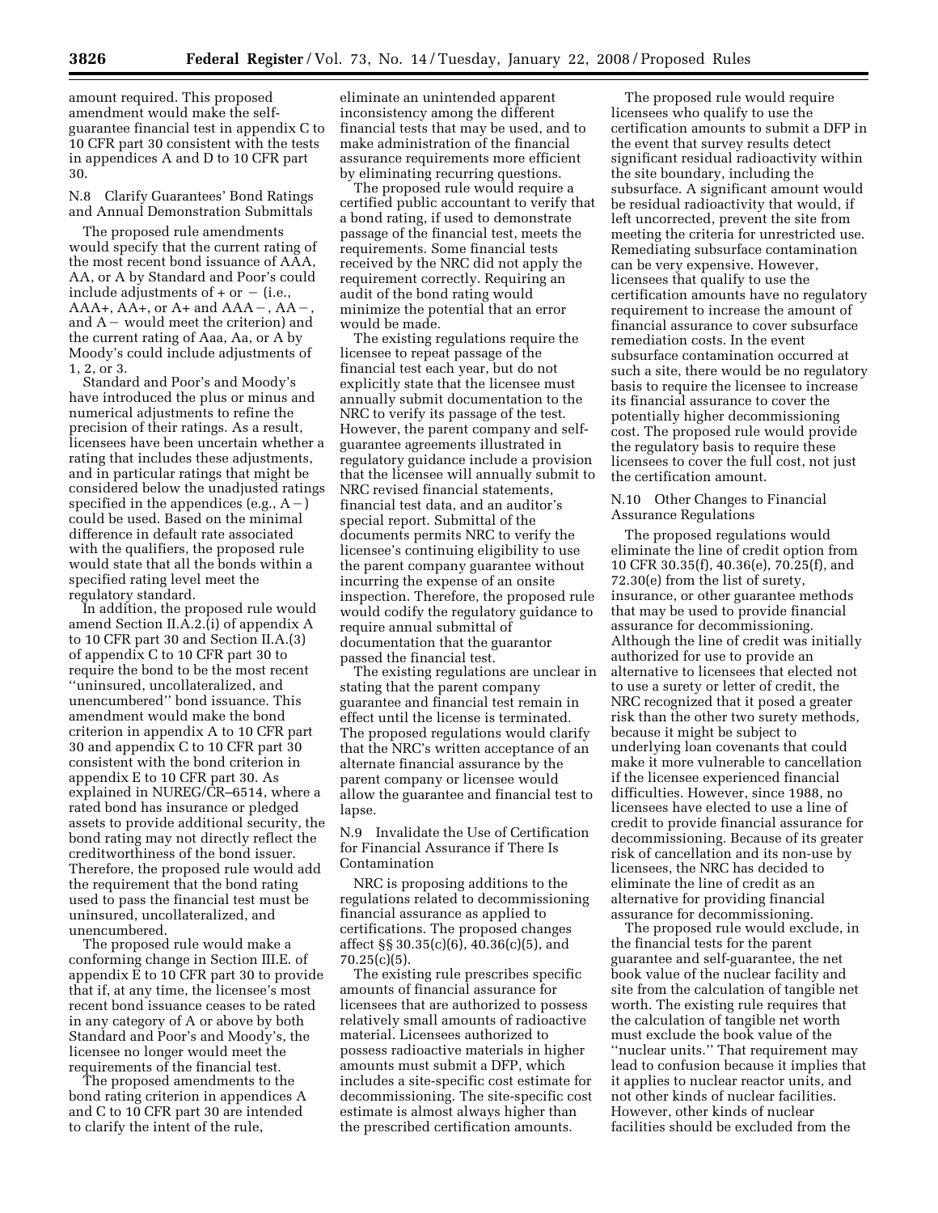amount required. This proposed amendment would make the self-guarantee financial test in appendix C to 10 CFR part 30 consistent with the tests in appendices A and D to 10 CFR part 30.

N.8 Clarify Guarantees' Bond Ratings and Annual Demonstration Submittals

The proposed rule amendments would specify that the current rating of the most recent bond issuance of AAA, AA, or A by Standard and Poor's could include adjustments of + or − (i.e., AAA+, AA+, or A+ and AAA−, AA−, and A− would meet the criterion) and the current rating of Aaa, Aa, or A by Moody's could include adjustments of 1, 2, or 3.

Standard and Poor's and Moody's have introduced the plus or minus and numerical adjustments to refine the precision of their ratings. As a result, licensees have been uncertain whether a rating that includes these adjustments, and in particular ratings that might be considered below the unadjusted ratings specified in the appendices (e.g., A−) could be used. Based on the minimal difference in default rate associated with the qualifiers, the proposed rule would state that all the bonds within a specified rating level meet the regulatory standard.

In addition, the proposed rule would amend Section II.A.2.(i) of appendix A to 10 CFR part 30 and Section II.A.(3) of appendix C to 10 CFR part 30 to require the bond to be the most recent ''uninsured, uncollateralized, and unencumbered'' bond issuance. This amendment would make the bond criterion in appendix A to 10 CFR part 30 and appendix C to 10 CFR part 30 consistent with the bond criterion in appendix E to 10 CFR part 30. As explained in NUREG/CR–6514, where a rated bond has insurance or pledged assets to provide additional security, the bond rating may not directly reflect the creditworthiness of the bond issuer. Therefore, the proposed rule would add the requirement that the bond rating used to pass the financial test must be uninsured, uncollateralized, and unencumbered.

The proposed rule would make a conforming change in Section III.E. of appendix E to 10 CFR part 30 to provide that if, at any time, the licensee's most recent bond issuance ceases to be rated in any category of A or above by both Standard and Poor's and Moody's, the licensee no longer would meet the requirements of the financial test.

The proposed amendments to the bond rating criterion in appendices A and C to 10 CFR part 30 are intended to clarify the intent of the rule, eliminate an unintended apparent inconsistency among the different financial tests that may be used, and to make administration of the financial assurance requirements more efficient by eliminating recurring questions.

The proposed rule would require a certified public accountant to verify that a bond rating, if used to demonstrate passage of the financial test, meets the requirements. Some financial tests received by the NRC did not apply the requirement correctly. Requiring an audit of the bond rating would minimize the potential that an error would be made.

The existing regulations require the licensee to repeat passage of the financial test each year, but do not explicitly state that the licensee must annually submit documentation to the NRC to verify its passage of the test. However, the parent company and self-guarantee agreements illustrated in regulatory guidance include a provision that the licensee will annually submit to NRC revised financial statements, financial test data, and an auditor's special report. Submittal of the documents permits NRC to verify the licensee's continuing eligibility to use the parent company guarantee without incurring the expense of an onsite inspection. Therefore, the proposed rule would codify the regulatory guidance to require annual submittal of documentation that the guarantor passed the financial test.

The existing regulations are unclear in stating that the parent company guarantee and financial test remain in effect until the license is terminated. The proposed regulations would clarify that the NRC's written acceptance of an alternate financial assurance by the parent company or licensee would allow the guarantee and financial test to lapse.

N.9 Invalidate the Use of Certification for Financial Assurance if There Is Contamination

NRC is proposing additions to the regulations related to decommissioning financial assurance as applied to certifications. The proposed changes affect §§ 30.35(c)(6), 40.36(c)(5), and 70.25(c)(5).

The existing rule prescribes specific amounts of financial assurance for licensees that are authorized to possess relatively small amounts of radioactive material. Licensees authorized to possess radioactive materials in higher amounts must submit a DFP, which includes a site-specific cost estimate for decommissioning. The site-specific cost estimate is almost always higher than the prescribed certification amounts.

The proposed rule would require licensees who qualify to use the certification amounts to submit a DFP in the event that survey results detect significant residual radioactivity within the site boundary, including the subsurface. A significant amount would be residual radioactivity that would, if left uncorrected, prevent the site from meeting the criteria for unrestricted use. Remediating subsurface contamination can be very expensive. However, licensees that qualify to use the certification amounts have no regulatory requirement to increase the amount of financial assurance to cover subsurface remediation costs. In the event subsurface contamination occurred at such a site, there would be no regulatory basis to require the licensee to increase its financial assurance to cover the potentially higher decommissioning cost. The proposed rule would provide the regulatory basis to require these licensees to cover the full cost, not just the certification amount.

N.10 Other Changes to Financial Assurance Regulations

The proposed regulations would eliminate the line of credit option from 10 CFR 30.35(f), 40.36(e), 70.25(f), and 72.30(e) from the list of surety, insurance, or other guarantee methods that may be used to provide financial assurance for decommissioning. Although the line of credit was initially authorized for use to provide an alternative to licensees that elected not to use a surety or letter of credit, the NRC recognized that it posed a greater risk than the other two surety methods, because it might be subject to underlying loan covenants that could make it more vulnerable to cancellation if the licensee experienced financial difficulties. However, since 1988, no licensees have elected to use a line of credit to provide financial assurance for decommissioning. Because of its greater risk of cancellation and its non-use by licensees, the NRC has decided to eliminate the line of credit as an alternative for providing financial assurance for decommissioning.

The proposed rule would exclude, in the financial tests for the parent guarantee and self-guarantee, the net book value of the nuclear facility and site from the calculation of tangible net worth. The existing rule requires that the calculation of tangible net worth must exclude the book value of the ''nuclear units.'' That requirement may lead to confusion because it implies that it applies to nuclear reactor units, and not other kinds of nuclear facilities. However, other kinds of nuclear facilities should be excluded from the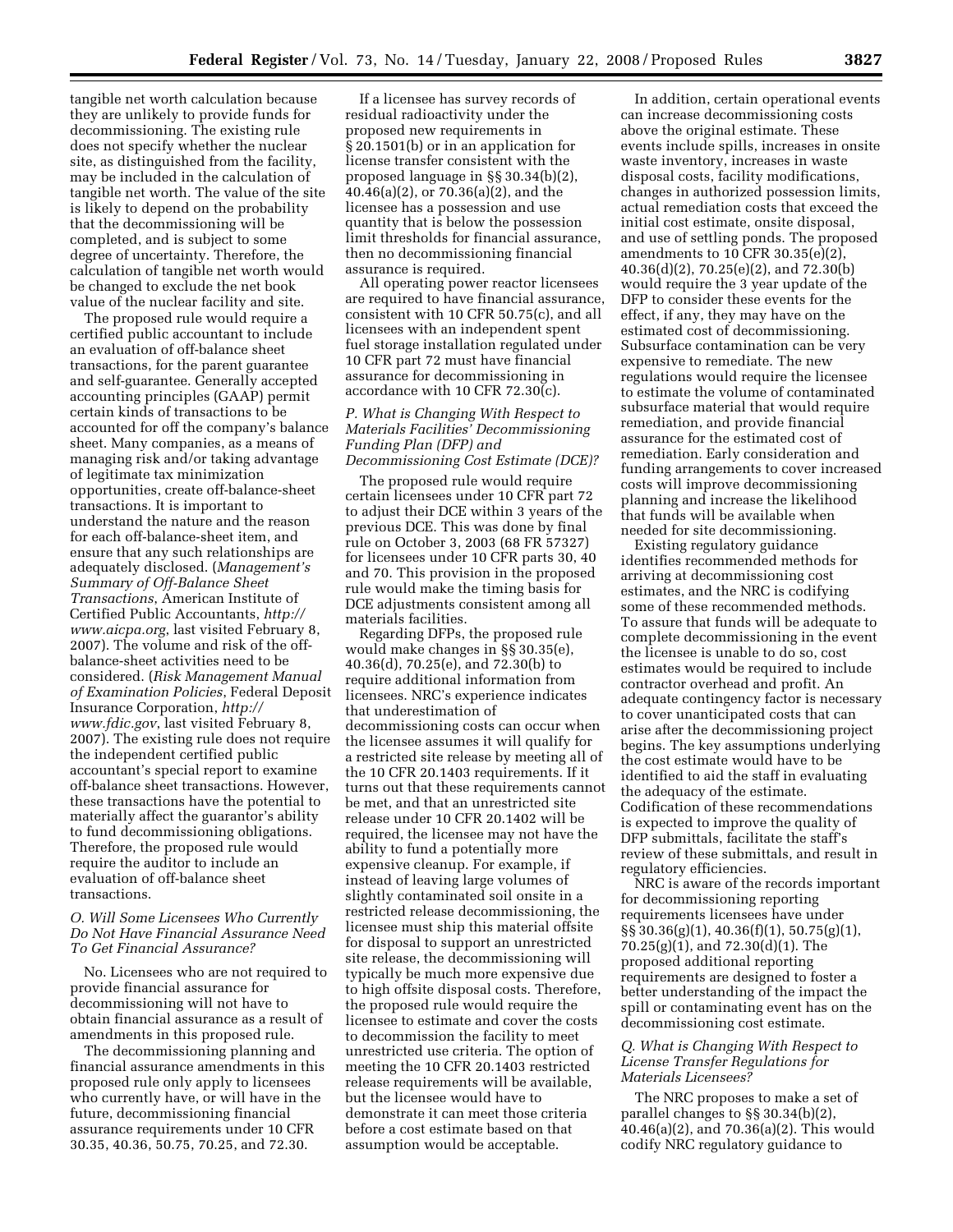tangible net worth calculation because they are unlikely to provide funds for decommissioning. The existing rule does not specify whether the nuclear site, as distinguished from the facility, may be included in the calculation of tangible net worth. The value of the site is likely to depend on the probability that the decommissioning will be completed, and is subject to some degree of uncertainty. Therefore, the calculation of tangible net worth would be changed to exclude the net book value of the nuclear facility and site.

The proposed rule would require a certified public accountant to include an evaluation of off-balance sheet transactions, for the parent guarantee and self-guarantee. Generally accepted accounting principles (GAAP) permit certain kinds of transactions to be accounted for off the company's balance sheet. Many companies, as a means of managing risk and/or taking advantage of legitimate tax minimization opportunities, create off-balance-sheet transactions. It is important to understand the nature and the reason for each off-balance-sheet item, and ensure that any such relationships are adequately disclosed. (*Management's Summary of Off-Balance Sheet Transactions*, American Institute of Certified Public Accountants, *http://www.aicpa.org*, last visited February 8, 2007). The volume and risk of the off-balance-sheet activities need to be considered. (*Risk Management Manual of Examination Policies*, Federal Deposit Insurance Corporation, *http://www.fdic.gov*, last visited February 8, 2007). The existing rule does not require the independent certified public accountant's special report to examine off-balance sheet transactions. However, these transactions have the potential to materially affect the guarantor's ability to fund decommissioning obligations. Therefore, the proposed rule would require the auditor to include an evaluation of off-balance sheet transactions.

### *O. Will Some Licensees Who Currently Do Not Have Financial Assurance Need To Get Financial Assurance?*

No. Licensees who are not required to provide financial assurance for decommissioning will not have to obtain financial assurance as a result of amendments in this proposed rule.

The decommissioning planning and financial assurance amendments in this proposed rule only apply to licensees who currently have, or will have in the future, decommissioning financial assurance requirements under 10 CFR 30.35, 40.36, 50.75, 70.25, and 72.30.

If a licensee has survey records of residual radioactivity under the proposed new requirements in § 20.1501(b) or in an application for license transfer consistent with the proposed language in §§ 30.34(b)(2), 40.46(a)(2), or 70.36(a)(2), and the licensee has a possession and use quantity that is below the possession limit thresholds for financial assurance, then no decommissioning financial assurance is required.

All operating power reactor licensees are required to have financial assurance, consistent with 10 CFR 50.75(c), and all licensees with an independent spent fuel storage installation regulated under 10 CFR part 72 must have financial assurance for decommissioning in accordance with 10 CFR 72.30(c).

### *P. What is Changing With Respect to Materials Facilities' Decommissioning Funding Plan (DFP) and Decommissioning Cost Estimate (DCE)?*

The proposed rule would require certain licensees under 10 CFR part 72 to adjust their DCE within 3 years of the previous DCE. This was done by final rule on October 3, 2003 (68 FR 57327) for licensees under 10 CFR parts 30, 40 and 70. This provision in the proposed rule would make the timing basis for DCE adjustments consistent among all materials facilities.

Regarding DFPs, the proposed rule would make changes in §§ 30.35(e), 40.36(d), 70.25(e), and 72.30(b) to require additional information from licensees. NRC's experience indicates that underestimation of decommissioning costs can occur when the licensee assumes it will qualify for a restricted site release by meeting all of the 10 CFR 20.1403 requirements. If it turns out that these requirements cannot be met, and that an unrestricted site release under 10 CFR 20.1402 will be required, the licensee may not have the ability to fund a potentially more expensive cleanup. For example, if instead of leaving large volumes of slightly contaminated soil onsite in a restricted release decommissioning, the licensee must ship this material offsite for disposal to support an unrestricted site release, the decommissioning will typically be much more expensive due to high offsite disposal costs. Therefore, the proposed rule would require the licensee to estimate and cover the costs to decommission the facility to meet unrestricted use criteria. The option of meeting the 10 CFR 20.1403 restricted release requirements will be available, but the licensee would have to demonstrate it can meet those criteria before a cost estimate based on that assumption would be acceptable.

In addition, certain operational events can increase decommissioning costs above the original estimate. These events include spills, increases in onsite waste inventory, increases in waste disposal costs, facility modifications, changes in authorized possession limits, actual remediation costs that exceed the initial cost estimate, onsite disposal, and use of settling ponds. The proposed amendments to 10 CFR 30.35(e)(2), 40.36(d)(2), 70.25(e)(2), and 72.30(b) would require the 3 year update of the DFP to consider these events for the effect, if any, they may have on the estimated cost of decommissioning. Subsurface contamination can be very expensive to remediate. The new regulations would require the licensee to estimate the volume of contaminated subsurface material that would require remediation, and provide financial assurance for the estimated cost of remediation. Early consideration and funding arrangements to cover increased costs will improve decommissioning planning and increase the likelihood that funds will be available when needed for site decommissioning.

Existing regulatory guidance identifies recommended methods for arriving at decommissioning cost estimates, and the NRC is codifying some of these recommended methods. To assure that funds will be adequate to complete decommissioning in the event the licensee is unable to do so, cost estimates would be required to include contractor overhead and profit. An adequate contingency factor is necessary to cover unanticipated costs that can arise after the decommissioning project begins. The key assumptions underlying the cost estimate would have to be identified to aid the staff in evaluating the adequacy of the estimate. Codification of these recommendations is expected to improve the quality of DFP submittals, facilitate the staff's review of these submittals, and result in regulatory efficiencies.

NRC is aware of the records important for decommissioning reporting requirements licensees have under §§ 30.36(g)(1), 40.36(f)(1), 50.75(g)(1), 70.25(g)(1), and 72.30(d)(1). The proposed additional reporting requirements are designed to foster a better understanding of the impact the spill or contaminating event has on the decommissioning cost estimate.

### *Q. What is Changing With Respect to License Transfer Regulations for Materials Licensees?*

The NRC proposes to make a set of parallel changes to §§ 30.34(b)(2), 40.46(a)(2), and 70.36(a)(2). This would codify NRC regulatory guidance to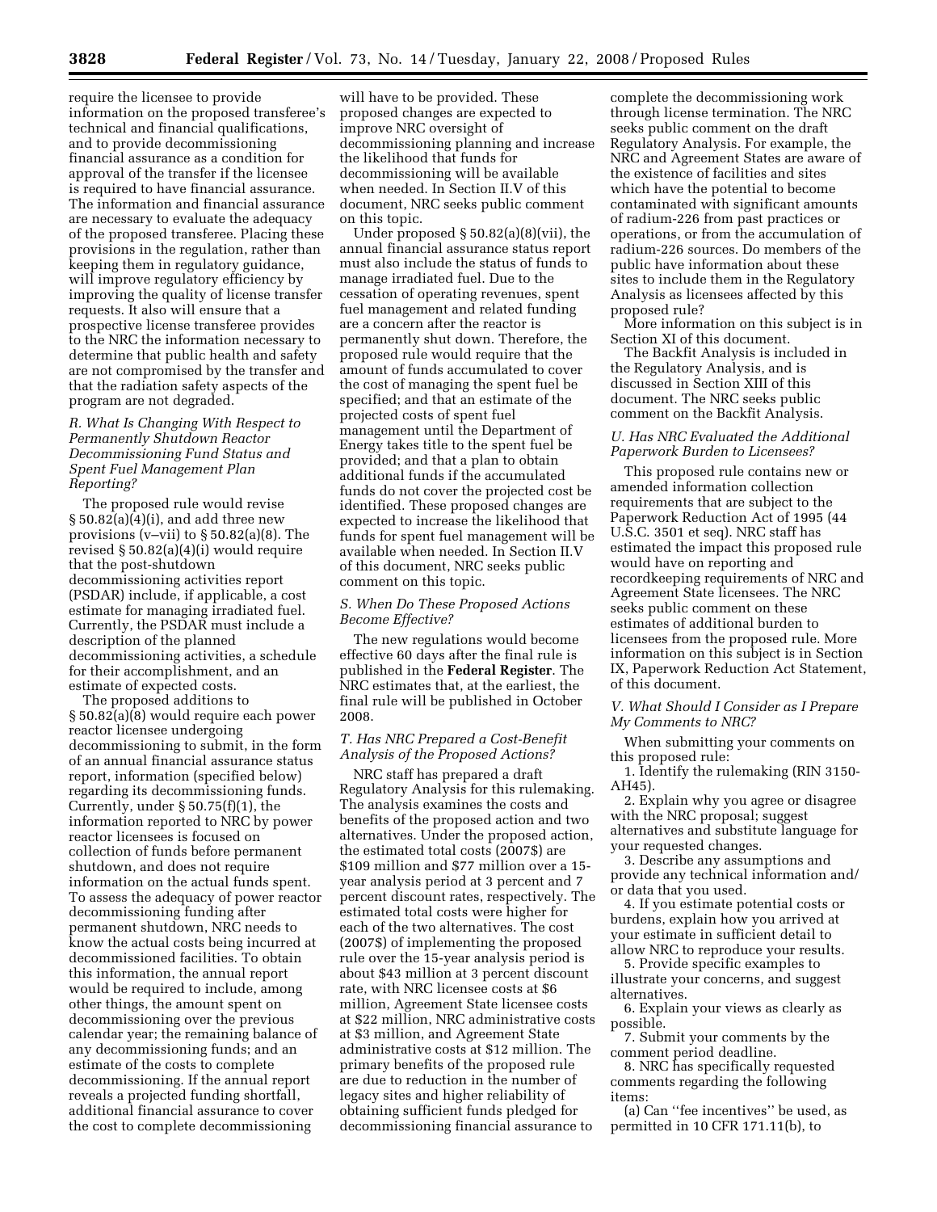require the licensee to provide information on the proposed transferee's technical and financial qualifications, and to provide decommissioning financial assurance as a condition for approval of the transfer if the licensee is required to have financial assurance. The information and financial assurance are necessary to evaluate the adequacy of the proposed transferee. Placing these provisions in the regulation, rather than keeping them in regulatory guidance, will improve regulatory efficiency by improving the quality of license transfer requests. It also will ensure that a prospective license transferee provides to the NRC the information necessary to determine that public health and safety are not compromised by the transfer and that the radiation safety aspects of the program are not degraded.

### *R. What Is Changing With Respect to Permanently Shutdown Reactor Decommissioning Fund Status and Spent Fuel Management Plan Reporting?*

The proposed rule would revise § 50.82(a)(4)(i), and add three new provisions (v–vii) to § 50.82(a)(8). The revised § 50.82(a)(4)(i) would require that the post-shutdown decommissioning activities report (PSDAR) include, if applicable, a cost estimate for managing irradiated fuel. Currently, the PSDAR must include a description of the planned decommissioning activities, a schedule for their accomplishment, and an estimate of expected costs.

The proposed additions to § 50.82(a)(8) would require each power reactor licensee undergoing decommissioning to submit, in the form of an annual financial assurance status report, information (specified below) regarding its decommissioning funds. Currently, under § 50.75(f)(1), the information reported to NRC by power reactor licensees is focused on collection of funds before permanent shutdown, and does not require information on the actual funds spent. To assess the adequacy of power reactor decommissioning funding after permanent shutdown, NRC needs to know the actual costs being incurred at decommissioned facilities. To obtain this information, the annual report would be required to include, among other things, the amount spent on decommissioning over the previous calendar year; the remaining balance of any decommissioning funds; and an estimate of the costs to complete decommissioning. If the annual report reveals a projected funding shortfall, additional financial assurance to cover the cost to complete decommissioning will have to be provided. These proposed changes are expected to improve NRC oversight of decommissioning planning and increase the likelihood that funds for decommissioning will be available when needed. In Section II.V of this document, NRC seeks public comment on this topic.

Under proposed § 50.82(a)(8)(vii), the annual financial assurance status report must also include the status of funds to manage irradiated fuel. Due to the cessation of operating revenues, spent fuel management and related funding are a concern after the reactor is permanently shut down. Therefore, the proposed rule would require that the amount of funds accumulated to cover the cost of managing the spent fuel be specified; and that an estimate of the projected costs of spent fuel management until the Department of Energy takes title to the spent fuel be provided; and that a plan to obtain additional funds if the accumulated funds do not cover the projected cost be identified. These proposed changes are expected to increase the likelihood that funds for spent fuel management will be available when needed. In Section II.V of this document, NRC seeks public comment on this topic.

### *S. When Do These Proposed Actions Become Effective?*

The new regulations would become effective 60 days after the final rule is published in the **Federal Register**. The NRC estimates that, at the earliest, the final rule will be published in October 2008.

### *T. Has NRC Prepared a Cost-Benefit Analysis of the Proposed Actions?*

NRC staff has prepared a draft Regulatory Analysis for this rulemaking. The analysis examines the costs and benefits of the proposed action and two alternatives. Under the proposed action, the estimated total costs (2007$) are $109 million and $77 million over a 15-year analysis period at 3 percent and 7 percent discount rates, respectively. The estimated total costs were higher for each of the two alternatives. The cost (2007$) of implementing the proposed rule over the 15-year analysis period is about $43 million at 3 percent discount rate, with NRC licensee costs at $6 million, Agreement State licensee costs at $22 million, NRC administrative costs at $3 million, and Agreement State administrative costs at $12 million. The primary benefits of the proposed rule are due to reduction in the number of legacy sites and higher reliability of obtaining sufficient funds pledged for decommissioning financial assurance to complete the decommissioning work through license termination. The NRC seeks public comment on the draft Regulatory Analysis. For example, the NRC and Agreement States are aware of the existence of facilities and sites which have the potential to become contaminated with significant amounts of radium-226 from past practices or operations, or from the accumulation of radium-226 sources. Do members of the public have information about these sites to include them in the Regulatory Analysis as licensees affected by this proposed rule?

More information on this subject is in Section XI of this document.

The Backfit Analysis is included in the Regulatory Analysis, and is discussed in Section XIII of this document. The NRC seeks public comment on the Backfit Analysis.

### *U. Has NRC Evaluated the Additional Paperwork Burden to Licensees?*

This proposed rule contains new or amended information collection requirements that are subject to the Paperwork Reduction Act of 1995 (44 U.S.C. 3501 et seq). NRC staff has estimated the impact this proposed rule would have on reporting and recordkeeping requirements of NRC and Agreement State licensees. The NRC seeks public comment on these estimates of additional burden to licensees from the proposed rule. More information on this subject is in Section IX, Paperwork Reduction Act Statement, of this document.

### *V. What Should I Consider as I Prepare My Comments to NRC?*

When submitting your comments on this proposed rule:

1. Identify the rulemaking (RIN 3150-AH45).
2. Explain why you agree or disagree with the NRC proposal; suggest alternatives and substitute language for your requested changes.
3. Describe any assumptions and provide any technical information and/or data that you used.
4. If you estimate potential costs or burdens, explain how you arrived at your estimate in sufficient detail to allow NRC to reproduce your results.
5. Provide specific examples to illustrate your concerns, and suggest alternatives.
6. Explain your views as clearly as possible.
7. Submit your comments by the comment period deadline.
8. NRC has specifically requested comments regarding the following items:

(a) Can "fee incentives" be used, as permitted in 10 CFR 171.11(b), to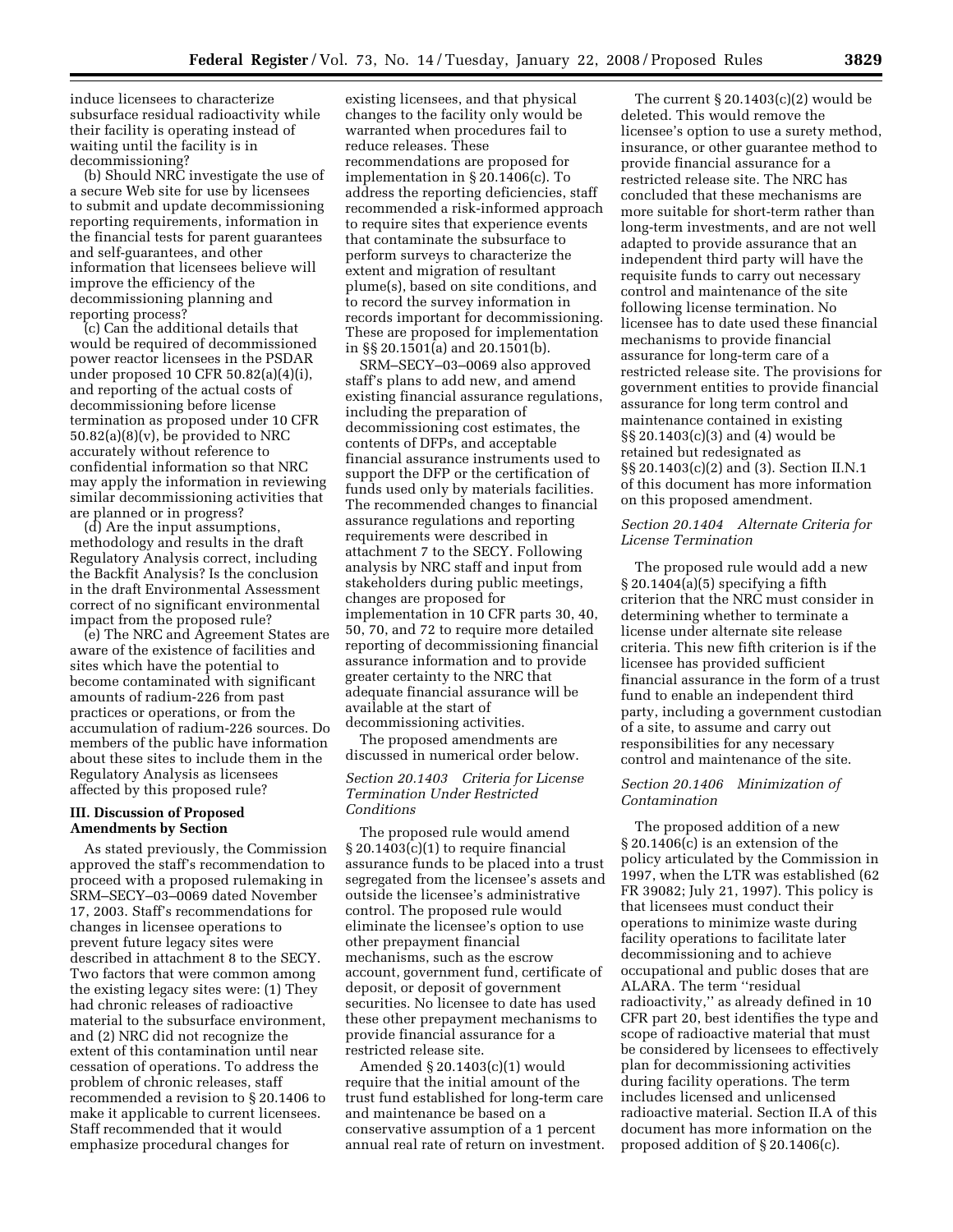induce licensees to characterize subsurface residual radioactivity while their facility is operating instead of waiting until the facility is in decommissioning?

(b) Should NRC investigate the use of a secure Web site for use by licensees to submit and update decommissioning reporting requirements, information in the financial tests for parent guarantees and self-guarantees, and other information that licensees believe will improve the efficiency of the decommissioning planning and reporting process?

(c) Can the additional details that would be required of decommissioned power reactor licensees in the PSDAR under proposed 10 CFR 50.82(a)(4)(i), and reporting of the actual costs of decommissioning before license termination as proposed under 10 CFR 50.82(a)(8)(v), be provided to NRC accurately without reference to confidential information so that NRC may apply the information in reviewing similar decommissioning activities that are planned or in progress?

(d) Are the input assumptions, methodology and results in the draft Regulatory Analysis correct, including the Backfit Analysis? Is the conclusion in the draft Environmental Assessment correct of no significant environmental impact from the proposed rule?

(e) The NRC and Agreement States are aware of the existence of facilities and sites which have the potential to become contaminated with significant amounts of radium-226 from past practices or operations, or from the accumulation of radium-226 sources. Do members of the public have information about these sites to include them in the Regulatory Analysis as licensees affected by this proposed rule?

## III. Discussion of Proposed Amendments by Section

As stated previously, the Commission approved the staff's recommendation to proceed with a proposed rulemaking in SRM–SECY–03–0069 dated November 17, 2003. Staff's recommendations for changes in licensee operations to prevent future legacy sites were described in attachment 8 to the SECY. Two factors that were common among the existing legacy sites were: (1) They had chronic releases of radioactive material to the subsurface environment, and (2) NRC did not recognize the extent of this contamination until near cessation of operations. To address the problem of chronic releases, staff recommended a revision to § 20.1406 to make it applicable to current licensees. Staff recommended that it would emphasize procedural changes for existing licensees, and that physical changes to the facility only would be warranted when procedures fail to reduce releases. These recommendations are proposed for implementation in § 20.1406(c). To address the reporting deficiencies, staff recommended a risk-informed approach to require sites that experience events that contaminate the subsurface to perform surveys to characterize the extent and migration of resultant plume(s), based on site conditions, and to record the survey information in records important for decommissioning. These are proposed for implementation in §§ 20.1501(a) and 20.1501(b).

SRM–SECY–03–0069 also approved staff's plans to add new, and amend existing financial assurance regulations, including the preparation of decommissioning cost estimates, the contents of DFPs, and acceptable financial assurance instruments used to support the DFP or the certification of funds used only by materials facilities. The recommended changes to financial assurance regulations and reporting requirements were described in attachment 7 to the SECY. Following analysis by NRC staff and input from stakeholders during public meetings, changes are proposed for implementation in 10 CFR parts 30, 40, 50, 70, and 72 to require more detailed reporting of decommissioning financial assurance information and to provide greater certainty to the NRC that adequate financial assurance will be available at the start of decommissioning activities.

The proposed amendments are discussed in numerical order below.

### *Section 20.1403 Criteria for License Termination Under Restricted Conditions*

The proposed rule would amend § 20.1403(c)(1) to require financial assurance funds to be placed into a trust segregated from the licensee's assets and outside the licensee's administrative control. The proposed rule would eliminate the licensee's option to use other prepayment financial mechanisms, such as the escrow account, government fund, certificate of deposit, or deposit of government securities. No licensee to date has used these other prepayment mechanisms to provide financial assurance for a restricted release site.

Amended § 20.1403(c)(1) would require that the initial amount of the trust fund established for long-term care and maintenance be based on a conservative assumption of a 1 percent annual real rate of return on investment.

The current § 20.1403(c)(2) would be deleted. This would remove the licensee's option to use a surety method, insurance, or other guarantee method to provide financial assurance for a restricted release site. The NRC has concluded that these mechanisms are more suitable for short-term rather than long-term investments, and are not well adapted to provide assurance that an independent third party will have the requisite funds to carry out necessary control and maintenance of the site following license termination. No licensee has to date used these financial mechanisms to provide financial assurance for long-term care of a restricted release site. The provisions for government entities to provide financial assurance for long term control and maintenance contained in existing §§ 20.1403(c)(3) and (4) would be retained but redesignated as §§ 20.1403(c)(2) and (3). Section II.N.1 of this document has more information on this proposed amendment.

### *Section 20.1404 Alternate Criteria for License Termination*

The proposed rule would add a new § 20.1404(a)(5) specifying a fifth criterion that the NRC must consider in determining whether to terminate a license under alternate site release criteria. This new fifth criterion is if the licensee has provided sufficient financial assurance in the form of a trust fund to enable an independent third party, including a government custodian of a site, to assume and carry out responsibilities for any necessary control and maintenance of the site.

### *Section 20.1406 Minimization of Contamination*

The proposed addition of a new § 20.1406(c) is an extension of the policy articulated by the Commission in 1997, when the LTR was established (62 FR 39082; July 21, 1997). This policy is that licensees must conduct their operations to minimize waste during facility operations to facilitate later decommissioning and to achieve occupational and public doses that are ALARA. The term ''residual radioactivity,'' as already defined in 10 CFR part 20, best identifies the type and scope of radioactive material that must be considered by licensees to effectively plan for decommissioning activities during facility operations. The term includes licensed and unlicensed radioactive material. Section II.A of this document has more information on the proposed addition of § 20.1406(c).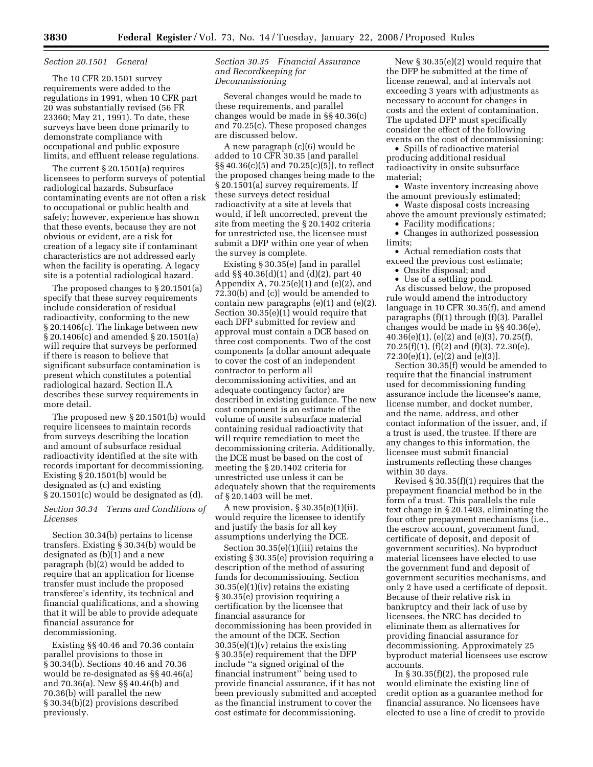*Section 20.1501 General*

The 10 CFR 20.1501 survey requirements were added to the regulations in 1991, when 10 CFR part 20 was substantially revised (56 FR 23360; May 21, 1991). To date, these surveys have been done primarily to demonstrate compliance with occupational and public exposure limits, and effluent release regulations.

The current § 20.1501(a) requires licensees to perform surveys of potential radiological hazards. Subsurface contaminating events are not often a risk to occupational or public health and safety; however, experience has shown that these events, because they are not obvious or evident, are a risk for creation of a legacy site if contaminant characteristics are not addressed early when the facility is operating. A legacy site is a potential radiological hazard.

The proposed changes to § 20.1501(a) specify that these survey requirements include consideration of residual radioactivity, conforming to the new § 20.1406(c). The linkage between new § 20.1406(c) and amended § 20.1501(a) will require that surveys be performed if there is reason to believe that significant subsurface contamination is present which constitutes a potential radiological hazard. Section II.A describes these survey requirements in more detail.

The proposed new § 20.1501(b) would require licensees to maintain records from surveys describing the location and amount of subsurface residual radioactivity identified at the site with records important for decommissioning. Existing § 20.1501(b) would be designated as (c) and existing § 20.1501(c) would be designated as (d).

*Section 30.34 Terms and Conditions of Licenses*

Section 30.34(b) pertains to license transfers. Existing § 30.34(b) would be designated as (b)(1) and a new paragraph (b)(2) would be added to require that an application for license transfer must include the proposed transferee's identity, its technical and financial qualifications, and a showing that it will be able to provide adequate financial assurance for decommissioning.

Existing §§ 40.46 and 70.36 contain parallel provisions to those in § 30.34(b). Sections 40.46 and 70.36 would be re-designated as §§ 40.46(a) and 70.36(a). New §§ 40.46(b) and 70.36(b) will parallel the new § 30.34(b)(2) provisions described previously.

*Section 30.35 Financial Assurance and Recordkeeping for Decommissioning*

Several changes would be made to these requirements, and parallel changes would be made in §§ 40.36(c) and 70.25(c). These proposed changes are discussed below.

A new paragraph (c)(6) would be added to 10 CFR 30.35 [and parallel §§ 40.36(c)(5) and 70.25(c)(5)], to reflect the proposed changes being made to the § 20.1501(a) survey requirements. If these surveys detect residual radioactivity at a site at levels that would, if left uncorrected, prevent the site from meeting the § 20.1402 criteria for unrestricted use, the licensee must submit a DFP within one year of when the survey is complete.

Existing § 30.35(e) [and in parallel add §§ 40.36(d)(1) and (d)(2), part 40 Appendix A, 70.25(e)(1) and (e)(2), and 72.30(b) and (c)] would be amended to contain new paragraphs (e)(1) and (e)(2). Section 30.35(e)(1) would require that each DFP submitted for review and approval must contain a DCE based on three cost components. Two of the cost components (a dollar amount adequate to cover the cost of an independent contractor to perform all decommissioning activities, and an adequate contingency factor) are described in existing guidance. The new cost component is an estimate of the volume of onsite subsurface material containing residual radioactivity that will require remediation to meet the decommissioning criteria. Additionally, the DCE must be based on the cost of meeting the § 20.1402 criteria for unrestricted use unless it can be adequately shown that the requirements of § 20.1403 will be met.

A new provision, § 30.35(e)(1)(ii), would require the licensee to identify and justify the basis for all key assumptions underlying the DCE.

Section 30.35(e)(1)(iii) retains the existing § 30.35(e) provision requiring a description of the method of assuring funds for decommissioning. Section 30.35(e)(1)(iv) retains the existing § 30.35(e) provision requiring a certification by the licensee that financial assurance for decommissioning has been provided in the amount of the DCE. Section 30.35(e)(1)(v) retains the existing § 30.35(e) requirement that the DFP include ''a signed original of the financial instrument'' being used to provide financial assurance, if it has not been previously submitted and accepted as the financial instrument to cover the cost estimate for decommissioning.

New § 30.35(e)(2) would require that the DFP be submitted at the time of license renewal, and at intervals not exceeding 3 years with adjustments as necessary to account for changes in costs and the extent of contamination. The updated DFP must specifically consider the effect of the following events on the cost of decommissioning:

- Spills of radioactive material producing additional residual radioactivity in onsite subsurface material;
- Waste inventory increasing above the amount previously estimated;
- Waste disposal costs increasing above the amount previously estimated;
- Facility modifications;
- Changes in authorized possession limits;
- Actual remediation costs that exceed the previous cost estimate;
- Onsite disposal; and
- Use of a settling pond.

As discussed below, the proposed rule would amend the introductory language in 10 CFR 30.35(f), and amend paragraphs (f)(1) through (f)(3). Parallel changes would be made in §§ 40.36(e), 40.36(e)(1), (e)(2) and (e)(3), 70.25(f), 70.25(f)(1), (f)(2) and (f)(3), 72.30(e), 72.30(e)(1), (e)(2) and (e)(3)].

Section 30.35(f) would be amended to require that the financial instrument used for decommissioning funding assurance include the licensee's name, license number, and docket number, and the name, address, and other contact information of the issuer, and, if a trust is used, the trustee. If there are any changes to this information, the licensee must submit financial instruments reflecting these changes within 30 days.

Revised § 30.35(f)(1) requires that the prepayment financial method be in the form of a trust. This parallels the rule text change in § 20.1403, eliminating the four other prepayment mechanisms (i.e., the escrow account, government fund, certificate of deposit, and deposit of government securities). No byproduct material licensees have elected to use the government fund and deposit of government securities mechanisms, and only 2 have used a certificate of deposit. Because of their relative risk in bankruptcy and their lack of use by licensees, the NRC has decided to eliminate them as alternatives for providing financial assurance for decommissioning. Approximately 25 byproduct material licensees use escrow accounts.

In § 30.35(f)(2), the proposed rule would eliminate the existing line of credit option as a guarantee method for financial assurance. No licensees have elected to use a line of credit to provide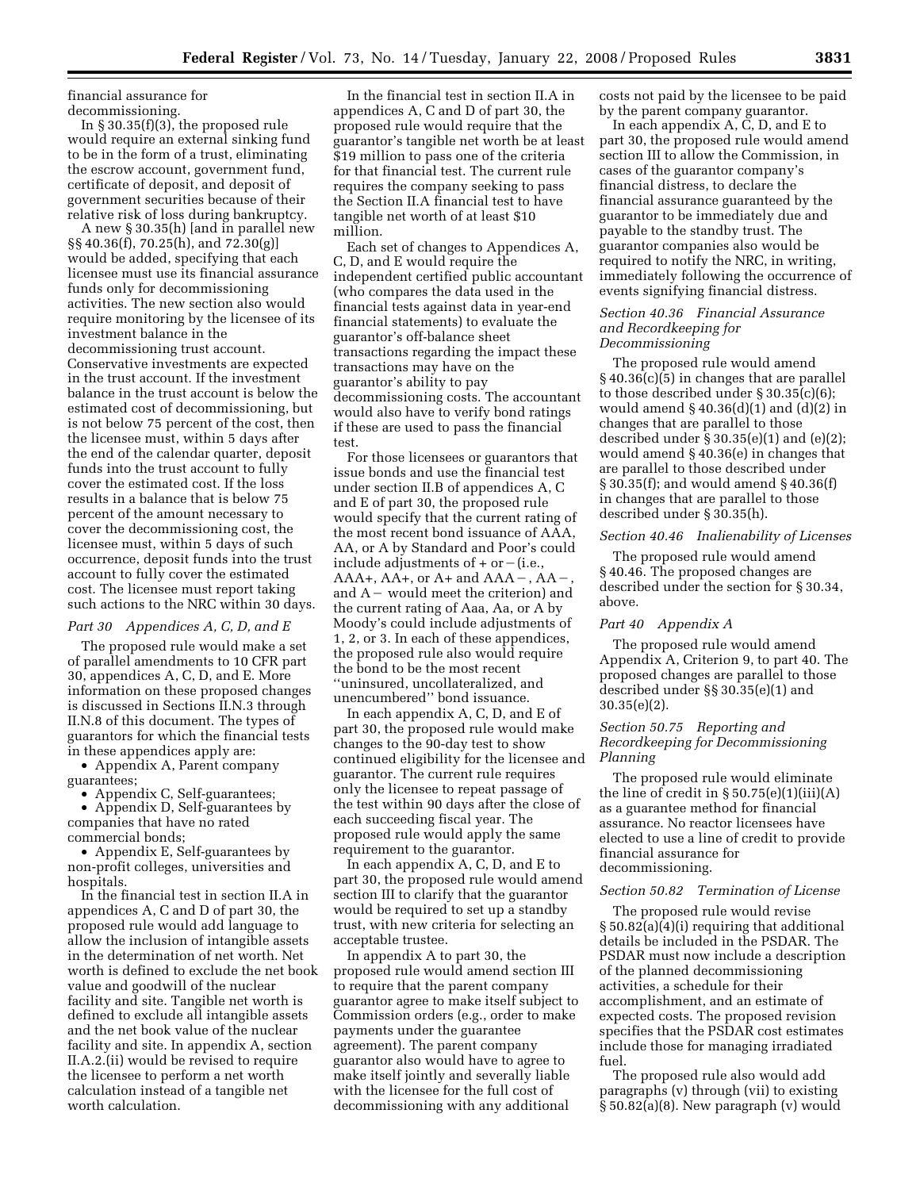financial assurance for decommissioning.

In § 30.35(f)(3), the proposed rule would require an external sinking fund to be in the form of a trust, eliminating the escrow account, government fund, certificate of deposit, and deposit of government securities because of their relative risk of loss during bankruptcy.

A new § 30.35(h) [and in parallel new §§ 40.36(f), 70.25(h), and 72.30(g)] would be added, specifying that each licensee must use its financial assurance funds only for decommissioning activities. The new section also would require monitoring by the licensee of its investment balance in the decommissioning trust account. Conservative investments are expected in the trust account. If the investment balance in the trust account is below the estimated cost of decommissioning, but is not below 75 percent of the cost, then the licensee must, within 5 days after the end of the calendar quarter, deposit funds into the trust account to fully cover the estimated cost. If the loss results in a balance that is below 75 percent of the amount necessary to cover the decommissioning cost, the licensee must, within 5 days of such occurrence, deposit funds into the trust account to fully cover the estimated cost. The licensee must report taking such actions to the NRC within 30 days.

### *Part 30 Appendices A, C, D, and E*

The proposed rule would make a set of parallel amendments to 10 CFR part 30, appendices A, C, D, and E. More information on these proposed changes is discussed in Sections II.N.3 through II.N.8 of this document. The types of guarantors for which the financial tests in these appendices apply are:

- Appendix A, Parent company guarantees;
- Appendix C, Self-guarantees;
- Appendix D, Self-guarantees by companies that have no rated commercial bonds;
- Appendix E, Self-guarantees by non-profit colleges, universities and hospitals.

In the financial test in section II.A in appendices A, C and D of part 30, the proposed rule would add language to allow the inclusion of intangible assets in the determination of net worth. Net worth is defined to exclude the net book value and goodwill of the nuclear facility and site. Tangible net worth is defined to exclude all intangible assets and the net book value of the nuclear facility and site. In appendix A, section II.A.2.(ii) would be revised to require the licensee to perform a net worth calculation instead of a tangible net worth calculation.

In the financial test in section II.A in appendices A, C and D of part 30, the proposed rule would require that the guarantor's tangible net worth be at least $19 million to pass one of the criteria for that financial test. The current rule requires the company seeking to pass the Section II.A financial test to have tangible net worth of at least $10 million.

Each set of changes to Appendices A, C, D, and E would require the independent certified public accountant (who compares the data used in the financial tests against data in year-end financial statements) to evaluate the guarantor's off-balance sheet transactions regarding the impact these transactions may have on the guarantor's ability to pay decommissioning costs. The accountant would also have to verify bond ratings if these are used to pass the financial test.

For those licensees or guarantors that issue bonds and use the financial test under section II.B of appendices A, C and E of part 30, the proposed rule would specify that the current rating of the most recent bond issuance of AAA, AA, or A by Standard and Poor's could include adjustments of + or − (i.e., AAA+, AA+, or A+ and AAA−, AA−, and A− would meet the criterion) and the current rating of Aaa, Aa, or A by Moody's could include adjustments of 1, 2, or 3. In each of these appendices, the proposed rule also would require the bond to be the most recent ''uninsured, uncollateralized, and unencumbered'' bond issuance.

In each appendix A, C, D, and E of part 30, the proposed rule would make changes to the 90-day test to show continued eligibility for the licensee and guarantor. The current rule requires only the licensee to repeat passage of the test within 90 days after the close of each succeeding fiscal year. The proposed rule would apply the same requirement to the guarantor.

In each appendix A, C, D, and E to part 30, the proposed rule would amend section III to clarify that the guarantor would be required to set up a standby trust, with new criteria for selecting an acceptable trustee.

In appendix A to part 30, the proposed rule would amend section III to require that the parent company guarantor agree to make itself subject to Commission orders (e.g., order to make payments under the guarantee agreement). The parent company guarantor also would have to agree to make itself jointly and severally liable with the licensee for the full cost of decommissioning with any additional costs not paid by the licensee to be paid by the parent company guarantor.

In each appendix A, C, D, and E to part 30, the proposed rule would amend section III to allow the Commission, in cases of the guarantor company's financial distress, to declare the financial assurance guaranteed by the guarantor to be immediately due and payable to the standby trust. The guarantor companies also would be required to notify the NRC, in writing, immediately following the occurrence of events signifying financial distress.

### *Section 40.36 Financial Assurance and Recordkeeping for Decommissioning*

The proposed rule would amend § 40.36(c)(5) in changes that are parallel to those described under § 30.35(c)(6); would amend § 40.36(d)(1) and (d)(2) in changes that are parallel to those described under § 30.35(e)(1) and (e)(2); would amend § 40.36(e) in changes that are parallel to those described under § 30.35(f); and would amend § 40.36(f) in changes that are parallel to those described under § 30.35(h).

### *Section 40.46 Inalienability of Licenses*

The proposed rule would amend § 40.46. The proposed changes are described under the section for § 30.34, above.

### *Part 40 Appendix A*

The proposed rule would amend Appendix A, Criterion 9, to part 40. The proposed changes are parallel to those described under §§ 30.35(e)(1) and 30.35(e)(2).

### *Section 50.75 Reporting and Recordkeeping for Decommissioning Planning*

The proposed rule would eliminate the line of credit in § 50.75(e)(1)(iii)(A) as a guarantee method for financial assurance. No reactor licensees have elected to use a line of credit to provide financial assurance for decommissioning.

### *Section 50.82 Termination of License*

The proposed rule would revise § 50.82(a)(4)(i) requiring that additional details be included in the PSDAR. The PSDAR must now include a description of the planned decommissioning activities, a schedule for their accomplishment, and an estimate of expected costs. The proposed revision specifies that the PSDAR cost estimates include those for managing irradiated fuel.

The proposed rule also would add paragraphs (v) through (vii) to existing § 50.82(a)(8). New paragraph (v) would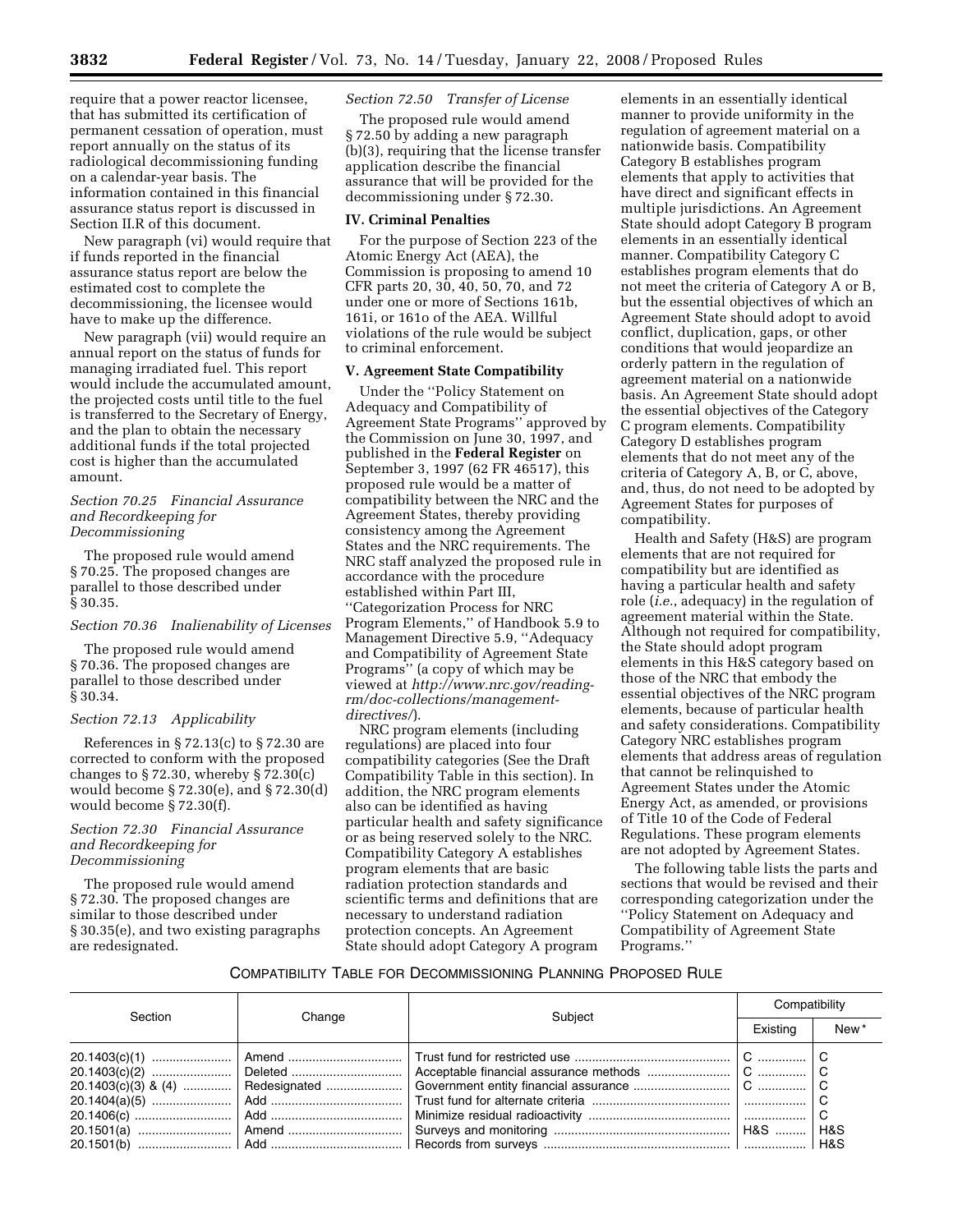require that a power reactor licensee, that has submitted its certification of permanent cessation of operation, must report annually on the status of its radiological decommissioning funding on a calendar-year basis. The information contained in this financial assurance status report is discussed in Section II.R of this document.

New paragraph (vi) would require that if funds reported in the financial assurance status report are below the estimated cost to complete the decommissioning, the licensee would have to make up the difference.

New paragraph (vii) would require an annual report on the status of funds for managing irradiated fuel. This report would include the accumulated amount, the projected costs until title to the fuel is transferred to the Secretary of Energy, and the plan to obtain the necessary additional funds if the total projected cost is higher than the accumulated amount.

*Section 70.25 Financial Assurance and Recordkeeping for Decommissioning*

The proposed rule would amend § 70.25. The proposed changes are parallel to those described under § 30.35.

*Section 70.36 Inalienability of Licenses*

The proposed rule would amend § 70.36. The proposed changes are parallel to those described under § 30.34.

*Section 72.13 Applicability*

References in § 72.13(c) to § 72.30 are corrected to conform with the proposed changes to § 72.30, whereby § 72.30(c) would become § 72.30(e), and § 72.30(d) would become § 72.30(f).

*Section 72.30 Financial Assurance and Recordkeeping for Decommissioning*

The proposed rule would amend § 72.30. The proposed changes are similar to those described under § 30.35(e), and two existing paragraphs are redesignated.

*Section 72.50 Transfer of License*

The proposed rule would amend § 72.50 by adding a new paragraph (b)(3), requiring that the license transfer application describe the financial assurance that will be provided for the decommissioning under § 72.30.

## IV. Criminal Penalties

For the purpose of Section 223 of the Atomic Energy Act (AEA), the Commission is proposing to amend 10 CFR parts 20, 30, 40, 50, 70, and 72 under one or more of Sections 161b, 161i, or 161o of the AEA. Willful violations of the rule would be subject to criminal enforcement.

## V. Agreement State Compatibility

Under the ''Policy Statement on Adequacy and Compatibility of Agreement State Programs'' approved by the Commission on June 30, 1997, and published in the **Federal Register** on September 3, 1997 (62 FR 46517), this proposed rule would be a matter of compatibility between the NRC and the Agreement States, thereby providing consistency among the Agreement States and the NRC requirements. The NRC staff analyzed the proposed rule in accordance with the procedure established within Part III, ''Categorization Process for NRC Program Elements,'' of Handbook 5.9 to Management Directive 5.9, ''Adequacy and Compatibility of Agreement State Programs'' (a copy of which may be viewed at *http://www.nrc.gov/reading-rm/doc-collections/management-directives/*).

NRC program elements (including regulations) are placed into four compatibility categories (See the Draft Compatibility Table in this section). In addition, the NRC program elements also can be identified as having particular health and safety significance or as being reserved solely to the NRC. Compatibility Category A establishes program elements that are basic radiation protection standards and scientific terms and definitions that are necessary to understand radiation protection concepts. An Agreement State should adopt Category A program elements in an essentially identical manner to provide uniformity in the regulation of agreement material on a nationwide basis. Compatibility Category B establishes program elements that apply to activities that have direct and significant effects in multiple jurisdictions. An Agreement State should adopt Category B program elements in an essentially identical manner. Compatibility Category C establishes program elements that do not meet the criteria of Category A or B, but the essential objectives of which an Agreement State should adopt to avoid conflict, duplication, gaps, or other conditions that would jeopardize an orderly pattern in the regulation of agreement material on a nationwide basis. An Agreement State should adopt the essential objectives of the Category C program elements. Compatibility Category D establishes program elements that do not meet any of the criteria of Category A, B, or C, above, and, thus, do not need to be adopted by Agreement States for purposes of compatibility.

Health and Safety (H&S) are program elements that are not required for compatibility but are identified as having a particular health and safety role (*i.e.*, adequacy) in the regulation of agreement material within the State. Although not required for compatibility, the State should adopt program elements in this H&S category based on those of the NRC that embody the essential objectives of the NRC program elements, because of particular health and safety considerations. Compatibility Category NRC establishes program elements that address areas of regulation that cannot be relinquished to Agreement States under the Atomic Energy Act, as amended, or provisions of Title 10 of the Code of Federal Regulations. These program elements are not adopted by Agreement States.

The following table lists the parts and sections that would be revised and their corresponding categorization under the ''Policy Statement on Adequacy and Compatibility of Agreement State Programs.''

COMPATIBILITY TABLE FOR DECOMMISSIONING PLANNING PROPOSED RULE

| Section | Change | Subject | Compatibility | |
|---|---|---|---|---|
| | | | Existing | New* |
| 20.1403(c)(1) | Amend | Trust fund for restricted use | C | C |
| 20.1403(c)(2) | Deleted | Acceptable financial assurance methods | C | C |
| 20.1403(c)(3) & (4) | Redesignated | Government entity financial assurance | C | C |
| 20.1404(a)(5) | Add | Trust fund for alternate criteria | | C |
| 20.1406(c) | Add | Minimize residual radioactivity | | C |
| 20.1501(a) | Amend | Surveys and monitoring | H&S | H&S |
| 20.1501(b) | Add | Records from surveys | | H&S |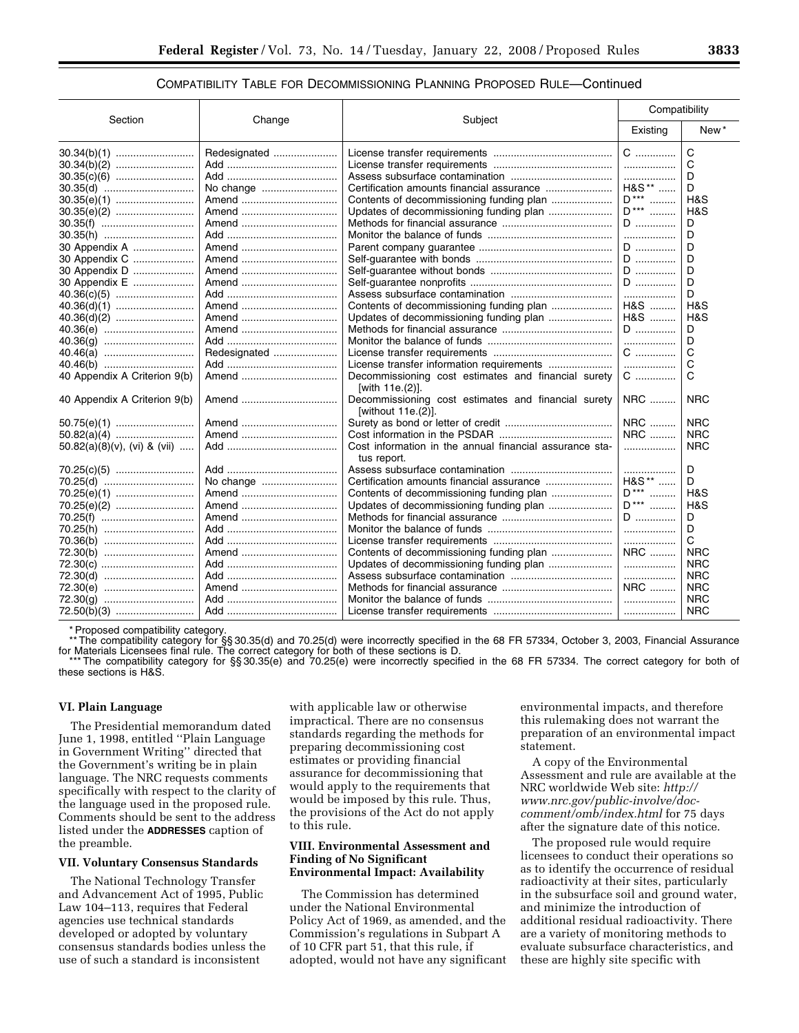COMPATIBILITY TABLE FOR DECOMMISSIONING PLANNING PROPOSED RULE—Continued

| Section | Change | Subject | Compatibility | |
|---|---|---|---|---|
| | | | Existing | New* |
| 30.34(b)(1) | Redesignated | License transfer requirements | C | C |
| 30.34(b)(2) | Add | License transfer requirements | | C |
| 30.35(c)(6) | Add | Assess subsurface contamination | | D |
| 30.35(d) | No change | Certification amounts financial assurance | H&S** | D |
| 30.35(e)(1) | Amend | Contents of decommissioning funding plan | D*** | H&S |
| 30.35(e)(2) | Amend | Updates of decommissioning funding plan | D*** | H&S |
| 30.35(f) | Amend | Methods for financial assurance | D | D |
| 30.35(h) | Add | Monitor the balance of funds | | D |
| 30 Appendix A | Amend | Parent company guarantee | D | D |
| 30 Appendix C | Amend | Self-guarantee with bonds | D | D |
| 30 Appendix D | Amend | Self-guarantee without bonds | D | D |
| 30 Appendix E | Amend | Self-guarantee nonprofits | D | D |
| 40.36(c)(5) | Add | Assess subsurface contamination | | D |
| 40.36(d)(1) | Amend | Contents of decommissioning funding plan | H&S | H&S |
| 40.36(d)(2) | Amend | Updates of decommissioning funding plan | H&S | H&S |
| 40.36(e) | Amend | Methods for financial assurance | D | D |
| 40.36(g) | Add | Monitor the balance of funds | | D |
| 40.46(a) | Redesignated | License transfer requirements | C | C |
| 40.46(b) | Add | License transfer information requirements | | C |
| 40 Appendix A Criterion 9(b) | Amend | Decommissioning cost estimates and financial surety [with 11e.(2)]. | C | C |
| 40 Appendix A Criterion 9(b) | Amend | Decommissioning cost estimates and financial surety [without 11e.(2)]. | NRC | NRC |
| 50.75(e)(1) | Amend | Surety as bond or letter of credit | NRC | NRC |
| 50.82(a)(4) | Amend | Cost information in the PSDAR | NRC | NRC |
| 50.82(a)(8)(v), (vi) & (vii) | Add | Cost information in the annual financial assurance status report. | | NRC |
| 70.25(c)(5) | Add | Assess subsurface contamination | | D |
| 70.25(d) | No change | Certification amounts financial assurance | H&S** | D |
| 70.25(e)(1) | Amend | Contents of decommissioning funding plan | D*** | H&S |
| 70.25(e)(2) | Amend | Updates of decommissioning funding plan | D*** | H&S |
| 70.25(f) | Amend | Methods for financial assurance | D | D |
| 70.25(h) | Add | Monitor the balance of funds | | D |
| 70.36(b) | Add | License transfer requirements | | C |
| 72.30(b) | Amend | Contents of decommissioning funding plan | NRC | NRC |
| 72.30(c) | Add | Updates of decommissioning funding plan | | NRC |
| 72.30(d) | Add | Assess subsurface contamination | | NRC |
| 72.30(e) | Amend | Methods for financial assurance | NRC | NRC |
| 72.30(g) | Add | Monitor the balance of funds | | NRC |
| 72.50(b)(3) | Add | License transfer requirements | | NRC |

\* Proposed compatibility category.

\*\* The compatibility category for §§ 30.35(d) and 70.25(d) were incorrectly specified in the 68 FR 57334, October 3, 2003, Financial Assurance for Materials Licensees final rule. The correct category for both of these sections is D.

\*\*\* The compatibility category for §§ 30.35(e) and 70.25(e) were incorrectly specified in the 68 FR 57334. The correct category for both of these sections is H&S.

### VI. Plain Language

The Presidential memorandum dated June 1, 1998, entitled ''Plain Language in Government Writing'' directed that the Government's writing be in plain language. The NRC requests comments specifically with respect to the clarity of the language used in the proposed rule. Comments should be sent to the address listed under the **ADDRESSES** caption of the preamble.

### VII. Voluntary Consensus Standards

The National Technology Transfer and Advancement Act of 1995, Public Law 104–113, requires that Federal agencies use technical standards developed or adopted by voluntary consensus standards bodies unless the use of such a standard is inconsistent with applicable law or otherwise impractical. There are no consensus standards regarding the methods for preparing decommissioning cost estimates or providing financial assurance for decommissioning that would apply to the requirements that would be imposed by this rule. Thus, the provisions of the Act do not apply to this rule.

### VIII. Environmental Assessment and Finding of No Significant Environmental Impact: Availability

The Commission has determined under the National Environmental Policy Act of 1969, as amended, and the Commission's regulations in Subpart A of 10 CFR part 51, that this rule, if adopted, would not have any significant environmental impacts, and therefore this rulemaking does not warrant the preparation of an environmental impact statement.

A copy of the Environmental Assessment and rule are available at the NRC worldwide Web site: *http://www.nrc.gov/public-involve/doc-comment/omb/index.html* for 75 days after the signature date of this notice.

The proposed rule would require licensees to conduct their operations so as to identify the occurrence of residual radioactivity at their sites, particularly in the subsurface soil and ground water, and minimize the introduction of additional residual radioactivity. There are a variety of monitoring methods to evaluate subsurface characteristics, and these are highly site specific with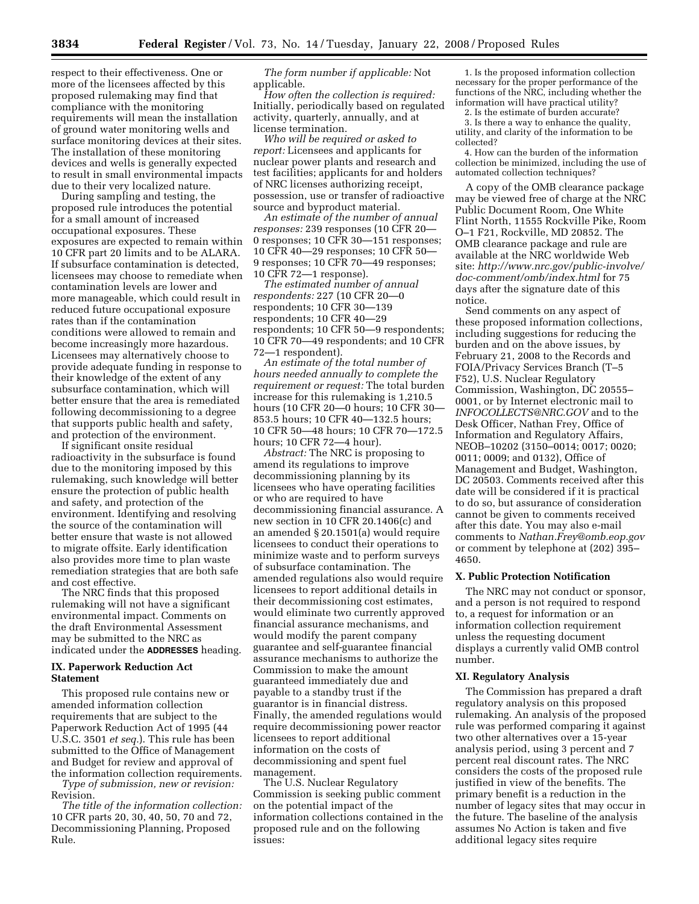respect to their effectiveness. One or more of the licensees affected by this proposed rulemaking may find that compliance with the monitoring requirements will mean the installation of ground water monitoring wells and surface monitoring devices at their sites. The installation of these monitoring devices and wells is generally expected to result in small environmental impacts due to their very localized nature.

During sampling and testing, the proposed rule introduces the potential for a small amount of increased occupational exposures. These exposures are expected to remain within 10 CFR part 20 limits and to be ALARA. If subsurface contamination is detected, licensees may choose to remediate when contamination levels are lower and more manageable, which could result in reduced future occupational exposure rates than if the contamination conditions were allowed to remain and become increasingly more hazardous. Licensees may alternatively choose to provide adequate funding in response to their knowledge of the extent of any subsurface contamination, which will better ensure that the area is remediated following decommissioning to a degree that supports public health and safety, and protection of the environment.

If significant onsite residual radioactivity in the subsurface is found due to the monitoring imposed by this rulemaking, such knowledge will better ensure the protection of public health and safety, and protection of the environment. Identifying and resolving the source of the contamination will better ensure that waste is not allowed to migrate offsite. Early identification also provides more time to plan waste remediation strategies that are both safe and cost effective.

The NRC finds that this proposed rulemaking will not have a significant environmental impact. Comments on the draft Environmental Assessment may be submitted to the NRC as indicated under the **ADDRESSES** heading.

### IX. Paperwork Reduction Act Statement

This proposed rule contains new or amended information collection requirements that are subject to the Paperwork Reduction Act of 1995 (44 U.S.C. 3501 *et seq.*). This rule has been submitted to the Office of Management and Budget for review and approval of the information collection requirements.

*Type of submission, new or revision:* Revision.

*The title of the information collection:* 10 CFR parts 20, 30, 40, 50, 70 and 72, Decommissioning Planning, Proposed Rule.

*The form number if applicable:* Not applicable.

*How often the collection is required:* Initially, periodically based on regulated activity, quarterly, annually, and at license termination.

*Who will be required or asked to report:* Licensees and applicants for nuclear power plants and research and test facilities; applicants for and holders of NRC licenses authorizing receipt, possession, use or transfer of radioactive source and byproduct material.

*An estimate of the number of annual responses:* 239 responses (10 CFR 20—0 responses; 10 CFR 30—151 responses; 10 CFR 40—29 responses; 10 CFR 50—9 responses; 10 CFR 70—49 responses; 10 CFR 72—1 response).

*The estimated number of annual respondents:* 227 (10 CFR 20—0 respondents; 10 CFR 30—139 respondents; 10 CFR 40—29 respondents; 10 CFR 50—9 respondents; 10 CFR 70—49 respondents; and 10 CFR 72—1 respondent).

*An estimate of the total number of hours needed annually to complete the requirement or request:* The total burden increase for this rulemaking is 1,210.5 hours (10 CFR 20—0 hours; 10 CFR 30—853.5 hours; 10 CFR 40—132.5 hours; 10 CFR 50—48 hours; 10 CFR 70—172.5 hours; 10 CFR 72—4 hour).

*Abstract:* The NRC is proposing to amend its regulations to improve decommissioning planning by its licensees who have operating facilities or who are required to have decommissioning financial assurance. A new section in 10 CFR 20.1406(c) and an amended § 20.1501(a) would require licensees to conduct their operations to minimize waste and to perform surveys of subsurface contamination. The amended regulations also would require licensees to report additional details in their decommissioning cost estimates, would eliminate two currently approved financial assurance mechanisms, and would modify the parent company guarantee and self-guarantee financial assurance mechanisms to authorize the Commission to make the amount guaranteed immediately due and payable to a standby trust if the guarantor is in financial distress. Finally, the amended regulations would require decommissioning power reactor licensees to report additional information on the costs of decommissioning and spent fuel management.

The U.S. Nuclear Regulatory Commission is seeking public comment on the potential impact of the information collections contained in the proposed rule and on the following issues:

1. Is the proposed information collection necessary for the proper performance of the functions of the NRC, including whether the information will have practical utility?
2. Is the estimate of burden accurate?
3. Is there a way to enhance the quality, utility, and clarity of the information to be collected?
4. How can the burden of the information collection be minimized, including the use of automated collection techniques?

A copy of the OMB clearance package may be viewed free of charge at the NRC Public Document Room, One White Flint North, 11555 Rockville Pike, Room O–1 F21, Rockville, MD 20852. The OMB clearance package and rule are available at the NRC worldwide Web site: *http://www.nrc.gov/public-involve/doc-comment/omb/index.html* for 75 days after the signature date of this notice.

Send comments on any aspect of these proposed information collections, including suggestions for reducing the burden and on the above issues, by February 21, 2008 to the Records and FOIA/Privacy Services Branch (T–5 F52), U.S. Nuclear Regulatory Commission, Washington, DC 20555–0001, or by Internet electronic mail to *INFOCOLLECTS@NRC.GOV* and to the Desk Officer, Nathan Frey, Office of Information and Regulatory Affairs, NEOB–10202 (3150–0014; 0017; 0020; 0011; 0009; and 0132), Office of Management and Budget, Washington, DC 20503. Comments received after this date will be considered if it is practical to do so, but assurance of consideration cannot be given to comments received after this date. You may also e-mail comments to *Nathan.Frey@omb.eop.gov* or comment by telephone at (202) 395–4650.

### X. Public Protection Notification

The NRC may not conduct or sponsor, and a person is not required to respond to, a request for information or an information collection requirement unless the requesting document displays a currently valid OMB control number.

### XI. Regulatory Analysis

The Commission has prepared a draft regulatory analysis on this proposed rulemaking. An analysis of the proposed rule was performed comparing it against two other alternatives over a 15-year analysis period, using 3 percent and 7 percent real discount rates. The NRC considers the costs of the proposed rule justified in view of the benefits. The primary benefit is a reduction in the number of legacy sites that may occur in the future. The baseline of the analysis assumes No Action is taken and five additional legacy sites require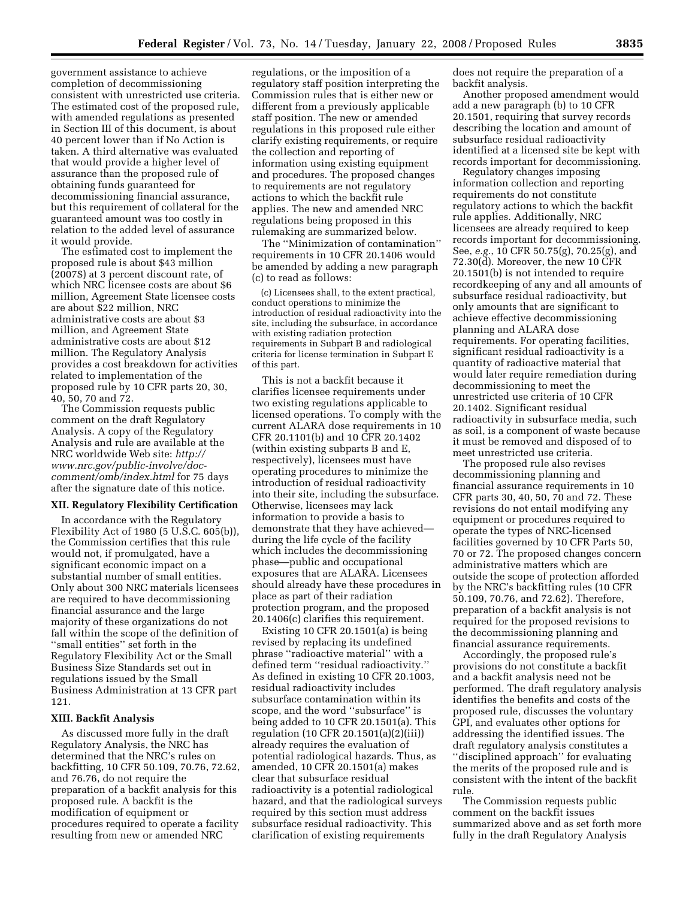government assistance to achieve completion of decommissioning consistent with unrestricted use criteria. The estimated cost of the proposed rule, with amended regulations as presented in Section III of this document, is about 40 percent lower than if No Action is taken. A third alternative was evaluated that would provide a higher level of assurance than the proposed rule of obtaining funds guaranteed for decommissioning financial assurance, but this requirement of collateral for the guaranteed amount was too costly in relation to the added level of assurance it would provide.

The estimated cost to implement the proposed rule is about $43 million (2007$) at 3 percent discount rate, of which NRC licensee costs are about $6 million, Agreement State licensee costs are about $22 million, NRC administrative costs are about $3 million, and Agreement State administrative costs are about $12 million. The Regulatory Analysis provides a cost breakdown for activities related to implementation of the proposed rule by 10 CFR parts 20, 30, 40, 50, 70 and 72.

The Commission requests public comment on the draft Regulatory Analysis. A copy of the Regulatory Analysis and rule are available at the NRC worldwide Web site: *http://www.nrc.gov/public-involve/doc-comment/omb/index.html* for 75 days after the signature date of this notice.

## XII. Regulatory Flexibility Certification

In accordance with the Regulatory Flexibility Act of 1980 (5 U.S.C. 605(b)), the Commission certifies that this rule would not, if promulgated, have a significant economic impact on a substantial number of small entities. Only about 300 NRC materials licensees are required to have decommissioning financial assurance and the large majority of these organizations do not fall within the scope of the definition of ''small entities'' set forth in the Regulatory Flexibility Act or the Small Business Size Standards set out in regulations issued by the Small Business Administration at 13 CFR part 121.

## XIII. Backfit Analysis

As discussed more fully in the draft Regulatory Analysis, the NRC has determined that the NRC's rules on backfitting, 10 CFR 50.109, 70.76, 72.62, and 76.76, do not require the preparation of a backfit analysis for this proposed rule. A backfit is the modification of equipment or procedures required to operate a facility resulting from new or amended NRC regulations, or the imposition of a regulatory staff position interpreting the Commission rules that is either new or different from a previously applicable staff position. The new or amended regulations in this proposed rule either clarify existing requirements, or require the collection and reporting of information using existing equipment and procedures. The proposed changes to requirements are not regulatory actions to which the backfit rule applies. The new and amended NRC regulations being proposed in this rulemaking are summarized below.

The ''Minimization of contamination'' requirements in 10 CFR 20.1406 would be amended by adding a new paragraph (c) to read as follows:

> (c) Licensees shall, to the extent practical, conduct operations to minimize the introduction of residual radioactivity into the site, including the subsurface, in accordance with existing radiation protection requirements in Subpart B and radiological criteria for license termination in Subpart E of this part.

This is not a backfit because it clarifies licensee requirements under two existing regulations applicable to licensed operations. To comply with the current ALARA dose requirements in 10 CFR 20.1101(b) and 10 CFR 20.1402 (within existing subparts B and E, respectively), licensees must have operating procedures to minimize the introduction of residual radioactivity into their site, including the subsurface. Otherwise, licensees may lack information to provide a basis to demonstrate that they have achieved—during the life cycle of the facility which includes the decommissioning phase—public and occupational exposures that are ALARA. Licensees should already have these procedures in place as part of their radiation protection program, and the proposed 20.1406(c) clarifies this requirement.

Existing 10 CFR 20.1501(a) is being revised by replacing its undefined phrase ''radioactive material'' with a defined term ''residual radioactivity.'' As defined in existing 10 CFR 20.1003, residual radioactivity includes subsurface contamination within its scope, and the word ''subsurface'' is being added to 10 CFR 20.1501(a). This regulation (10 CFR 20.1501(a)(2)(iii)) already requires the evaluation of potential radiological hazards. Thus, as amended, 10 CFR 20.1501(a) makes clear that subsurface residual radioactivity is a potential radiological hazard, and that the radiological surveys required by this section must address subsurface residual radioactivity. This clarification of existing requirements does not require the preparation of a backfit analysis.

Another proposed amendment would add a new paragraph (b) to 10 CFR 20.1501, requiring that survey records describing the location and amount of subsurface residual radioactivity identified at a licensed site be kept with records important for decommissioning.

Regulatory changes imposing information collection and reporting requirements do not constitute regulatory actions to which the backfit rule applies. Additionally, NRC licensees are already required to keep records important for decommissioning. See, *e.g.*, 10 CFR 50.75(g), 70.25(g), and 72.30(d). Moreover, the new 10 CFR 20.1501(b) is not intended to require recordkeeping of any and all amounts of subsurface residual radioactivity, but only amounts that are significant to achieve effective decommissioning planning and ALARA dose requirements. For operating facilities, significant residual radioactivity is a quantity of radioactive material that would later require remediation during decommissioning to meet the unrestricted use criteria of 10 CFR 20.1402. Significant residual radioactivity in subsurface media, such as soil, is a component of waste because it must be removed and disposed of to meet unrestricted use criteria.

The proposed rule also revises decommissioning planning and financial assurance requirements in 10 CFR parts 30, 40, 50, 70 and 72. These revisions do not entail modifying any equipment or procedures required to operate the types of NRC-licensed facilities governed by 10 CFR Parts 50, 70 or 72. The proposed changes concern administrative matters which are outside the scope of protection afforded by the NRC's backfitting rules (10 CFR 50.109, 70.76, and 72.62). Therefore, preparation of a backfit analysis is not required for the proposed revisions to the decommissioning planning and financial assurance requirements.

Accordingly, the proposed rule's provisions do not constitute a backfit and a backfit analysis need not be performed. The draft regulatory analysis identifies the benefits and costs of the proposed rule, discusses the voluntary GPI, and evaluates other options for addressing the identified issues. The draft regulatory analysis constitutes a ''disciplined approach'' for evaluating the merits of the proposed rule and is consistent with the intent of the backfit rule.

The Commission requests public comment on the backfit issues summarized above and as set forth more fully in the draft Regulatory Analysis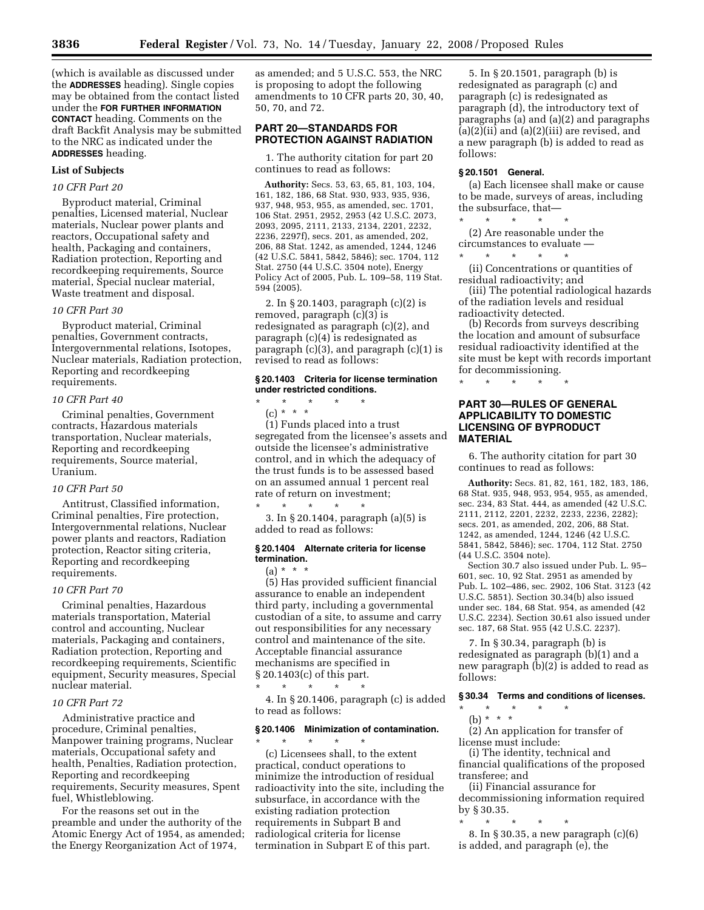(which is available as discussed under the **ADDRESSES** heading). Single copies may be obtained from the contact listed under the **FOR FURTHER INFORMATION CONTACT** heading. Comments on the draft Backfit Analysis may be submitted to the NRC as indicated under the **ADDRESSES** heading.

**List of Subjects**

*10 CFR Part 20*

Byproduct material, Criminal penalties, Licensed material, Nuclear materials, Nuclear power plants and reactors, Occupational safety and health, Packaging and containers, Radiation protection, Reporting and recordkeeping requirements, Source material, Special nuclear material, Waste treatment and disposal.

*10 CFR Part 30*

Byproduct material, Criminal penalties, Government contracts, Intergovernmental relations, Isotopes, Nuclear materials, Radiation protection, Reporting and recordkeeping requirements.

*10 CFR Part 40*

Criminal penalties, Government contracts, Hazardous materials transportation, Nuclear materials, Reporting and recordkeeping requirements, Source material, Uranium.

*10 CFR Part 50*

Antitrust, Classified information, Criminal penalties, Fire protection, Intergovernmental relations, Nuclear power plants and reactors, Radiation protection, Reactor siting criteria, Reporting and recordkeeping requirements.

*10 CFR Part 70*

Criminal penalties, Hazardous materials transportation, Material control and accounting, Nuclear materials, Packaging and containers, Radiation protection, Reporting and recordkeeping requirements, Scientific equipment, Security measures, Special nuclear material.

*10 CFR Part 72*

Administrative practice and procedure, Criminal penalties, Manpower training programs, Nuclear materials, Occupational safety and health, Penalties, Radiation protection, Reporting and recordkeeping requirements, Security measures, Spent fuel, Whistleblowing.

For the reasons set out in the preamble and under the authority of the Atomic Energy Act of 1954, as amended; the Energy Reorganization Act of 1974, as amended; and 5 U.S.C. 553, the NRC is proposing to adopt the following amendments to 10 CFR parts 20, 30, 40, 50, 70, and 72.

## PART 20—STANDARDS FOR PROTECTION AGAINST RADIATION

1. The authority citation for part 20 continues to read as follows:

**Authority:** Secs. 53, 63, 65, 81, 103, 104, 161, 182, 186, 68 Stat. 930, 933, 935, 936, 937, 948, 953, 955, as amended, sec. 1701, 106 Stat. 2951, 2952, 2953 (42 U.S.C. 2073, 2093, 2095, 2111, 2133, 2134, 2201, 2232, 2236, 2297f), secs. 201, as amended, 202, 206, 88 Stat. 1242, as amended, 1244, 1246 (42 U.S.C. 5841, 5842, 5846); sec. 1704, 112 Stat. 2750 (44 U.S.C. 3504 note), Energy Policy Act of 2005, Pub. L. 109–58, 119 Stat. 594 (2005).

2. In § 20.1403, paragraph (c)(2) is removed, paragraph (c)(3) is redesignated as paragraph (c)(2), and paragraph (c)(4) is redesignated as paragraph (c)(3), and paragraph (c)(1) is revised to read as follows:

### § 20.1403 Criteria for license termination under restricted conditions.

\* \* \* \* \*

(c) \* \* \*

(1) Funds placed into a trust segregated from the licensee's assets and outside the licensee's administrative control, and in which the adequacy of the trust funds is to be assessed based on an assumed annual 1 percent real rate of return on investment;

\* \* \* \* \*

3. In § 20.1404, paragraph (a)(5) is added to read as follows:

### § 20.1404 Alternate criteria for license termination.

(a) \* \* \*

(5) Has provided sufficient financial assurance to enable an independent third party, including a governmental custodian of a site, to assume and carry out responsibilities for any necessary control and maintenance of the site. Acceptable financial assurance mechanisms are specified in § 20.1403(c) of this part.

\* \* \* \* \*

4. In § 20.1406, paragraph (c) is added to read as follows:

### § 20.1406 Minimization of contamination.

\* \* \* \* \*

(c) Licensees shall, to the extent practical, conduct operations to minimize the introduction of residual radioactivity into the site, including the subsurface, in accordance with the existing radiation protection requirements in Subpart B and radiological criteria for license termination in Subpart E of this part.

5. In § 20.1501, paragraph (b) is redesignated as paragraph (c) and paragraph (c) is redesignated as paragraph (d), the introductory text of paragraphs (a) and (a)(2) and paragraphs (a)(2)(ii) and (a)(2)(iii) are revised, and a new paragraph (b) is added to read as follows:

### § 20.1501 General.

(a) Each licensee shall make or cause to be made, surveys of areas, including the subsurface, that—

\* \* \* \* \*

(2) Are reasonable under the circumstances to evaluate —

\* \* \* \* \*

(ii) Concentrations or quantities of residual radioactivity; and

(iii) The potential radiological hazards of the radiation levels and residual radioactivity detected.

(b) Records from surveys describing the location and amount of subsurface residual radioactivity identified at the site must be kept with records important for decommissioning.

\* \* \* \* \*

## PART 30—RULES OF GENERAL APPLICABILITY TO DOMESTIC LICENSING OF BYPRODUCT MATERIAL

6. The authority citation for part 30 continues to read as follows:

**Authority:** Secs. 81, 82, 161, 182, 183, 186, 68 Stat. 935, 948, 953, 954, 955, as amended, sec. 234, 83 Stat. 444, as amended (42 U.S.C. 2111, 2112, 2201, 2232, 2233, 2236, 2282); secs. 201, as amended, 202, 206, 88 Stat. 1242, as amended, 1244, 1246 (42 U.S.C. 5841, 5842, 5846); sec. 1704, 112 Stat. 2750 (44 U.S.C. 3504 note).

Section 30.7 also issued under Pub. L. 95–601, sec. 10, 92 Stat. 2951 as amended by Pub. L. 102–486, sec. 2902, 106 Stat. 3123 (42 U.S.C. 5851). Section 30.34(b) also issued under sec. 184, 68 Stat. 954, as amended (42 U.S.C. 2234). Section 30.61 also issued under sec. 187, 68 Stat. 955 (42 U.S.C. 2237).

7. In § 30.34, paragraph (b) is redesignated as paragraph (b)(1) and a new paragraph (b)(2) is added to read as follows:

### § 30.34 Terms and conditions of licenses.

\* \* \* \* \*

(b) \* \* \*

(2) An application for transfer of license must include:

(i) The identity, technical and financial qualifications of the proposed transferee; and

(ii) Financial assurance for decommissioning information required by § 30.35.

\* \* \* \* \*

8. In § 30.35, a new paragraph (c)(6) is added, and paragraph (e), the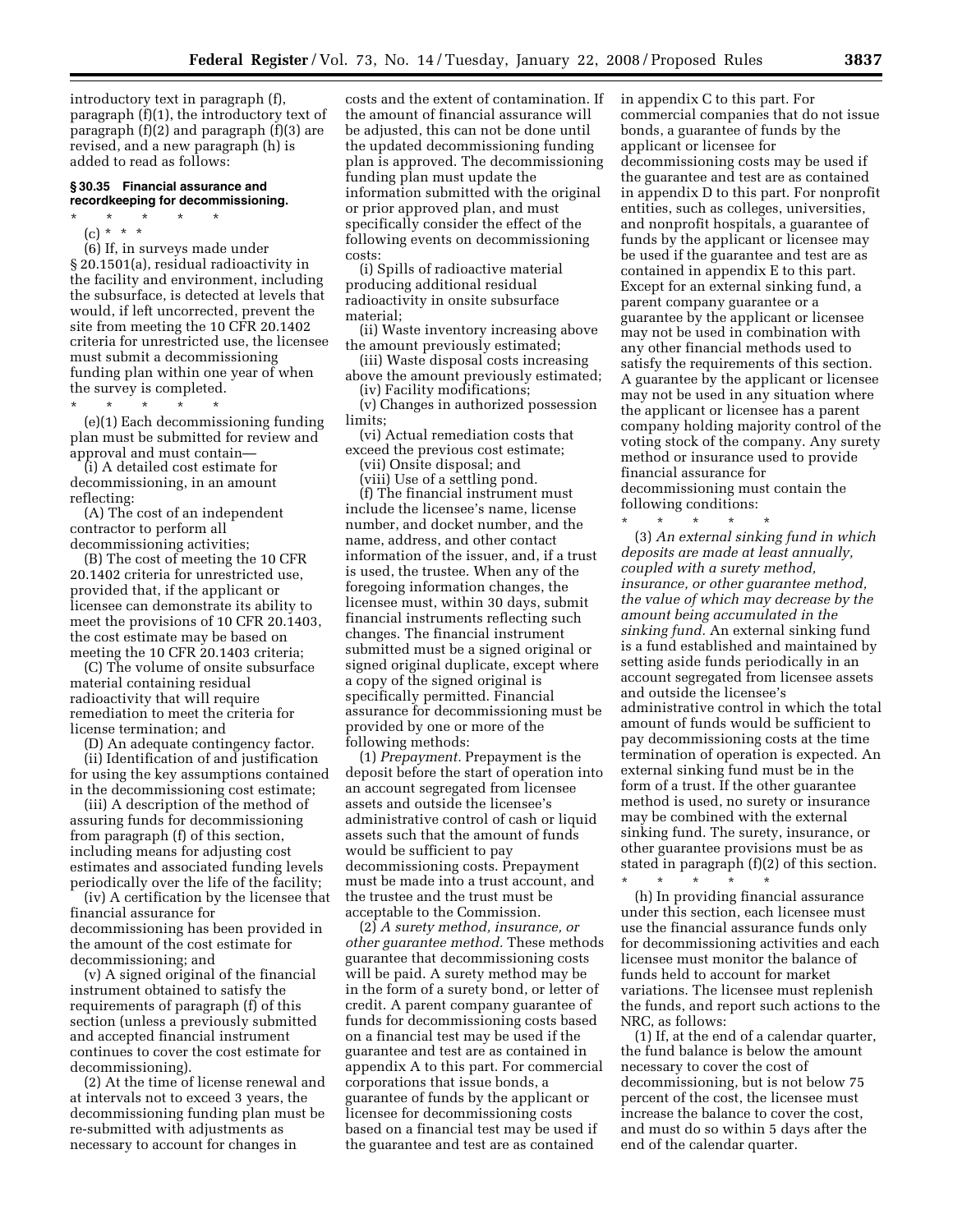introductory text in paragraph (f), paragraph (f)(1), the introductory text of paragraph (f)(2) and paragraph (f)(3) are revised, and a new paragraph (h) is added to read as follows:

### § 30.35 Financial assurance and recordkeeping for decommissioning.

\* \* \* \* \*

(c) \* \* \*

(6) If, in surveys made under § 20.1501(a), residual radioactivity in the facility and environment, including the subsurface, is detected at levels that would, if left uncorrected, prevent the site from meeting the 10 CFR 20.1402 criteria for unrestricted use, the licensee must submit a decommissioning funding plan within one year of when the survey is completed.

\* \* \* \* \*

(e)(1) Each decommissioning funding plan must be submitted for review and approval and must contain—

(i) A detailed cost estimate for decommissioning, in an amount reflecting:

(A) The cost of an independent contractor to perform all decommissioning activities;

(B) The cost of meeting the 10 CFR 20.1402 criteria for unrestricted use, provided that, if the applicant or licensee can demonstrate its ability to meet the provisions of 10 CFR 20.1403, the cost estimate may be based on meeting the 10 CFR 20.1403 criteria;

(C) The volume of onsite subsurface material containing residual radioactivity that will require remediation to meet the criteria for license termination; and

(D) An adequate contingency factor.

(ii) Identification of and justification for using the key assumptions contained in the decommissioning cost estimate;

(iii) A description of the method of assuring funds for decommissioning from paragraph (f) of this section, including means for adjusting cost estimates and associated funding levels periodically over the life of the facility;

(iv) A certification by the licensee that financial assurance for decommissioning has been provided in the amount of the cost estimate for decommissioning; and

(v) A signed original of the financial instrument obtained to satisfy the requirements of paragraph (f) of this section (unless a previously submitted and accepted financial instrument continues to cover the cost estimate for decommissioning).

(2) At the time of license renewal and at intervals not to exceed 3 years, the decommissioning funding plan must be re-submitted with adjustments as necessary to account for changes in costs and the extent of contamination. If the amount of financial assurance will be adjusted, this can not be done until the updated decommissioning funding plan is approved. The decommissioning funding plan must update the information submitted with the original or prior approved plan, and must specifically consider the effect of the following events on decommissioning costs:

(i) Spills of radioactive material producing additional residual radioactivity in onsite subsurface material;

(ii) Waste inventory increasing above the amount previously estimated;

(iii) Waste disposal costs increasing above the amount previously estimated;

(iv) Facility modifications;

(v) Changes in authorized possession limits;

(vi) Actual remediation costs that exceed the previous cost estimate;

(vii) Onsite disposal; and

(viii) Use of a settling pond.

(f) The financial instrument must include the licensee's name, license number, and docket number, and the name, address, and other contact information of the issuer, and, if a trust is used, the trustee. When any of the foregoing information changes, the licensee must, within 30 days, submit financial instruments reflecting such changes. The financial instrument submitted must be a signed original or signed original duplicate, except where a copy of the signed original is specifically permitted. Financial assurance for decommissioning must be provided by one or more of the following methods:

(1) *Prepayment.* Prepayment is the deposit before the start of operation into an account segregated from licensee assets and outside the licensee's administrative control of cash or liquid assets such that the amount of funds would be sufficient to pay decommissioning costs. Prepayment must be made into a trust account, and the trustee and the trust must be acceptable to the Commission.

(2) *A surety method, insurance, or other guarantee method.* These methods guarantee that decommissioning costs will be paid. A surety method may be in the form of a surety bond, or letter of credit. A parent company guarantee of funds for decommissioning costs based on a financial test may be used if the guarantee and test are as contained in appendix A to this part. For commercial corporations that issue bonds, a guarantee of funds by the applicant or licensee for decommissioning costs based on a financial test may be used if the guarantee and test are as contained in appendix C to this part. For commercial companies that do not issue bonds, a guarantee of funds by the applicant or licensee for decommissioning costs may be used if the guarantee and test are as contained in appendix D to this part. For nonprofit entities, such as colleges, universities, and nonprofit hospitals, a guarantee of funds by the applicant or licensee may be used if the guarantee and test are as contained in appendix E to this part. Except for an external sinking fund, a parent company guarantee or a guarantee by the applicant or licensee may not be used in combination with any other financial methods used to satisfy the requirements of this section. A guarantee by the applicant or licensee may not be used in any situation where the applicant or licensee has a parent company holding majority control of the voting stock of the company. Any surety method or insurance used to provide financial assurance for decommissioning must contain the following conditions:

\* \* \* \* \*

(3) *An external sinking fund in which deposits are made at least annually, coupled with a surety method, insurance, or other guarantee method, the value of which may decrease by the amount being accumulated in the sinking fund.* An external sinking fund is a fund established and maintained by setting aside funds periodically in an account segregated from licensee assets and outside the licensee's administrative control in which the total amount of funds would be sufficient to pay decommissioning costs at the time termination of operation is expected. An external sinking fund must be in the form of a trust. If the other guarantee method is used, no surety or insurance may be combined with the external sinking fund. The surety, insurance, or other guarantee provisions must be as stated in paragraph (f)(2) of this section.

\* \* \* \* \*

(h) In providing financial assurance under this section, each licensee must use the financial assurance funds only for decommissioning activities and each licensee must monitor the balance of funds held to account for market variations. The licensee must replenish the funds, and report such actions to the NRC, as follows:

(1) If, at the end of a calendar quarter, the fund balance is below the amount necessary to cover the cost of decommissioning, but is not below 75 percent of the cost, the licensee must increase the balance to cover the cost, and must do so within 5 days after the end of the calendar quarter.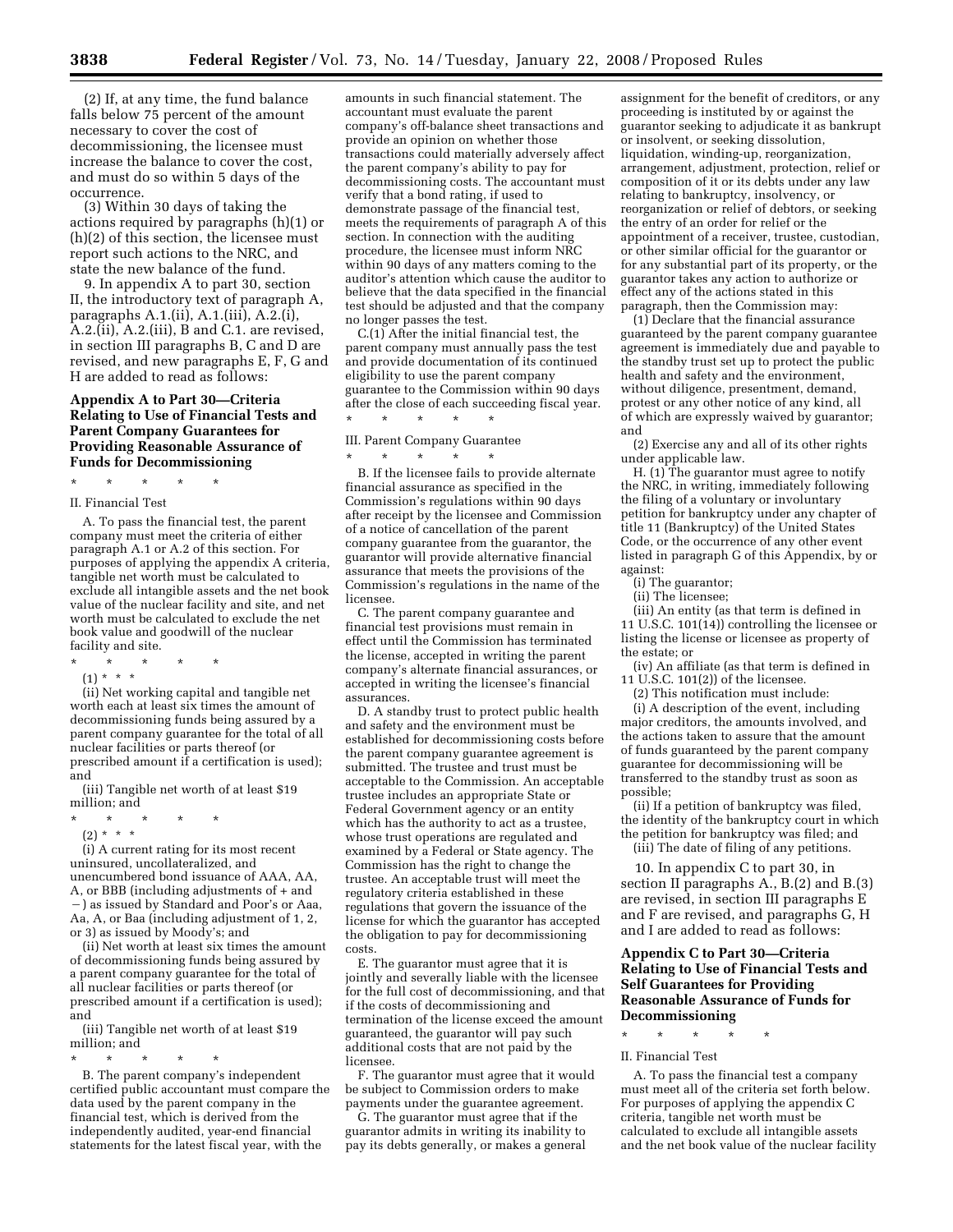(2) If, at any time, the fund balance falls below 75 percent of the amount necessary to cover the cost of decommissioning, the licensee must increase the balance to cover the cost, and must do so within 5 days of the occurrence.

(3) Within 30 days of taking the actions required by paragraphs (h)(1) or (h)(2) of this section, the licensee must report such actions to the NRC, and state the new balance of the fund.

9. In appendix A to part 30, section II, the introductory text of paragraph A, paragraphs A.1.(ii), A.1.(iii), A.2.(i), A.2.(ii), A.2.(iii), B and C.1. are revised, in section III paragraphs B, C and D are revised, and new paragraphs E, F, G and H are added to read as follows:

## Appendix A to Part 30—Criteria Relating to Use of Financial Tests and Parent Company Guarantees for Providing Reasonable Assurance of Funds for Decommissioning

\* \* \* \* \*

II. Financial Test

A. To pass the financial test, the parent company must meet the criteria of either paragraph A.1 or A.2 of this section. For purposes of applying the appendix A criteria, tangible net worth must be calculated to exclude all intangible assets and the net book value of the nuclear facility and site, and net worth must be calculated to exclude the net book value and goodwill of the nuclear facility and site.

\* \* \* \* \*

(1) \* \* \*

(ii) Net working capital and tangible net worth each at least six times the amount of decommissioning funds being assured by a parent company guarantee for the total of all nuclear facilities or parts thereof (or prescribed amount if a certification is used); and

(iii) Tangible net worth of at least $19 million; and

\* \* \* \* \*

(2) \* \* \*

(i) A current rating for its most recent uninsured, uncollateralized, and unencumbered bond issuance of AAA, AA, A, or BBB (including adjustments of + and −) as issued by Standard and Poor's or Aaa, Aa, A, or Baa (including adjustment of 1, 2, or 3) as issued by Moody's; and

(ii) Net worth at least six times the amount of decommissioning funds being assured by a parent company guarantee for the total of all nuclear facilities or parts thereof (or prescribed amount if a certification is used); and

(iii) Tangible net worth of at least $19 million; and

\* \* \* \* \*

B. The parent company's independent certified public accountant must compare the data used by the parent company in the financial test, which is derived from the independently audited, year-end financial statements for the latest fiscal year, with the amounts in such financial statement. The accountant must evaluate the parent company's off-balance sheet transactions and provide an opinion on whether those transactions could materially adversely affect the parent company's ability to pay for decommissioning costs. The accountant must verify that a bond rating, if used to demonstrate passage of the financial test, meets the requirements of paragraph A of this section. In connection with the auditing procedure, the licensee must inform NRC within 90 days of any matters coming to the auditor's attention which cause the auditor to believe that the data specified in the financial test should be adjusted and that the company no longer passes the test.

C.(1) After the initial financial test, the parent company must annually pass the test and provide documentation of its continued eligibility to use the parent company guarantee to the Commission within 90 days after the close of each succeeding fiscal year.

\* \* \* \* \*

III. Parent Company Guarantee

\* \* \* \* \*

B. If the licensee fails to provide alternate financial assurance as specified in the Commission's regulations within 90 days after receipt by the licensee and Commission of a notice of cancellation of the parent company guarantee from the guarantor, the guarantor will provide alternative financial assurance that meets the provisions of the Commission's regulations in the name of the licensee.

C. The parent company guarantee and financial test provisions must remain in effect until the Commission has terminated the license, accepted in writing the parent company's alternate financial assurances, or accepted in writing the licensee's financial assurances.

D. A standby trust to protect public health and safety and the environment must be established for decommissioning costs before the parent company guarantee agreement is submitted. The trustee and trust must be acceptable to the Commission. An acceptable trustee includes an appropriate State or Federal Government agency or an entity which has the authority to act as a trustee, whose trust operations are regulated and examined by a Federal or State agency. The Commission has the right to change the trustee. An acceptable trust will meet the regulatory criteria established in these regulations that govern the issuance of the license for which the guarantor has accepted the obligation to pay for decommissioning costs.

E. The guarantor must agree that it is jointly and severally liable with the licensee for the full cost of decommissioning, and that if the costs of decommissioning and termination of the license exceed the amount guaranteed, the guarantor will pay such additional costs that are not paid by the licensee.

F. The guarantor must agree that it would be subject to Commission orders to make payments under the guarantee agreement.

G. The guarantor must agree that if the guarantor admits in writing its inability to pay its debts generally, or makes a general assignment for the benefit of creditors, or any proceeding is instituted by or against the guarantor seeking to adjudicate it as bankrupt or insolvent, or seeking dissolution, liquidation, winding-up, reorganization, arrangement, adjustment, protection, relief or composition of it or its debts under any law relating to bankruptcy, insolvency, or reorganization or relief of debtors, or seeking the entry of an order for relief or the appointment of a receiver, trustee, custodian, or other similar official for the guarantor or for any substantial part of its property, or the guarantor takes any action to authorize or effect any of the actions stated in this paragraph, then the Commission may:

(1) Declare that the financial assurance guaranteed by the parent company guarantee agreement is immediately due and payable to the standby trust set up to protect the public health and safety and the environment, without diligence, presentment, demand, protest or any other notice of any kind, all of which are expressly waived by guarantor; and

(2) Exercise any and all of its other rights under applicable law.

H. (1) The guarantor must agree to notify the NRC, in writing, immediately following the filing of a voluntary or involuntary petition for bankruptcy under any chapter of title 11 (Bankruptcy) of the United States Code, or the occurrence of any other event listed in paragraph G of this Appendix, by or against:

(i) The guarantor;

(ii) The licensee;

(iii) An entity (as that term is defined in 11 U.S.C. 101(14)) controlling the licensee or listing the license or licensee as property of the estate; or

(iv) An affiliate (as that term is defined in 11 U.S.C. 101(2)) of the licensee.

(2) This notification must include:

(i) A description of the event, including major creditors, the amounts involved, and the actions taken to assure that the amount of funds guaranteed by the parent company guarantee for decommissioning will be transferred to the standby trust as soon as possible;

(ii) If a petition of bankruptcy was filed, the identity of the bankruptcy court in which the petition for bankruptcy was filed; and

(iii) The date of filing of any petitions.

10. In appendix C to part 30, in section II paragraphs A., B.(2) and B.(3) are revised, in section III paragraphs E and F are revised, and paragraphs G, H and I are added to read as follows:

## Appendix C to Part 30—Criteria Relating to Use of Financial Tests and Self Guarantees for Providing Reasonable Assurance of Funds for Decommissioning

\* \* \* \* \*

II. Financial Test

A. To pass the financial test a company must meet all of the criteria set forth below. For purposes of applying the appendix C criteria, tangible net worth must be calculated to exclude all intangible assets and the net book value of the nuclear facility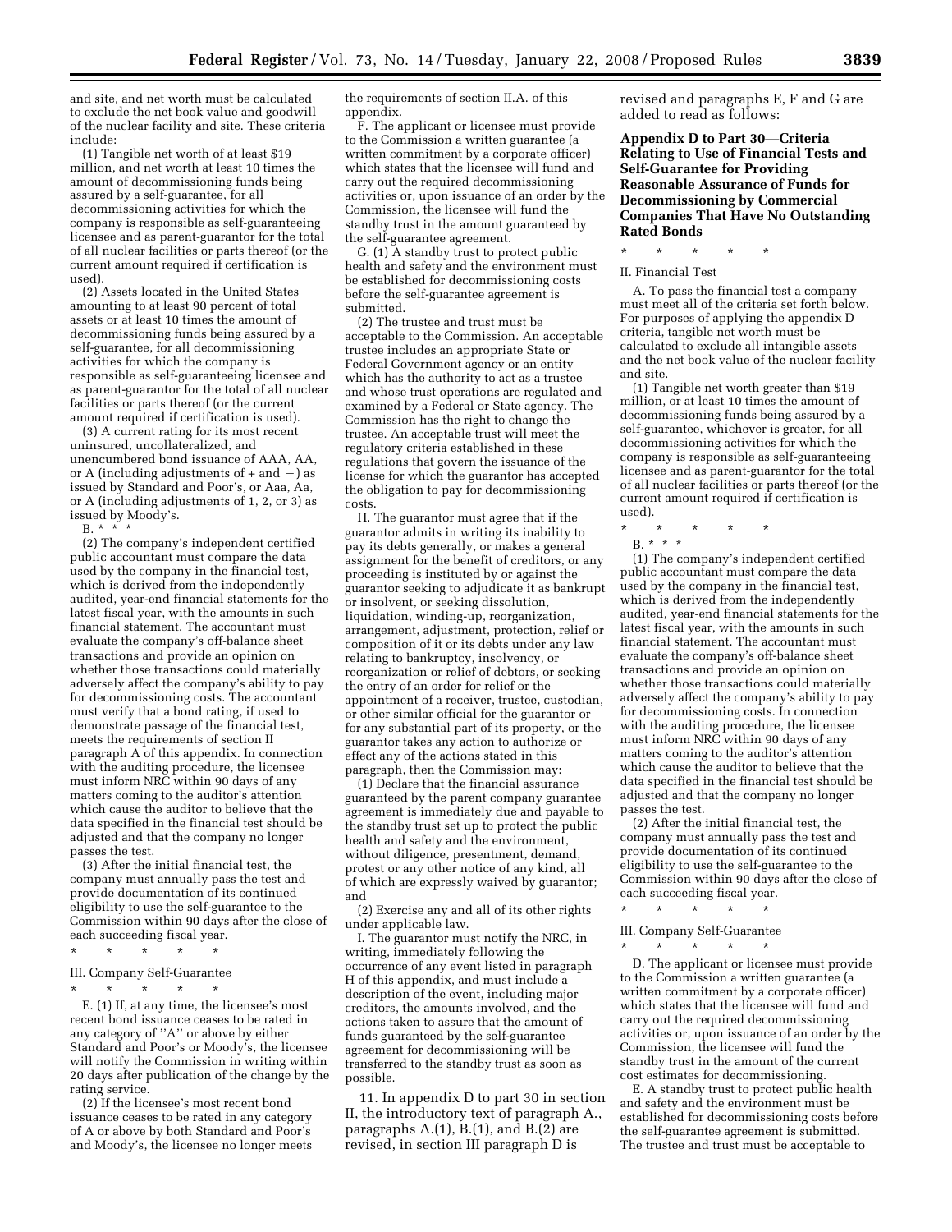and site, and net worth must be calculated to exclude the net book value and goodwill of the nuclear facility and site. These criteria include:

(1) Tangible net worth of at least $19 million, and net worth at least 10 times the amount of decommissioning funds being assured by a self-guarantee, for all decommissioning activities for which the company is responsible as self-guaranteeing licensee and as parent-guarantor for the total of all nuclear facilities or parts thereof (or the current amount required if certification is used).

(2) Assets located in the United States amounting to at least 90 percent of total assets or at least 10 times the amount of decommissioning funds being assured by a self-guarantee, for all decommissioning activities for which the company is responsible as self-guaranteeing licensee and as parent-guarantor for the total of all nuclear facilities or parts thereof (or the current amount required if certification is used).

(3) A current rating for its most recent uninsured, uncollateralized, and unencumbered bond issuance of AAA, AA, or A (including adjustments of + and −) as issued by Standard and Poor's, or Aaa, Aa, or A (including adjustments of 1, 2, or 3) as issued by Moody's.

B. * * *

(2) The company's independent certified public accountant must compare the data used by the company in the financial test, which is derived from the independently audited, year-end financial statements for the latest fiscal year, with the amounts in such financial statement. The accountant must evaluate the company's off-balance sheet transactions and provide an opinion on whether those transactions could materially adversely affect the company's ability to pay for decommissioning costs. The accountant must verify that a bond rating, if used to demonstrate passage of the financial test, meets the requirements of section II paragraph A of this appendix. In connection with the auditing procedure, the licensee must inform NRC within 90 days of any matters coming to the auditor's attention which cause the auditor to believe that the data specified in the financial test should be adjusted and that the company no longer passes the test.

(3) After the initial financial test, the company must annually pass the test and provide documentation of its continued eligibility to use the self-guarantee to the Commission within 90 days after the close of each succeeding fiscal year.

\* \* \* \* \*

III. Company Self-Guarantee

\* \* \* \* \*

E. (1) If, at any time, the licensee's most recent bond issuance ceases to be rated in any category of ''A'' or above by either Standard and Poor's or Moody's, the licensee will notify the Commission in writing within 20 days after publication of the change by the rating service.

(2) If the licensee's most recent bond issuance ceases to be rated in any category of A or above by both Standard and Poor's and Moody's, the licensee no longer meets the requirements of section II.A. of this appendix.

F. The applicant or licensee must provide to the Commission a written guarantee (a written commitment by a corporate officer) which states that the licensee will fund and carry out the required decommissioning activities or, upon issuance of an order by the Commission, the licensee will fund the standby trust in the amount guaranteed by the self-guarantee agreement.

G. (1) A standby trust to protect public health and safety and the environment must be established for decommissioning costs before the self-guarantee agreement is submitted.

(2) The trustee and trust must be acceptable to the Commission. An acceptable trustee includes an appropriate State or Federal Government agency or an entity which has the authority to act as a trustee and whose trust operations are regulated and examined by a Federal or State agency. The Commission has the right to change the trustee. An acceptable trust will meet the regulatory criteria established in these regulations that govern the issuance of the license for which the guarantor has accepted the obligation to pay for decommissioning costs.

H. The guarantor must agree that if the guarantor admits in writing its inability to pay its debts generally, or makes a general assignment for the benefit of creditors, or any proceeding is instituted by or against the guarantor seeking to adjudicate it as bankrupt or insolvent, or seeking dissolution, liquidation, winding-up, reorganization, arrangement, adjustment, protection, relief or composition of it or its debts under any law relating to bankruptcy, insolvency, or reorganization or relief of debtors, or seeking the entry of an order for relief or the appointment of a receiver, trustee, custodian, or other similar official for the guarantor or for any substantial part of its property, or the guarantor takes any action to authorize or effect any of the actions stated in this paragraph, then the Commission may:

(1) Declare that the financial assurance guaranteed by the parent company guarantee agreement is immediately due and payable to the standby trust set up to protect the public health and safety and the environment, without diligence, presentment, demand, protest or any other notice of any kind, all of which are expressly waived by guarantor; and

(2) Exercise any and all of its other rights under applicable law.

I. The guarantor must notify the NRC, in writing, immediately following the occurrence of any event listed in paragraph H of this appendix, and must include a description of the event, including major creditors, the amounts involved, and the actions taken to assure that the amount of funds guaranteed by the self-guarantee agreement for decommissioning will be transferred to the standby trust as soon as possible.

11. In appendix D to part 30 in section II, the introductory text of paragraph A., paragraphs A.(1), B.(1), and B.(2) are revised, in section III paragraph D is revised and paragraphs E, F and G are added to read as follows:

**Appendix D to Part 30—Criteria Relating to Use of Financial Tests and Self-Guarantee for Providing Reasonable Assurance of Funds for Decommissioning by Commercial Companies That Have No Outstanding Rated Bonds**

\* \* \* \* \*

II. Financial Test

A. To pass the financial test a company must meet all of the criteria set forth below. For purposes of applying the appendix D criteria, tangible net worth must be calculated to exclude all intangible assets and the net book value of the nuclear facility and site.

(1) Tangible net worth greater than $19 million, or at least 10 times the amount of decommissioning funds being assured by a self-guarantee, whichever is greater, for all decommissioning activities for which the company is responsible as self-guaranteeing licensee and as parent-guarantor for the total of all nuclear facilities or parts thereof (or the current amount required if certification is used).

\* \* \* \* \*

B. * * *

(1) The company's independent certified public accountant must compare the data used by the company in the financial test, which is derived from the independently audited, year-end financial statements for the latest fiscal year, with the amounts in such financial statement. The accountant must evaluate the company's off-balance sheet transactions and provide an opinion on whether those transactions could materially adversely affect the company's ability to pay for decommissioning costs. In connection with the auditing procedure, the licensee must inform NRC within 90 days of any matters coming to the auditor's attention which cause the auditor to believe that the data specified in the financial test should be adjusted and that the company no longer passes the test.

(2) After the initial financial test, the company must annually pass the test and provide documentation of its continued eligibility to use the self-guarantee to the Commission within 90 days after the close of each succeeding fiscal year.

\* \* \* \* \*

III. Company Self-Guarantee

\* \* \* \* \*

D. The applicant or licensee must provide to the Commission a written guarantee (a written commitment by a corporate officer) which states that the licensee will fund and carry out the required decommissioning activities or, upon issuance of an order by the Commission, the licensee will fund the standby trust in the amount of the current cost estimates for decommissioning.

E. A standby trust to protect public health and safety and the environment must be established for decommissioning costs before the self-guarantee agreement is submitted. The trustee and trust must be acceptable to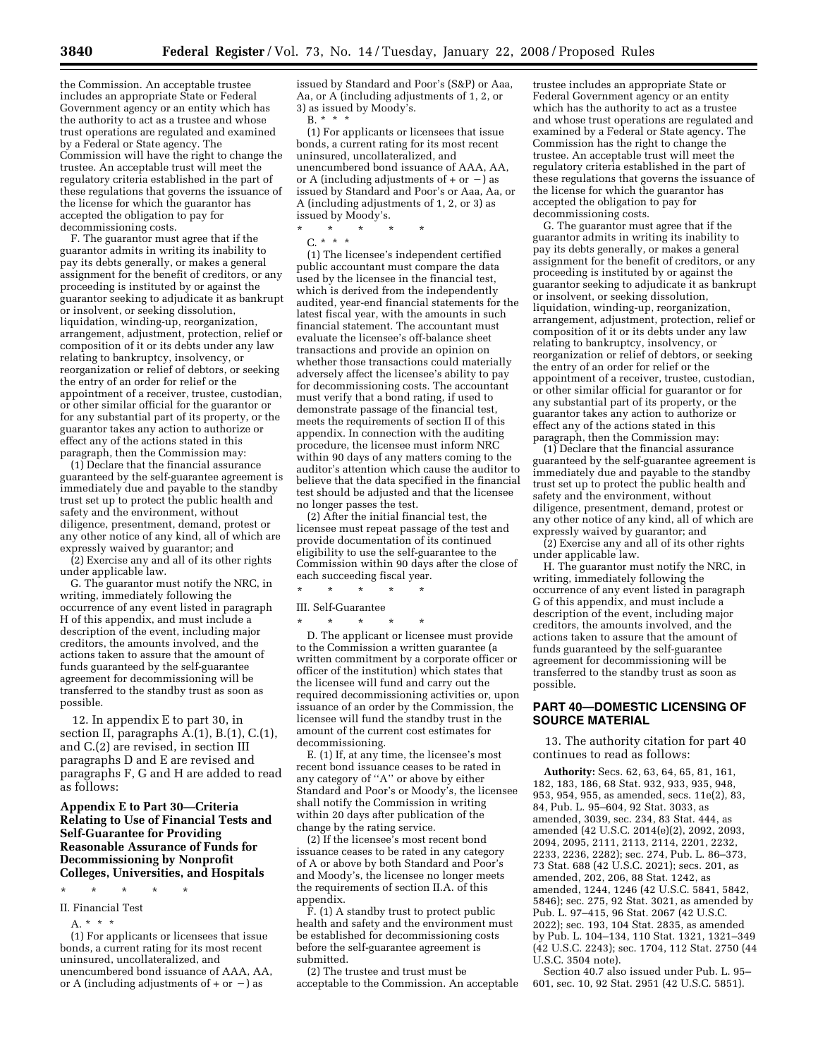the Commission. An acceptable trustee includes an appropriate State or Federal Government agency or an entity which has the authority to act as a trustee and whose trust operations are regulated and examined by a Federal or State agency. The Commission will have the right to change the trustee. An acceptable trust will meet the regulatory criteria established in the part of these regulations that governs the issuance of the license for which the guarantor has accepted the obligation to pay for decommissioning costs.

F. The guarantor must agree that if the guarantor admits in writing its inability to pay its debts generally, or makes a general assignment for the benefit of creditors, or any proceeding is instituted by or against the guarantor seeking to adjudicate it as bankrupt or insolvent, or seeking dissolution, liquidation, winding-up, reorganization, arrangement, adjustment, protection, relief or composition of it or its debts under any law relating to bankruptcy, insolvency, or reorganization or relief of debtors, or seeking the entry of an order for relief or the appointment of a receiver, trustee, custodian, or other similar official for the guarantor or for any substantial part of its property, or the guarantor takes any action to authorize or effect any of the actions stated in this paragraph, then the Commission may:

(1) Declare that the financial assurance guaranteed by the self-guarantee agreement is immediately due and payable to the standby trust set up to protect the public health and safety and the environment, without diligence, presentment, demand, protest or any other notice of any kind, all of which are expressly waived by guarantor; and

(2) Exercise any and all of its other rights under applicable law.

G. The guarantor must notify the NRC, in writing, immediately following the occurrence of any event listed in paragraph H of this appendix, and must include a description of the event, including major creditors, the amounts involved, and the actions taken to assure that the amount of funds guaranteed by the self-guarantee agreement for decommissioning will be transferred to the standby trust as soon as possible.

12. In appendix E to part 30, in section II, paragraphs A.(1), B.(1), C.(1), and C.(2) are revised, in section III paragraphs D and E are revised and paragraphs F, G and H are added to read as follows:

**Appendix E to Part 30—Criteria Relating to Use of Financial Tests and Self-Guarantee for Providing Reasonable Assurance of Funds for Decommissioning by Nonprofit Colleges, Universities, and Hospitals**

\* \* \* \* \*

II. Financial Test

A. \* \* \*

(1) For applicants or licensees that issue bonds, a current rating for its most recent uninsured, uncollateralized, and unencumbered bond issuance of AAA, AA, or A (including adjustments of + or −) as issued by Standard and Poor's (S&P) or Aaa, Aa, or A (including adjustments of 1, 2, or 3) as issued by Moody's.

B. \* \* \*

(1) For applicants or licensees that issue bonds, a current rating for its most recent uninsured, uncollateralized, and unencumbered bond issuance of AAA, AA, or A (including adjustments of + or −) as issued by Standard and Poor's or Aaa, Aa, or A (including adjustments of 1, 2, or 3) as issued by Moody's.

\* \* \* \* \*

C. \* \* \*

(1) The licensee's independent certified public accountant must compare the data used by the licensee in the financial test, which is derived from the independently audited, year-end financial statements for the latest fiscal year, with the amounts in such financial statement. The accountant must evaluate the licensee's off-balance sheet transactions and provide an opinion on whether those transactions could materially adversely affect the licensee's ability to pay for decommissioning costs. The accountant must verify that a bond rating, if used to demonstrate passage of the financial test, meets the requirements of section II of this appendix. In connection with the auditing procedure, the licensee must inform NRC within 90 days of any matters coming to the auditor's attention which cause the auditor to believe that the data specified in the financial test should be adjusted and that the licensee no longer passes the test.

(2) After the initial financial test, the licensee must repeat passage of the test and provide documentation of its continued eligibility to use the self-guarantee to the Commission within 90 days after the close of each succeeding fiscal year.

\* \* \* \* \*

III. Self-Guarantee

\* \* \* \* \*

D. The applicant or licensee must provide to the Commission a written guarantee (a written commitment by a corporate officer or officer of the institution) which states that the licensee will fund and carry out the required decommissioning activities or, upon issuance of an order by the Commission, the licensee will fund the standby trust in the amount of the current cost estimates for decommissioning.

E. (1) If, at any time, the licensee's most recent bond issuance ceases to be rated in any category of "A" or above by either Standard and Poor's or Moody's, the licensee shall notify the Commission in writing within 20 days after publication of the change by the rating service.

(2) If the licensee's most recent bond issuance ceases to be rated in any category of A or above by both Standard and Poor's and Moody's, the licensee no longer meets the requirements of section II.A. of this appendix.

F. (1) A standby trust to protect public health and safety and the environment must be established for decommissioning costs before the self-guarantee agreement is submitted.

(2) The trustee and trust must be acceptable to the Commission. An acceptable trustee includes an appropriate State or Federal Government agency or an entity which has the authority to act as a trustee and whose trust operations are regulated and examined by a Federal or State agency. The Commission has the right to change the trustee. An acceptable trust will meet the regulatory criteria established in the part of these regulations that governs the issuance of the license for which the guarantor has accepted the obligation to pay for decommissioning costs.

G. The guarantor must agree that if the guarantor admits in writing its inability to pay its debts generally, or makes a general assignment for the benefit of creditors, or any proceeding is instituted by or against the guarantor seeking to adjudicate it as bankrupt or insolvent, or seeking dissolution, liquidation, winding-up, reorganization, arrangement, adjustment, protection, relief or composition of it or its debts under any law relating to bankruptcy, insolvency, or reorganization or relief of debtors, or seeking the entry of an order for relief or the appointment of a receiver, trustee, custodian, or other similar official for guarantor or for any substantial part of its property, or the guarantor takes any action to authorize or effect any of the actions stated in this paragraph, then the Commission may:

(1) Declare that the financial assurance guaranteed by the self-guarantee agreement is immediately due and payable to the standby trust set up to protect the public health and safety and the environment, without diligence, presentment, demand, protest or any other notice of any kind, all of which are expressly waived by guarantor; and

(2) Exercise any and all of its other rights under applicable law.

H. The guarantor must notify the NRC, in writing, immediately following the occurrence of any event listed in paragraph G of this appendix, and must include a description of the event, including major creditors, the amounts involved, and the actions taken to assure that the amount of funds guaranteed by the self-guarantee agreement for decommissioning will be transferred to the standby trust as soon as possible.

## PART 40—DOMESTIC LICENSING OF SOURCE MATERIAL

13. The authority citation for part 40 continues to read as follows:

**Authority:** Secs. 62, 63, 64, 65, 81, 161, 182, 183, 186, 68 Stat. 932, 933, 935, 948, 953, 954, 955, as amended, secs. 11e(2), 83, 84, Pub. L. 95–604, 92 Stat. 3033, as amended, 3039, sec. 234, 83 Stat. 444, as amended (42 U.S.C. 2014(e)(2), 2092, 2093, 2094, 2095, 2111, 2113, 2114, 2201, 2232, 2233, 2236, 2282); sec. 274, Pub. L. 86–373, 73 Stat. 688 (42 U.S.C. 2021); secs. 201, as amended, 202, 206, 88 Stat. 1242, as amended, 1244, 1246 (42 U.S.C. 5841, 5842, 5846); sec. 275, 92 Stat. 3021, as amended by Pub. L. 97–415, 96 Stat. 2067 (42 U.S.C. 2022); sec. 193, 104 Stat. 2835, as amended by Pub. L. 104–134, 110 Stat. 1321, 1321–349 (42 U.S.C. 2243); sec. 1704, 112 Stat. 2750 (44 U.S.C. 3504 note).

Section 40.7 also issued under Pub. L. 95–601, sec. 10, 92 Stat. 2951 (42 U.S.C. 5851).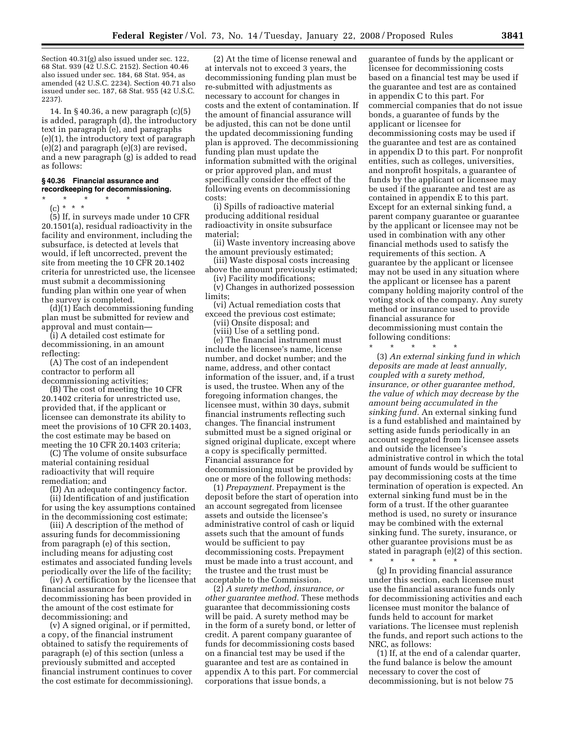Section 40.31(g) also issued under sec. 122, 68 Stat. 939 (42 U.S.C. 2152). Section 40.46 also issued under sec. 184, 68 Stat. 954, as amended (42 U.S.C. 2234). Section 40.71 also issued under sec. 187, 68 Stat. 955 (42 U.S.C. 2237).

14. In § 40.36, a new paragraph (c)(5) is added, paragraph (d), the introductory text in paragraph (e), and paragraphs (e)(1), the introductory text of paragraph (e)(2) and paragraph (e)(3) are revised, and a new paragraph (g) is added to read as follows:

### § 40.36 Financial assurance and recordkeeping for decommissioning.

\* \* \* \* \*

(c) \* \* \*

(5) If, in surveys made under 10 CFR 20.1501(a), residual radioactivity in the facility and environment, including the subsurface, is detected at levels that would, if left uncorrected, prevent the site from meeting the 10 CFR 20.1402 criteria for unrestricted use, the licensee must submit a decommissioning funding plan within one year of when the survey is completed.

(d)(1) Each decommissioning funding plan must be submitted for review and approval and must contain—

(i) A detailed cost estimate for decommissioning, in an amount reflecting:

(A) The cost of an independent contractor to perform all decommissioning activities;

(B) The cost of meeting the 10 CFR 20.1402 criteria for unrestricted use, provided that, if the applicant or licensee can demonstrate its ability to meet the provisions of 10 CFR 20.1403, the cost estimate may be based on meeting the 10 CFR 20.1403 criteria;

(C) The volume of onsite subsurface material containing residual radioactivity that will require remediation; and

(D) An adequate contingency factor.

(ii) Identification of and justification for using the key assumptions contained in the decommissioning cost estimate;

(iii) A description of the method of assuring funds for decommissioning from paragraph (e) of this section, including means for adjusting cost estimates and associated funding levels periodically over the life of the facility;

(iv) A certification by the licensee that financial assurance for decommissioning has been provided in the amount of the cost estimate for decommissioning; and

(v) A signed original, or if permitted, a copy, of the financial instrument obtained to satisfy the requirements of paragraph (e) of this section (unless a previously submitted and accepted financial instrument continues to cover the cost estimate for decommissioning).

(2) At the time of license renewal and at intervals not to exceed 3 years, the decommissioning funding plan must be re-submitted with adjustments as necessary to account for changes in costs and the extent of contamination. If the amount of financial assurance will be adjusted, this can not be done until the updated decommissioning funding plan is approved. The decommissioning funding plan must update the information submitted with the original or prior approved plan, and must specifically consider the effect of the following events on decommissioning costs:

(i) Spills of radioactive material producing additional residual radioactivity in onsite subsurface material;

(ii) Waste inventory increasing above the amount previously estimated;

(iii) Waste disposal costs increasing above the amount previously estimated;

(iv) Facility modifications;

(v) Changes in authorized possession limits;

(vi) Actual remediation costs that exceed the previous cost estimate;

(vii) Onsite disposal; and

(viii) Use of a settling pond.

(e) The financial instrument must include the licensee's name, license number, and docket number; and the name, address, and other contact information of the issuer, and, if a trust is used, the trustee. When any of the foregoing information changes, the licensee must, within 30 days, submit financial instruments reflecting such changes. The financial instrument submitted must be a signed original or signed original duplicate, except where a copy is specifically permitted. Financial assurance for decommissioning must be provided by one or more of the following methods:

(1) *Prepayment.* Prepayment is the deposit before the start of operation into an account segregated from licensee assets and outside the licensee's administrative control of cash or liquid assets such that the amount of funds would be sufficient to pay decommissioning costs. Prepayment must be made into a trust account, and the trustee and the trust must be acceptable to the Commission.

(2) *A surety method, insurance, or other guarantee method.* These methods guarantee that decommissioning costs will be paid. A surety method may be in the form of a surety bond, or letter of credit. A parent company guarantee of funds for decommissioning costs based on a financial test may be used if the guarantee and test are as contained in appendix A to this part. For commercial corporations that issue bonds, a guarantee of funds by the applicant or licensee for decommissioning costs based on a financial test may be used if the guarantee and test are as contained in appendix C to this part. For commercial companies that do not issue bonds, a guarantee of funds by the applicant or licensee for decommissioning costs may be used if the guarantee and test are as contained in appendix D to this part. For nonprofit entities, such as colleges, universities, and nonprofit hospitals, a guarantee of funds by the applicant or licensee may be used if the guarantee and test are as contained in appendix E to this part. Except for an external sinking fund, a parent company guarantee or guarantee by the applicant or licensee may not be used in combination with any other financial methods used to satisfy the requirements of this section. A guarantee by the applicant or licensee may not be used in any situation where the applicant or licensee has a parent company holding majority control of the voting stock of the company. Any surety method or insurance used to provide financial assurance for decommissioning must contain the following conditions:

\* \* \* \* \*

(3) *An external sinking fund in which deposits are made at least annually, coupled with a surety method, insurance, or other guarantee method, the value of which may decrease by the amount being accumulated in the sinking fund.* An external sinking fund is a fund established and maintained by setting aside funds periodically in an account segregated from licensee assets and outside the licensee's administrative control in which the total amount of funds would be sufficient to pay decommissioning costs at the time termination of operation is expected. An external sinking fund must be in the form of a trust. If the other guarantee method is used, no surety or insurance may be combined with the external sinking fund. The surety, insurance, or other guarantee provisions must be as stated in paragraph (e)(2) of this section.

\* \* \* \* \*

(g) In providing financial assurance under this section, each licensee must use the financial assurance funds only for decommissioning activities and each licensee must monitor the balance of funds held to account for market variations. The licensee must replenish the funds, and report such actions to the NRC, as follows:

(1) If, at the end of a calendar quarter, the fund balance is below the amount necessary to cover the cost of decommissioning, but is not below 75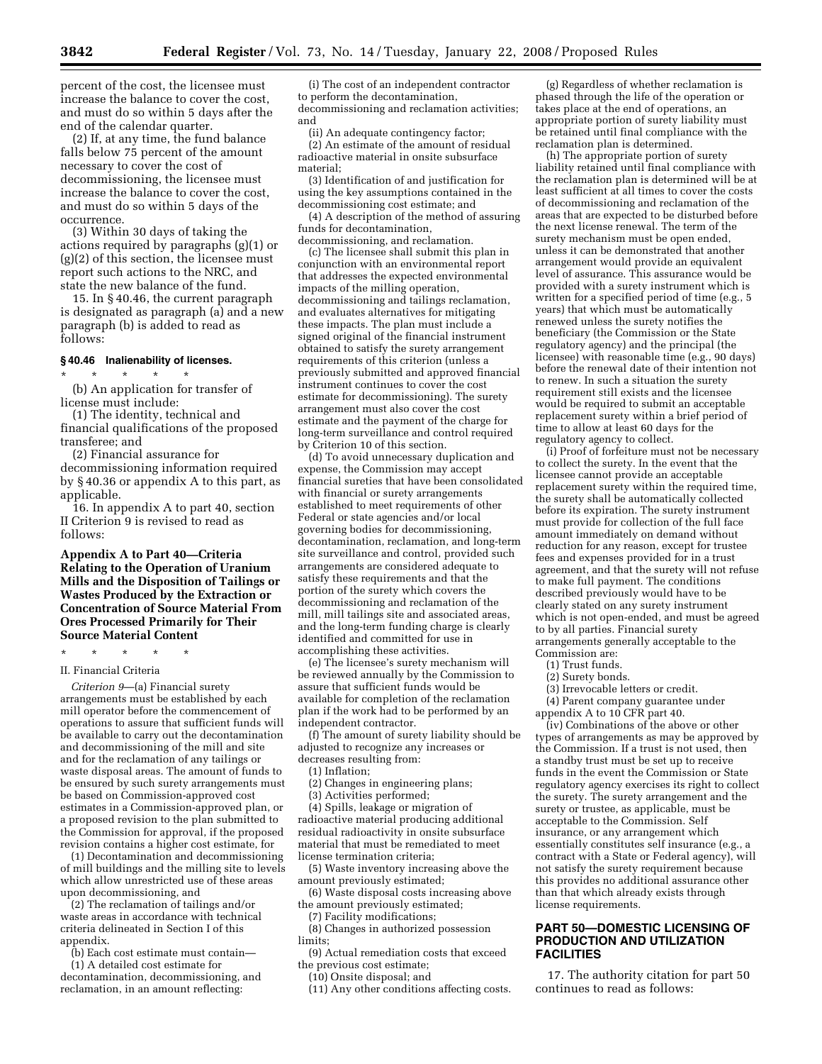percent of the cost, the licensee must increase the balance to cover the cost, and must do so within 5 days after the end of the calendar quarter.

(2) If, at any time, the fund balance falls below 75 percent of the amount necessary to cover the cost of decommissioning, the licensee must increase the balance to cover the cost, and must do so within 5 days of the occurrence.

(3) Within 30 days of taking the actions required by paragraphs (g)(1) or (g)(2) of this section, the licensee must report such actions to the NRC, and state the new balance of the fund.

15. In § 40.46, the current paragraph is designated as paragraph (a) and a new paragraph (b) is added to read as follows:

#### § 40.46 Inalienability of licenses.

\* \* \* \* \*

(b) An application for transfer of license must include:

(1) The identity, technical and financial qualifications of the proposed transferee; and

(2) Financial assurance for decommissioning information required by § 40.36 or appendix A to this part, as applicable.

16. In appendix A to part 40, section II Criterion 9 is revised to read as follows:

### Appendix A to Part 40—Criteria Relating to the Operation of Uranium Mills and the Disposition of Tailings or Wastes Produced by the Extraction or Concentration of Source Material From Ores Processed Primarily for Their Source Material Content

\* \* \* \* \*

II. Financial Criteria

*Criterion 9*—(a) Financial surety arrangements must be established by each mill operator before the commencement of operations to assure that sufficient funds will be available to carry out the decontamination and decommissioning of the mill and site and for the reclamation of any tailings or waste disposal areas. The amount of funds to be ensured by such surety arrangements must be based on Commission-approved cost estimates in a Commission-approved plan, or a proposed revision to the plan submitted to the Commission for approval, if the proposed revision contains a higher cost estimate, for

(1) Decontamination and decommissioning of mill buildings and the milling site to levels which allow unrestricted use of these areas upon decommissioning, and

(2) The reclamation of tailings and/or waste areas in accordance with technical criteria delineated in Section I of this appendix.

(b) Each cost estimate must contain—

(1) A detailed cost estimate for decontamination, decommissioning, and reclamation, in an amount reflecting:

(i) The cost of an independent contractor to perform the decontamination, decommissioning and reclamation activities; and

(ii) An adequate contingency factor;

(2) An estimate of the amount of residual radioactive material in onsite subsurface material;

(3) Identification of and justification for using the key assumptions contained in the decommissioning cost estimate; and

(4) A description of the method of assuring funds for decontamination, decommissioning, and reclamation.

(c) The licensee shall submit this plan in conjunction with an environmental report that addresses the expected environmental impacts of the milling operation, decommissioning and tailings reclamation, and evaluates alternatives for mitigating these impacts. The plan must include a signed original of the financial instrument obtained to satisfy the surety arrangement requirements of this criterion (unless a previously submitted and approved financial instrument continues to cover the cost estimate for decommissioning). The surety arrangement must also cover the cost estimate and the payment of the charge for long-term surveillance and control required by Criterion 10 of this section.

(d) To avoid unnecessary duplication and expense, the Commission may accept financial sureties that have been consolidated with financial or surety arrangements established to meet requirements of other Federal or state agencies and/or local governing bodies for decommissioning, decontamination, reclamation, and long-term site surveillance and control, provided such arrangements are considered adequate to satisfy these requirements and that the portion of the surety which covers the decommissioning and reclamation of the mill, mill tailings site and associated areas, and the long-term funding charge is clearly identified and committed for use in accomplishing these activities.

(e) The licensee's surety mechanism will be reviewed annually by the Commission to assure that sufficient funds would be available for completion of the reclamation plan if the work had to be performed by an independent contractor.

(f) The amount of surety liability should be adjusted to recognize any increases or decreases resulting from:

(1) Inflation;

(2) Changes in engineering plans;

(3) Activities performed;

(4) Spills, leakage or migration of radioactive material producing additional residual radioactivity in onsite subsurface material that must be remediated to meet license termination criteria;

(5) Waste inventory increasing above the amount previously estimated;

(6) Waste disposal costs increasing above the amount previously estimated;

(7) Facility modifications;

(8) Changes in authorized possession limits;

(9) Actual remediation costs that exceed the previous cost estimate;

(10) Onsite disposal; and

(11) Any other conditions affecting costs.

(g) Regardless of whether reclamation is phased through the life of the operation or takes place at the end of operations, an appropriate portion of surety liability must be retained until final compliance with the reclamation plan is determined.

(h) The appropriate portion of surety liability retained until final compliance with the reclamation plan is determined will be at least sufficient at all times to cover the costs of decommissioning and reclamation of the areas that are expected to be disturbed before the next license renewal. The term of the surety mechanism must be open ended, unless it can be demonstrated that another arrangement would provide an equivalent level of assurance. This assurance would be provided with a surety instrument which is written for a specified period of time (e.g., 5 years) that which must be automatically renewed unless the surety notifies the beneficiary (the Commission or the State regulatory agency) and the principal (the licensee) with reasonable time (e.g., 90 days) before the renewal date of their intention not to renew. In such a situation the surety requirement still exists and the licensee would be required to submit an acceptable replacement surety within a brief period of time to allow at least 60 days for the regulatory agency to collect.

(i) Proof of forfeiture must not be necessary to collect the surety. In the event that the licensee cannot provide an acceptable replacement surety within the required time, the surety shall be automatically collected before its expiration. The surety instrument must provide for collection of the full face amount immediately on demand without reduction for any reason, except for trustee fees and expenses provided for in a trust agreement, and that the surety will not refuse to make full payment. The conditions described previously would have to be clearly stated on any surety instrument which is not open-ended, and must be agreed to by all parties. Financial surety arrangements generally acceptable to the Commission are:

(1) Trust funds.

(2) Surety bonds.

(3) Irrevocable letters or credit.

(4) Parent company guarantee under appendix A to 10 CFR part 40.

(iv) Combinations of the above or other types of arrangements as may be approved by the Commission. If a trust is not used, then a standby trust must be set up to receive funds in the event the Commission or State regulatory agency exercises its right to collect the surety. The surety arrangement and the surety or trustee, as applicable, must be acceptable to the Commission. Self insurance, or any arrangement which essentially constitutes self insurance (e.g., a contract with a State or Federal agency), will not satisfy the surety requirement because this provides no additional assurance other than that which already exists through license requirements.

## PART 50—DOMESTIC LICENSING OF PRODUCTION AND UTILIZATION FACILITIES

17. The authority citation for part 50 continues to read as follows: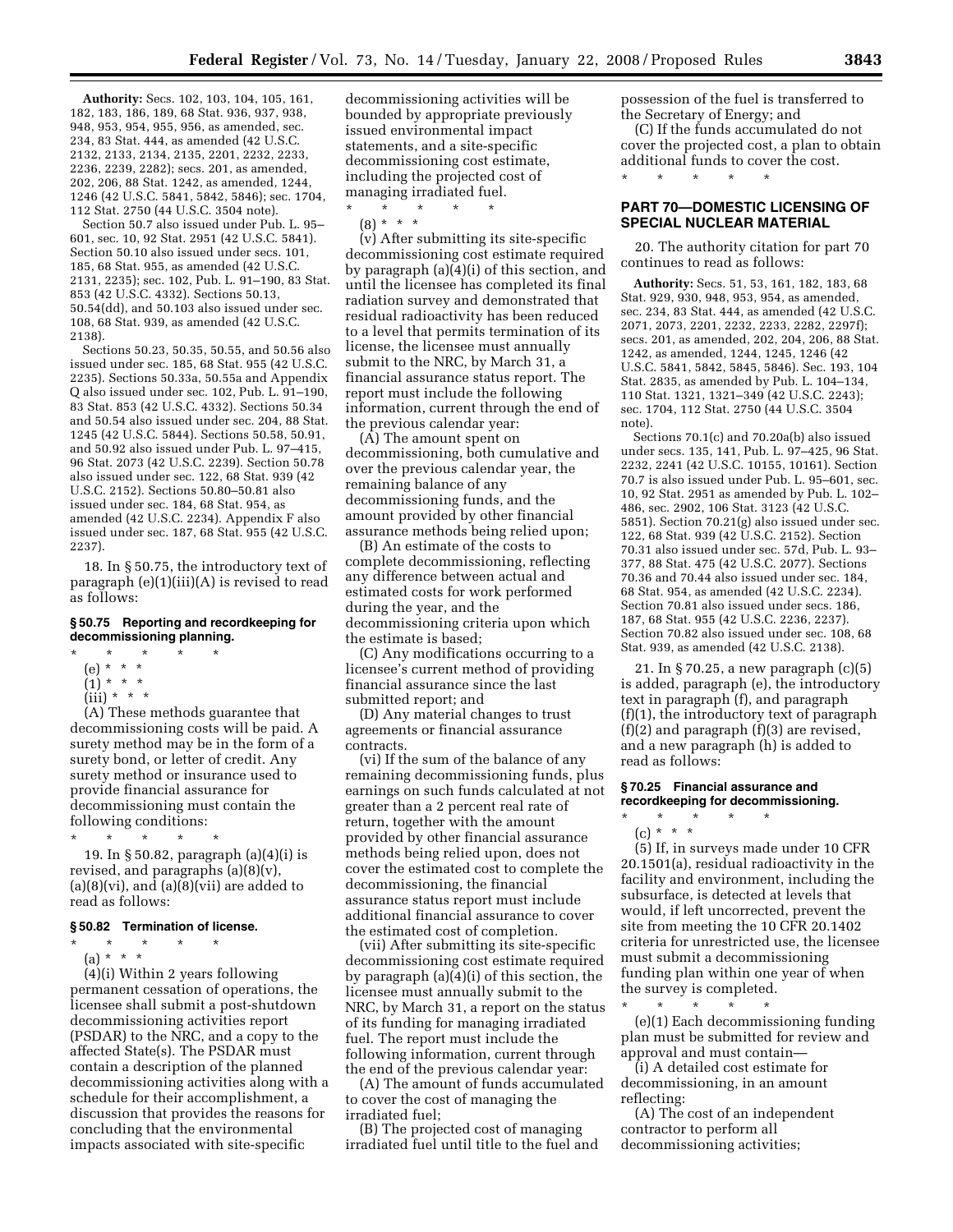**Authority:** Secs. 102, 103, 104, 105, 161, 182, 183, 186, 189, 68 Stat. 936, 937, 938, 948, 953, 954, 955, 956, as amended, sec. 234, 83 Stat. 444, as amended (42 U.S.C. 2132, 2133, 2134, 2135, 2201, 2232, 2233, 2236, 2239, 2282); secs. 201, as amended, 202, 206, 88 Stat. 1242, as amended, 1244, 1246 (42 U.S.C. 5841, 5842, 5846); sec. 1704, 112 Stat. 2750 (44 U.S.C. 3504 note).

Section 50.7 also issued under Pub. L. 95–601, sec. 10, 92 Stat. 2951 (42 U.S.C. 5841). Section 50.10 also issued under secs. 101, 185, 68 Stat. 955, as amended (42 U.S.C. 2131, 2235); sec. 102, Pub. L. 91–190, 83 Stat. 853 (42 U.S.C. 4332). Sections 50.13, 50.54(dd), and 50.103 also issued under sec. 108, 68 Stat. 939, as amended (42 U.S.C. 2138).

Sections 50.23, 50.35, 50.55, and 50.56 also issued under sec. 185, 68 Stat. 955 (42 U.S.C. 2235). Sections 50.33a, 50.55a and Appendix Q also issued under sec. 102, Pub. L. 91–190, 83 Stat. 853 (42 U.S.C. 4332). Sections 50.34 and 50.54 also issued under sec. 204, 88 Stat. 1245 (42 U.S.C. 5844). Sections 50.58, 50.91, and 50.92 also issued under Pub. L. 97–415, 96 Stat. 2073 (42 U.S.C. 2239). Section 50.78 also issued under sec. 122, 68 Stat. 939 (42 U.S.C. 2152). Sections 50.80–50.81 also issued under sec. 184, 68 Stat. 954, as amended (42 U.S.C. 2234). Appendix F also issued under sec. 187, 68 Stat. 955 (42 U.S.C. 2237).

18. In § 50.75, the introductory text of paragraph (e)(1)(iii)(A) is revised to read as follows:

**§ 50.75 Reporting and recordkeeping for decommissioning planning.**

\* \* \* \* \*

(e) \* \* \*

(1) \* \* \*

(iii) \* \* \*

(A) These methods guarantee that decommissioning costs will be paid. A surety method may be in the form of a surety bond, or letter of credit. Any surety method or insurance used to provide financial assurance for decommissioning must contain the following conditions:

\* \* \* \* \*

19. In § 50.82, paragraph (a)(4)(i) is revised, and paragraphs (a)(8)(v), (a)(8)(vi), and (a)(8)(vii) are added to read as follows:

**§ 50.82 Termination of license.**

\* \* \* \* \*

(a) \* \* \*

(4)(i) Within 2 years following permanent cessation of operations, the licensee shall submit a post-shutdown decommissioning activities report (PSDAR) to the NRC, and a copy to the affected State(s). The PSDAR must contain a description of the planned decommissioning activities along with a schedule for their accomplishment, a discussion that provides the reasons for concluding that the environmental impacts associated with site-specific decommissioning activities will be bounded by appropriate previously issued environmental impact statements, and a site-specific decommissioning cost estimate, including the projected cost of managing irradiated fuel.

\* \* \* \* \*

(8) \* \* \*

(v) After submitting its site-specific decommissioning cost estimate required by paragraph (a)(4)(i) of this section, and until the licensee has completed its final radiation survey and demonstrated that residual radioactivity has been reduced to a level that permits termination of its license, the licensee must annually submit to the NRC, by March 31, a financial assurance status report. The report must include the following information, current through the end of the previous calendar year:

(A) The amount spent on decommissioning, both cumulative and over the previous calendar year, the remaining balance of any decommissioning funds, and the amount provided by other financial assurance methods being relied upon;

(B) An estimate of the costs to complete decommissioning, reflecting any difference between actual and estimated costs for work performed during the year, and the decommissioning criteria upon which the estimate is based;

(C) Any modifications occurring to a licensee's current method of providing financial assurance since the last submitted report; and

(D) Any material changes to trust agreements or financial assurance contracts.

(vi) If the sum of the balance of any remaining decommissioning funds, plus earnings on such funds calculated at not greater than a 2 percent real rate of return, together with the amount provided by other financial assurance methods being relied upon, does not cover the estimated cost to complete the decommissioning, the financial assurance status report must include additional financial assurance to cover the estimated cost of completion.

(vii) After submitting its site-specific decommissioning cost estimate required by paragraph (a)(4)(i) of this section, the licensee must annually submit to the NRC, by March 31, a report on the status of its funding for managing irradiated fuel. The report must include the following information, current through the end of the previous calendar year:

(A) The amount of funds accumulated to cover the cost of managing the irradiated fuel;

(B) The projected cost of managing irradiated fuel until title to the fuel and possession of the fuel is transferred to the Secretary of Energy; and

(C) If the funds accumulated do not cover the projected cost, a plan to obtain additional funds to cover the cost.

\* \* \* \* \*

## PART 70—DOMESTIC LICENSING OF SPECIAL NUCLEAR MATERIAL

20. The authority citation for part 70 continues to read as follows:

**Authority:** Secs. 51, 53, 161, 182, 183, 68 Stat. 929, 930, 948, 953, 954, as amended, sec. 234, 83 Stat. 444, as amended (42 U.S.C. 2071, 2073, 2201, 2232, 2233, 2282, 2297f); secs. 201, as amended, 202, 204, 206, 88 Stat. 1242, as amended, 1244, 1245, 1246 (42 U.S.C. 5841, 5842, 5845, 5846). Sec. 193, 104 Stat. 2835, as amended by Pub. L. 104–134, 110 Stat. 1321, 1321–349 (42 U.S.C. 2243); sec. 1704, 112 Stat. 2750 (44 U.S.C. 3504 note).

Sections 70.1(c) and 70.20a(b) also issued under secs. 135, 141, Pub. L. 97–425, 96 Stat. 2232, 2241 (42 U.S.C. 10155, 10161). Section 70.7 is also issued under Pub. L. 95–601, sec. 10, 92 Stat. 2951 as amended by Pub. L. 102–486, sec. 2902, 106 Stat. 3123 (42 U.S.C. 5851). Section 70.21(g) also issued under sec. 122, 68 Stat. 939 (42 U.S.C. 2152). Section 70.31 also issued under sec. 57d, Pub. L. 93–377, 88 Stat. 475 (42 U.S.C. 2077). Sections 70.36 and 70.44 also issued under sec. 184, 68 Stat. 954, as amended (42 U.S.C. 2234). Section 70.81 also issued under secs. 186, 187, 68 Stat. 955 (42 U.S.C. 2236, 2237). Section 70.82 also issued under sec. 108, 68 Stat. 939, as amended (42 U.S.C. 2138).

21. In § 70.25, a new paragraph (c)(5) is added, paragraph (e), the introductory text in paragraph (f), and paragraph (f)(1), the introductory text of paragraph (f)(2) and paragraph (f)(3) are revised, and a new paragraph (h) is added to read as follows:

**§ 70.25 Financial assurance and recordkeeping for decommissioning.**

\* \* \* \* \*

(c) \* \* \*

(5) If, in surveys made under 10 CFR 20.1501(a), residual radioactivity in the facility and environment, including the subsurface, is detected at levels that would, if left uncorrected, prevent the site from meeting the 10 CFR 20.1402 criteria for unrestricted use, the licensee must submit a decommissioning funding plan within one year of when the survey is completed.

\* \* \* \* \*

(e)(1) Each decommissioning funding plan must be submitted for review and approval and must contain—

(i) A detailed cost estimate for decommissioning, in an amount reflecting:

(A) The cost of an independent contractor to perform all decommissioning activities;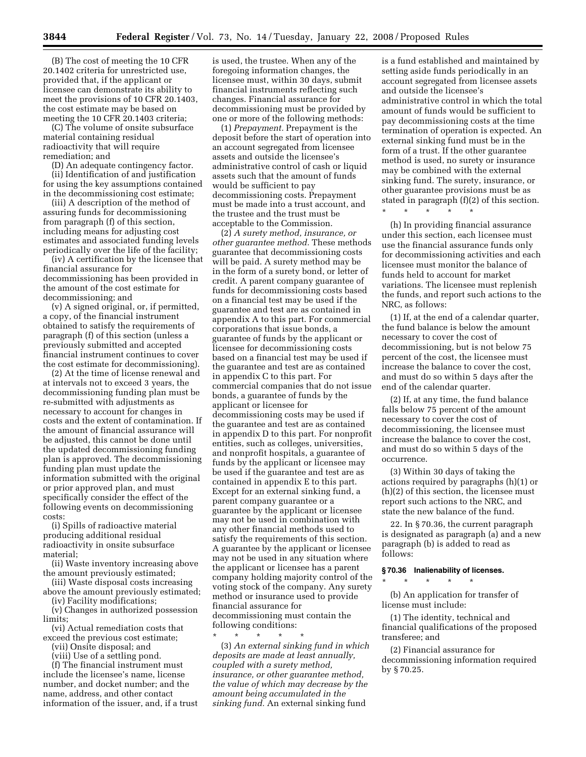(B) The cost of meeting the 10 CFR 20.1402 criteria for unrestricted use, provided that, if the applicant or licensee can demonstrate its ability to meet the provisions of 10 CFR 20.1403, the cost estimate may be based on meeting the 10 CFR 20.1403 criteria;

(C) The volume of onsite subsurface material containing residual radioactivity that will require remediation; and

(D) An adequate contingency factor.

(ii) Identification of and justification for using the key assumptions contained in the decommissioning cost estimate;

(iii) A description of the method of assuring funds for decommissioning from paragraph (f) of this section, including means for adjusting cost estimates and associated funding levels periodically over the life of the facility;

(iv) A certification by the licensee that financial assurance for decommissioning has been provided in the amount of the cost estimate for decommissioning; and

(v) A signed original, or, if permitted, a copy, of the financial instrument obtained to satisfy the requirements of paragraph (f) of this section (unless a previously submitted and accepted financial instrument continues to cover the cost estimate for decommissioning).

(2) At the time of license renewal and at intervals not to exceed 3 years, the decommissioning funding plan must be re-submitted with adjustments as necessary to account for changes in costs and the extent of contamination. If the amount of financial assurance will be adjusted, this cannot be done until the updated decommissioning funding plan is approved. The decommissioning funding plan must update the information submitted with the original or prior approved plan, and must specifically consider the effect of the following events on decommissioning costs:

(i) Spills of radioactive material producing additional residual radioactivity in onsite subsurface material;

(ii) Waste inventory increasing above the amount previously estimated;

(iii) Waste disposal costs increasing above the amount previously estimated;

(iv) Facility modifications;

(v) Changes in authorized possession limits;

(vi) Actual remediation costs that exceed the previous cost estimate;

(vii) Onsite disposal; and

(viii) Use of a settling pond.

(f) The financial instrument must include the licensee's name, license number, and docket number; and the name, address, and other contact information of the issuer, and, if a trust is used, the trustee. When any of the foregoing information changes, the licensee must, within 30 days, submit financial instruments reflecting such changes. Financial assurance for decommissioning must be provided by one or more of the following methods:

(1) *Prepayment.* Prepayment is the deposit before the start of operation into an account segregated from licensee assets and outside the licensee's administrative control of cash or liquid assets such that the amount of funds would be sufficient to pay decommissioning costs. Prepayment must be made into a trust account, and the trustee and the trust must be acceptable to the Commission.

(2) *A surety method, insurance, or other guarantee method.* These methods guarantee that decommissioning costs will be paid. A surety method may be in the form of a surety bond, or letter of credit. A parent company guarantee of funds for decommissioning costs based on a financial test may be used if the guarantee and test are as contained in appendix A to this part. For commercial corporations that issue bonds, a guarantee of funds by the applicant or licensee for decommissioning costs based on a financial test may be used if the guarantee and test are as contained in appendix C to this part. For commercial companies that do not issue bonds, a guarantee of funds by the applicant or licensee for decommissioning costs may be used if the guarantee and test are as contained in appendix D to this part. For nonprofit entities, such as colleges, universities, and nonprofit hospitals, a guarantee of funds by the applicant or licensee may be used if the guarantee and test are as contained in appendix E to this part. Except for an external sinking fund, a parent company guarantee or a guarantee by the applicant or licensee may not be used in combination with any other financial methods used to satisfy the requirements of this section. A guarantee by the applicant or licensee may not be used in any situation where the applicant or licensee has a parent company holding majority control of the voting stock of the company. Any surety method or insurance used to provide financial assurance for decommissioning must contain the following conditions:

\* \* \* \* \*

(3) *An external sinking fund in which deposits are made at least annually, coupled with a surety method, insurance, or other guarantee method, the value of which may decrease by the amount being accumulated in the sinking fund.* An external sinking fund is a fund established and maintained by setting aside funds periodically in an account segregated from licensee assets and outside the licensee's administrative control in which the total amount of funds would be sufficient to pay decommissioning costs at the time termination of operation is expected. An external sinking fund must be in the form of a trust. If the other guarantee method is used, no surety or insurance may be combined with the external sinking fund. The surety, insurance, or other guarantee provisions must be as stated in paragraph (f)(2) of this section.

\* \* \* \* \*

(h) In providing financial assurance under this section, each licensee must use the financial assurance funds only for decommissioning activities and each licensee must monitor the balance of funds held to account for market variations. The licensee must replenish the funds, and report such actions to the NRC, as follows:

(1) If, at the end of a calendar quarter, the fund balance is below the amount necessary to cover the cost of decommissioning, but is not below 75 percent of the cost, the licensee must increase the balance to cover the cost, and must do so within 5 days after the end of the calendar quarter.

(2) If, at any time, the fund balance falls below 75 percent of the amount necessary to cover the cost of decommissioning, the licensee must increase the balance to cover the cost, and must do so within 5 days of the occurrence.

(3) Within 30 days of taking the actions required by paragraphs (h)(1) or (h)(2) of this section, the licensee must report such actions to the NRC, and state the new balance of the fund.

22. In § 70.36, the current paragraph is designated as paragraph (a) and a new paragraph (b) is added to read as follows:

### § 70.36 Inalienability of licenses.

\* \* \* \* \*

(b) An application for transfer of license must include:

(1) The identity, technical and financial qualifications of the proposed transferee; and

(2) Financial assurance for decommissioning information required by § 70.25.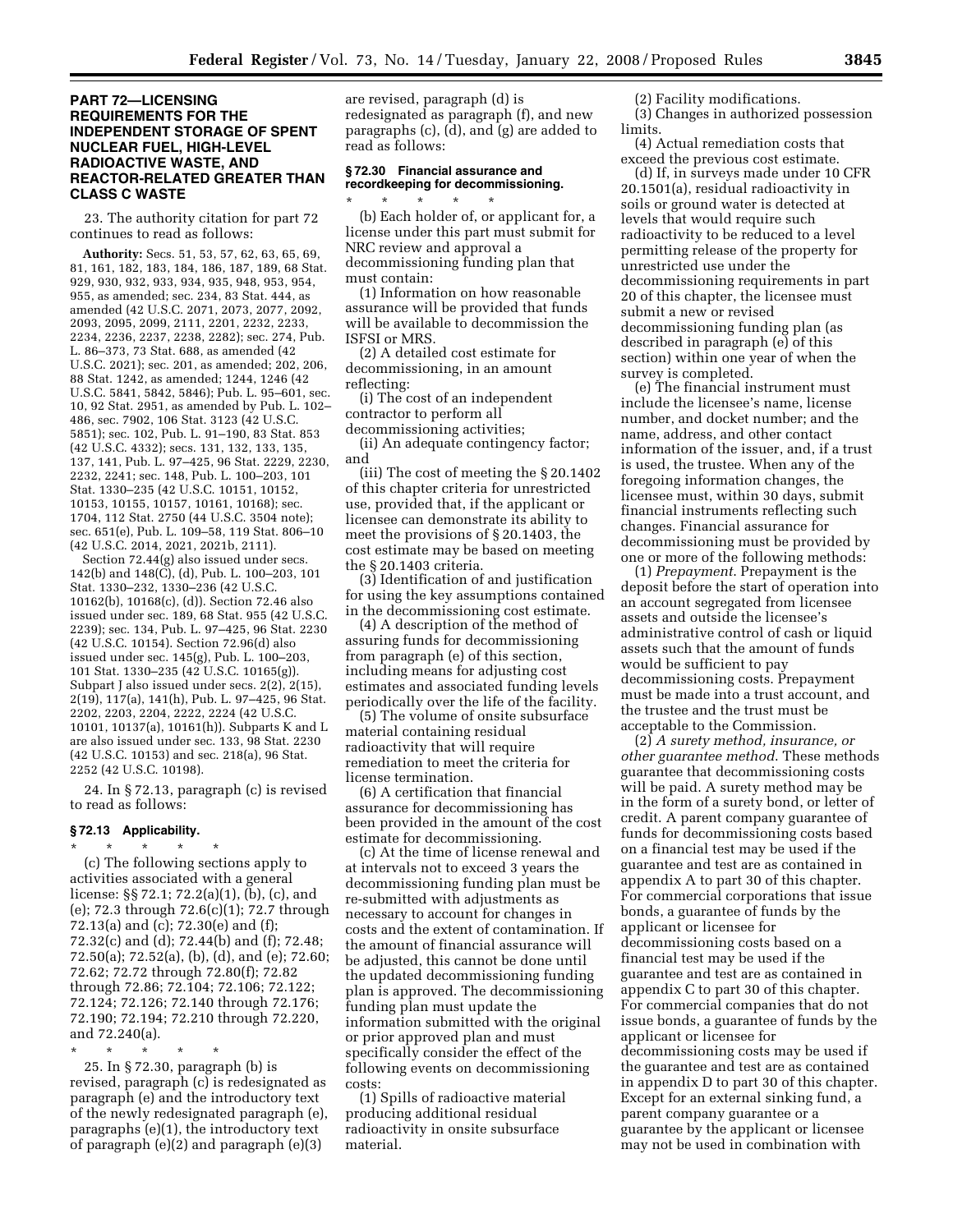## PART 72—LICENSING REQUIREMENTS FOR THE INDEPENDENT STORAGE OF SPENT NUCLEAR FUEL, HIGH-LEVEL RADIOACTIVE WASTE, AND REACTOR-RELATED GREATER THAN CLASS C WASTE

23. The authority citation for part 72 continues to read as follows:

**Authority:** Secs. 51, 53, 57, 62, 63, 65, 69, 81, 161, 182, 183, 184, 186, 187, 189, 68 Stat. 929, 930, 932, 933, 934, 935, 948, 953, 954, 955, as amended; sec. 234, 83 Stat. 444, as amended (42 U.S.C. 2071, 2073, 2077, 2092, 2093, 2095, 2099, 2111, 2201, 2232, 2233, 2234, 2236, 2237, 2238, 2282); sec. 274, Pub. L. 86–373, 73 Stat. 688, as amended (42 U.S.C. 2021); sec. 201, as amended; 202, 206, 88 Stat. 1242, as amended; 1244, 1246 (42 U.S.C. 5841, 5842, 5846); Pub. L. 95–601, sec. 10, 92 Stat. 2951, as amended by Pub. L. 102–486, sec. 7902, 106 Stat. 3123 (42 U.S.C. 5851); sec. 102, Pub. L. 91–190, 83 Stat. 853 (42 U.S.C. 4332); secs. 131, 132, 133, 135, 137, 141, Pub. L. 97–425, 96 Stat. 2229, 2230, 2232, 2241; sec. 148, Pub. L. 100–203, 101 Stat. 1330–235 (42 U.S.C. 10151, 10152, 10153, 10155, 10157, 10161, 10168); sec. 1704, 112 Stat. 2750 (44 U.S.C. 3504 note); sec. 651(e), Pub. L. 109–58, 119 Stat. 806–10 (42 U.S.C. 2014, 2021, 2021b, 2111).

Section 72.44(g) also issued under secs. 142(b) and 148(C), (d), Pub. L. 100–203, 101 Stat. 1330–232, 1330–236 (42 U.S.C. 10162(b), 10168(c), (d)). Section 72.46 also issued under sec. 189, 68 Stat. 955 (42 U.S.C. 2239); sec. 134, Pub. L. 97–425, 96 Stat. 2230 (42 U.S.C. 10154). Section 72.96(d) also issued under sec. 145(g), Pub. L. 100–203, 101 Stat. 1330–235 (42 U.S.C. 10165(g)). Subpart J also issued under secs. 2(2), 2(15), 2(19), 117(a), 141(h), Pub. L. 97–425, 96 Stat. 2202, 2203, 2204, 2222, 2224 (42 U.S.C. 10101, 10137(a), 10161(h)). Subparts K and L are also issued under sec. 133, 98 Stat. 2230 (42 U.S.C. 10153) and sec. 218(a), 96 Stat. 2252 (42 U.S.C. 10198).

24. In § 72.13, paragraph (c) is revised to read as follows:

### § 72.13 Applicability.

\* \* \* \* \*

(c) The following sections apply to activities associated with a general license: §§ 72.1; 72.2(a)(1), (b), (c), and (e); 72.3 through 72.6(c)(1); 72.7 through 72.13(a) and (c); 72.30(e) and (f); 72.32(c) and (d); 72.44(b) and (f); 72.48; 72.50(a); 72.52(a), (b), (d), and (e); 72.60; 72.62; 72.72 through 72.80(f); 72.82 through 72.86; 72.104; 72.106; 72.122; 72.124; 72.126; 72.140 through 72.176; 72.190; 72.194; 72.210 through 72.220, and 72.240(a).

\* \* \* \* \*

25. In § 72.30, paragraph (b) is revised, paragraph (c) is redesignated as paragraph (e) and the introductory text of the newly redesignated paragraph (e), paragraphs (e)(1), the introductory text of paragraph (e)(2) and paragraph (e)(3) are revised, paragraph (d) is redesignated as paragraph (f), and new paragraphs (c), (d), and (g) are added to read as follows:

### § 72.30 Financial assurance and recordkeeping for decommissioning.

\* \* \* \* \*

(b) Each holder of, or applicant for, a license under this part must submit for NRC review and approval a decommissioning funding plan that must contain:

(1) Information on how reasonable assurance will be provided that funds will be available to decommission the ISFSI or MRS.

(2) A detailed cost estimate for decommissioning, in an amount reflecting:

(i) The cost of an independent contractor to perform all decommissioning activities;

(ii) An adequate contingency factor; and

(iii) The cost of meeting the § 20.1402 of this chapter criteria for unrestricted use, provided that, if the applicant or licensee can demonstrate its ability to meet the provisions of § 20.1403, the cost estimate may be based on meeting the § 20.1403 criteria.

(3) Identification of and justification for using the key assumptions contained in the decommissioning cost estimate.

(4) A description of the method of assuring funds for decommissioning from paragraph (e) of this section, including means for adjusting cost estimates and associated funding levels periodically over the life of the facility.

(5) The volume of onsite subsurface material containing residual radioactivity that will require remediation to meet the criteria for license termination.

(6) A certification that financial assurance for decommissioning has been provided in the amount of the cost estimate for decommissioning.

(c) At the time of license renewal and at intervals not to exceed 3 years the decommissioning funding plan must be re-submitted with adjustments as necessary to account for changes in costs and the extent of contamination. If the amount of financial assurance will be adjusted, this cannot be done until the updated decommissioning funding plan is approved. The decommissioning funding plan must update the information submitted with the original or prior approved plan and must specifically consider the effect of the following events on decommissioning costs:

(1) Spills of radioactive material producing additional residual radioactivity in onsite subsurface material.

(2) Facility modifications.

(3) Changes in authorized possession limits.

(4) Actual remediation costs that exceed the previous cost estimate.

(d) If, in surveys made under 10 CFR 20.1501(a), residual radioactivity in soils or ground water is detected at levels that would require such radioactivity to be reduced to a level permitting release of the property for unrestricted use under the decommissioning requirements in part 20 of this chapter, the licensee must submit a new or revised decommissioning funding plan (as described in paragraph (e) of this section) within one year of when the survey is completed.

(e) The financial instrument must include the licensee's name, license number, and docket number; and the name, address, and other contact information of the issuer, and, if a trust is used, the trustee. When any of the foregoing information changes, the licensee must, within 30 days, submit financial instruments reflecting such changes. Financial assurance for decommissioning must be provided by one or more of the following methods:

(1) *Prepayment.* Prepayment is the deposit before the start of operation into an account segregated from licensee assets and outside the licensee's administrative control of cash or liquid assets such that the amount of funds would be sufficient to pay decommissioning costs. Prepayment must be made into a trust account, and the trustee and the trust must be acceptable to the Commission.

(2) *A surety method, insurance, or other guarantee method.* These methods guarantee that decommissioning costs will be paid. A surety method may be in the form of a surety bond, or letter of credit. A parent company guarantee of funds for decommissioning costs based on a financial test may be used if the guarantee and test are as contained in appendix A to part 30 of this chapter. For commercial corporations that issue bonds, a guarantee of funds by the applicant or licensee for decommissioning costs based on a financial test may be used if the guarantee and test are as contained in appendix C to part 30 of this chapter. For commercial companies that do not issue bonds, a guarantee of funds by the applicant or licensee for decommissioning costs may be used if the guarantee and test are as contained in appendix D to part 30 of this chapter. Except for an external sinking fund, a parent company guarantee or a guarantee by the applicant or licensee may not be used in combination with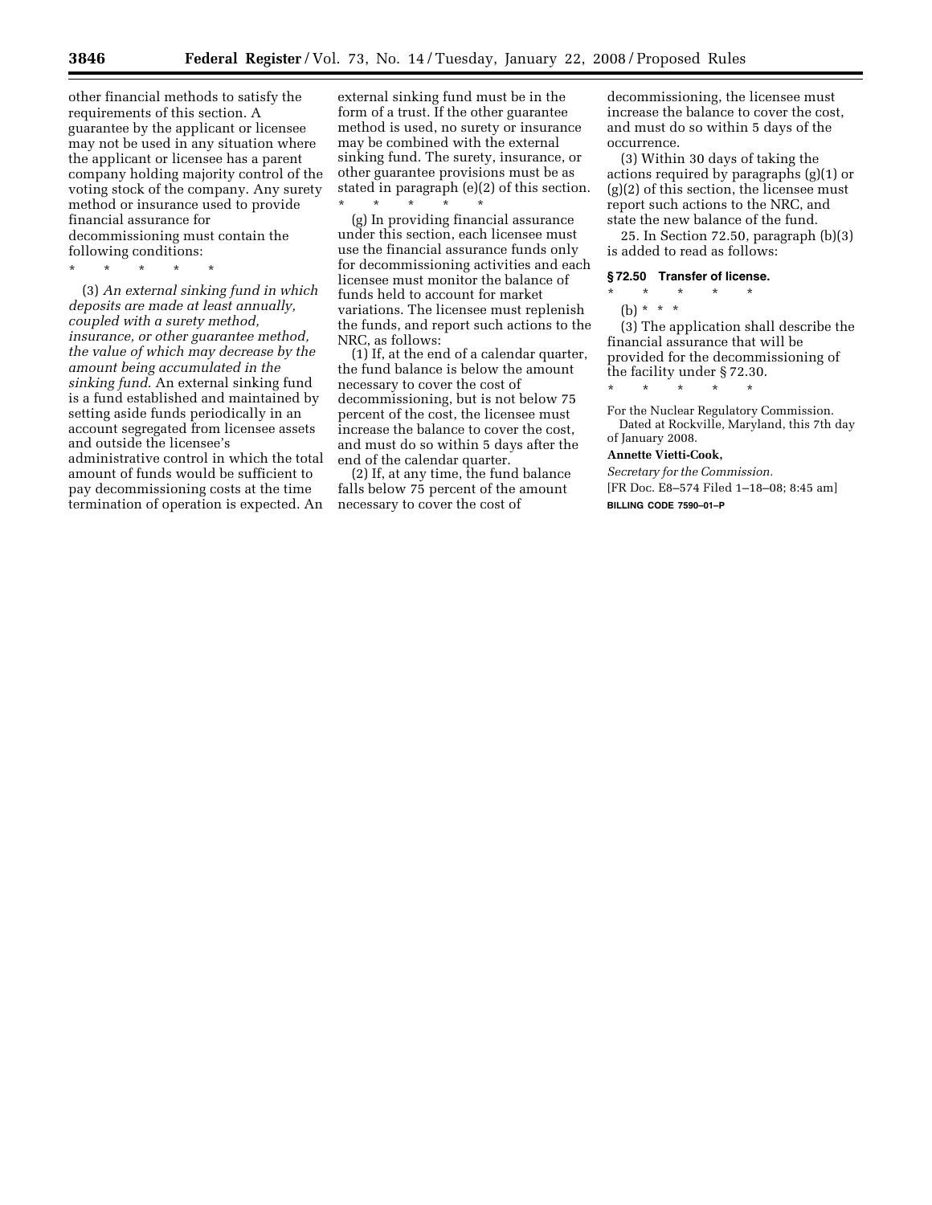other financial methods to satisfy the requirements of this section. A guarantee by the applicant or licensee may not be used in any situation where the applicant or licensee has a parent company holding majority control of the voting stock of the company. Any surety method or insurance used to provide financial assurance for decommissioning must contain the following conditions:

\* \* \* \* \*

(3) *An external sinking fund in which deposits are made at least annually, coupled with a surety method, insurance, or other guarantee method, the value of which may decrease by the amount being accumulated in the sinking fund*. An external sinking fund is a fund established and maintained by setting aside funds periodically in an account segregated from licensee assets and outside the licensee's administrative control in which the total amount of funds would be sufficient to pay decommissioning costs at the time termination of operation is expected. An external sinking fund must be in the form of a trust. If the other guarantee method is used, no surety or insurance may be combined with the external sinking fund. The surety, insurance, or other guarantee provisions must be as stated in paragraph (e)(2) of this section.

\* \* \* \* \*

(g) In providing financial assurance under this section, each licensee must use the financial assurance funds only for decommissioning activities and each licensee must monitor the balance of funds held to account for market variations. The licensee must replenish the funds, and report such actions to the NRC, as follows:

(1) If, at the end of a calendar quarter, the fund balance is below the amount necessary to cover the cost of decommissioning, but is not below 75 percent of the cost, the licensee must increase the balance to cover the cost, and must do so within 5 days after the end of the calendar quarter.

(2) If, at any time, the fund balance falls below 75 percent of the amount necessary to cover the cost of decommissioning, the licensee must increase the balance to cover the cost, and must do so within 5 days of the occurrence.

(3) Within 30 days of taking the actions required by paragraphs (g)(1) or (g)(2) of this section, the licensee must report such actions to the NRC, and state the new balance of the fund.

25. In Section 72.50, paragraph (b)(3) is added to read as follows:

### § 72.50 Transfer of license.

\* \* \* \* \*

(b) \* \* \*

(3) The application shall describe the financial assurance that will be provided for the decommissioning of the facility under § 72.30.

\* \* \* \* \*

For the Nuclear Regulatory Commission.

Dated at Rockville, Maryland, this 7th day of January 2008.

**Annette Vietti-Cook,**

*Secretary for the Commission.*

[FR Doc. E8–574 Filed 1–18–08; 8:45 am]

**BILLING CODE 7590–01–P**